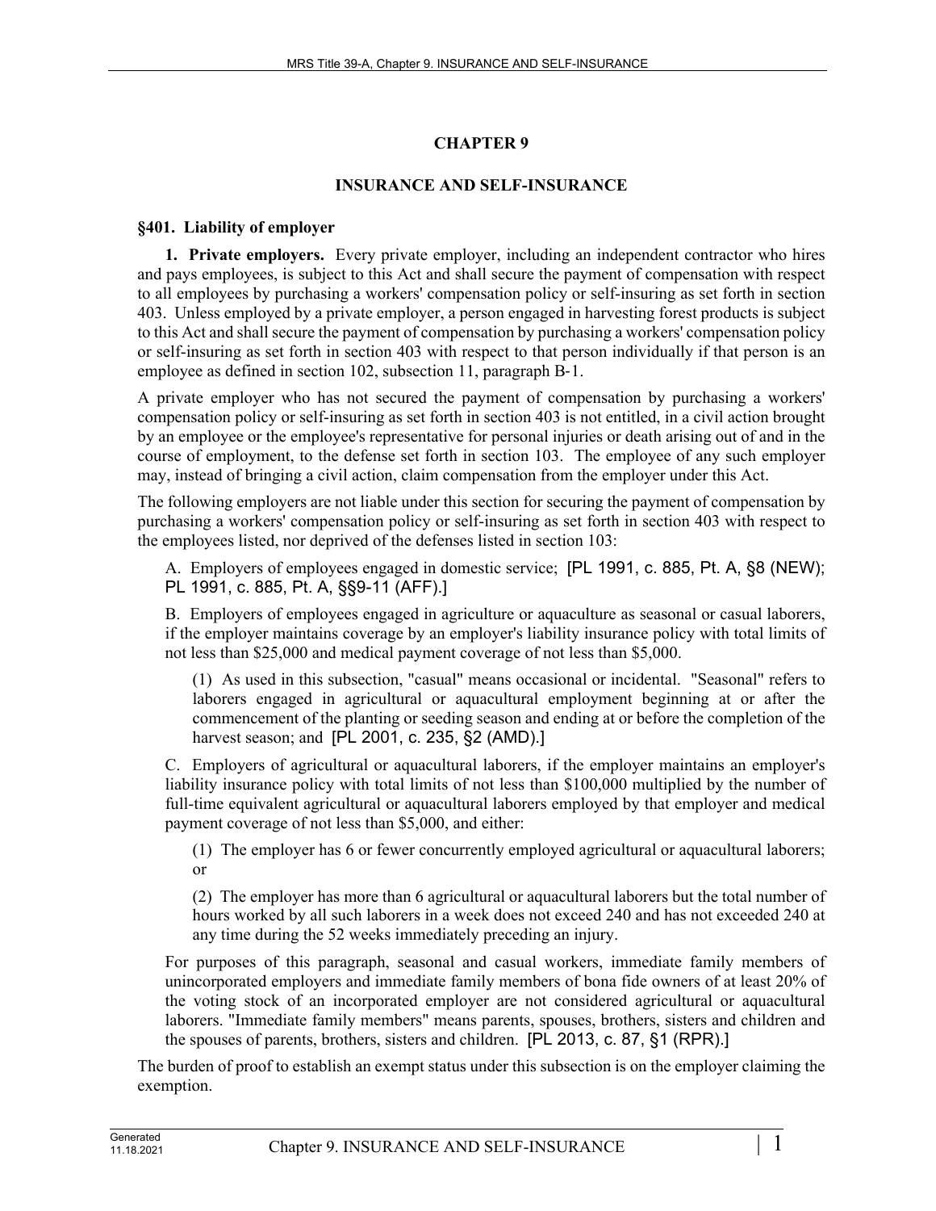# CHAPTER 9

## INSURANCE AND SELF-INSURANCE

### §401. Liability of employer

**1. Private employers.** Every private employer, including an independent contractor who hires and pays employees, is subject to this Act and shall secure the payment of compensation with respect to all employees by purchasing a workers' compensation policy or self-insuring as set forth in section 403. Unless employed by a private employer, a person engaged in harvesting forest products is subject to this Act and shall secure the payment of compensation by purchasing a workers' compensation policy or self-insuring as set forth in section 403 with respect to that person individually if that person is an employee as defined in section 102, subsection 11, paragraph B-1.

A private employer who has not secured the payment of compensation by purchasing a workers' compensation policy or self-insuring as set forth in section 403 is not entitled, in a civil action brought by an employee or the employee's representative for personal injuries or death arising out of and in the course of employment, to the defense set forth in section 103. The employee of any such employer may, instead of bringing a civil action, claim compensation from the employer under this Act.

The following employers are not liable under this section for securing the payment of compensation by purchasing a workers' compensation policy or self-insuring as set forth in section 403 with respect to the employees listed, nor deprived of the defenses listed in section 103:

A. Employers of employees engaged in domestic service; [PL 1991, c. 885, Pt. A, §8 (NEW); PL 1991, c. 885, Pt. A, §§9-11 (AFF).]

B. Employers of employees engaged in agriculture or aquaculture as seasonal or casual laborers, if the employer maintains coverage by an employer's liability insurance policy with total limits of not less than $25,000 and medical payment coverage of not less than $5,000.

(1) As used in this subsection, "casual" means occasional or incidental. "Seasonal" refers to laborers engaged in agricultural or aquacultural employment beginning at or after the commencement of the planting or seeding season and ending at or before the completion of the harvest season; and [PL 2001, c. 235, §2 (AMD).]

C. Employers of agricultural or aquacultural laborers, if the employer maintains an employer's liability insurance policy with total limits of not less than $100,000 multiplied by the number of full-time equivalent agricultural or aquacultural laborers employed by that employer and medical payment coverage of not less than $5,000, and either:

(1) The employer has 6 or fewer concurrently employed agricultural or aquacultural laborers; or

(2) The employer has more than 6 agricultural or aquacultural laborers but the total number of hours worked by all such laborers in a week does not exceed 240 and has not exceeded 240 at any time during the 52 weeks immediately preceding an injury.

For purposes of this paragraph, seasonal and casual workers, immediate family members of unincorporated employers and immediate family members of bona fide owners of at least 20% of the voting stock of an incorporated employer are not considered agricultural or aquacultural laborers. "Immediate family members" means parents, spouses, brothers, sisters and children and the spouses of parents, brothers, sisters and children. [PL 2013, c. 87, §1 (RPR).]

The burden of proof to establish an exempt status under this subsection is on the employer claiming the exemption.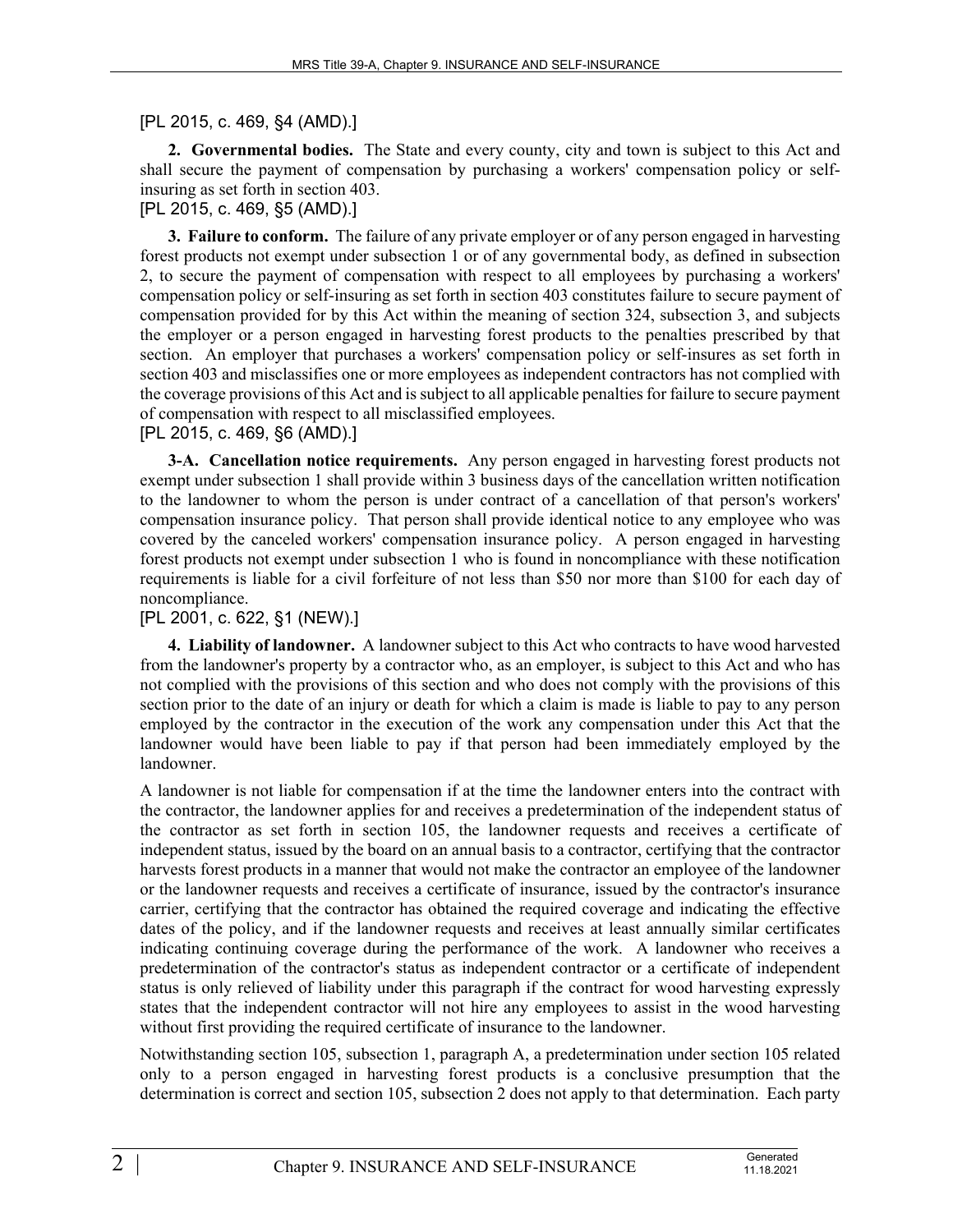[PL 2015, c. 469, §4 (AMD).]

**2. Governmental bodies.** The State and every county, city and town is subject to this Act and shall secure the payment of compensation by purchasing a workers' compensation policy or self-insuring as set forth in section 403.

[PL 2015, c. 469, §5 (AMD).]

**3. Failure to conform.** The failure of any private employer or of any person engaged in harvesting forest products not exempt under subsection 1 or of any governmental body, as defined in subsection 2, to secure the payment of compensation with respect to all employees by purchasing a workers' compensation policy or self-insuring as set forth in section 403 constitutes failure to secure payment of compensation provided for by this Act within the meaning of section 324, subsection 3, and subjects the employer or a person engaged in harvesting forest products to the penalties prescribed by that section. An employer that purchases a workers' compensation policy or self-insures as set forth in section 403 and misclassifies one or more employees as independent contractors has not complied with the coverage provisions of this Act and is subject to all applicable penalties for failure to secure payment of compensation with respect to all misclassified employees.

[PL 2015, c. 469, §6 (AMD).]

**3-A. Cancellation notice requirements.** Any person engaged in harvesting forest products not exempt under subsection 1 shall provide within 3 business days of the cancellation written notification to the landowner to whom the person is under contract of a cancellation of that person's workers' compensation insurance policy. That person shall provide identical notice to any employee who was covered by the canceled workers' compensation insurance policy. A person engaged in harvesting forest products not exempt under subsection 1 who is found in noncompliance with these notification requirements is liable for a civil forfeiture of not less than $50 nor more than $100 for each day of noncompliance.

[PL 2001, c. 622, §1 (NEW).]

**4. Liability of landowner.** A landowner subject to this Act who contracts to have wood harvested from the landowner's property by a contractor who, as an employer, is subject to this Act and who has not complied with the provisions of this section and who does not comply with the provisions of this section prior to the date of an injury or death for which a claim is made is liable to pay to any person employed by the contractor in the execution of the work any compensation under this Act that the landowner would have been liable to pay if that person had been immediately employed by the landowner.

A landowner is not liable for compensation if at the time the landowner enters into the contract with the contractor, the landowner applies for and receives a predetermination of the independent status of the contractor as set forth in section 105, the landowner requests and receives a certificate of independent status, issued by the board on an annual basis to a contractor, certifying that the contractor harvests forest products in a manner that would not make the contractor an employee of the landowner or the landowner requests and receives a certificate of insurance, issued by the contractor's insurance carrier, certifying that the contractor has obtained the required coverage and indicating the effective dates of the policy, and if the landowner requests and receives at least annually similar certificates indicating continuing coverage during the performance of the work. A landowner who receives a predetermination of the contractor's status as independent contractor or a certificate of independent status is only relieved of liability under this paragraph if the contract for wood harvesting expressly states that the independent contractor will not hire any employees to assist in the wood harvesting without first providing the required certificate of insurance to the landowner.

Notwithstanding section 105, subsection 1, paragraph A, a predetermination under section 105 related only to a person engaged in harvesting forest products is a conclusive presumption that the determination is correct and section 105, subsection 2 does not apply to that determination. Each party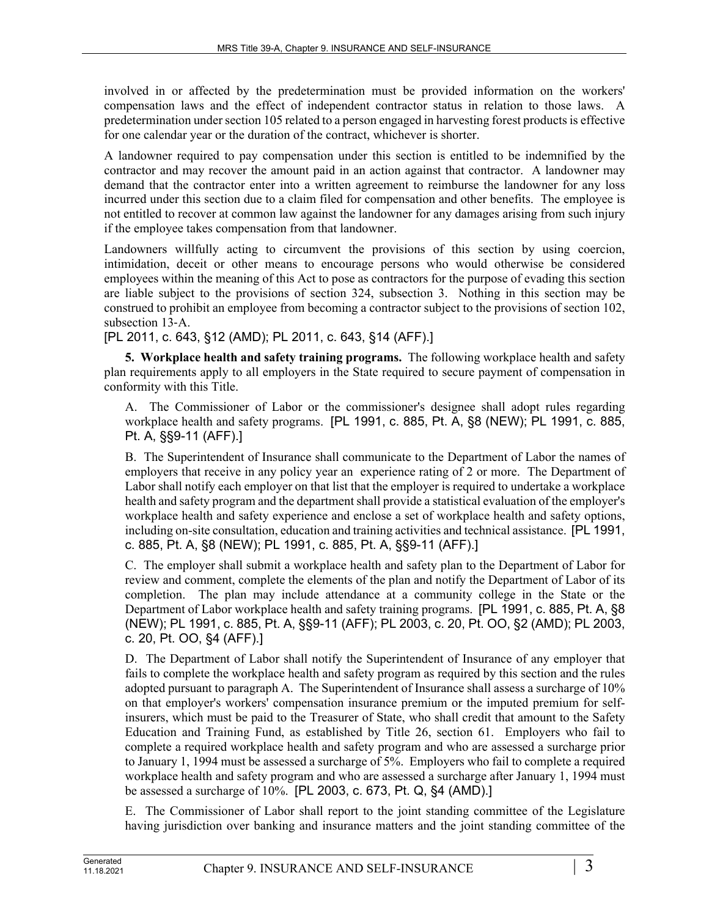involved in or affected by the predetermination must be provided information on the workers' compensation laws and the effect of independent contractor status in relation to those laws. A predetermination under section 105 related to a person engaged in harvesting forest products is effective for one calendar year or the duration of the contract, whichever is shorter.

A landowner required to pay compensation under this section is entitled to be indemnified by the contractor and may recover the amount paid in an action against that contractor. A landowner may demand that the contractor enter into a written agreement to reimburse the landowner for any loss incurred under this section due to a claim filed for compensation and other benefits. The employee is not entitled to recover at common law against the landowner for any damages arising from such injury if the employee takes compensation from that landowner.

Landowners willfully acting to circumvent the provisions of this section by using coercion, intimidation, deceit or other means to encourage persons who would otherwise be considered employees within the meaning of this Act to pose as contractors for the purpose of evading this section are liable subject to the provisions of section 324, subsection 3. Nothing in this section may be construed to prohibit an employee from becoming a contractor subject to the provisions of section 102, subsection 13-A.

[PL 2011, c. 643, §12 (AMD); PL 2011, c. 643, §14 (AFF).]

**5. Workplace health and safety training programs.** The following workplace health and safety plan requirements apply to all employers in the State required to secure payment of compensation in conformity with this Title.

A. The Commissioner of Labor or the commissioner's designee shall adopt rules regarding workplace health and safety programs. [PL 1991, c. 885, Pt. A, §8 (NEW); PL 1991, c. 885, Pt. A, §§9-11 (AFF).]

B. The Superintendent of Insurance shall communicate to the Department of Labor the names of employers that receive in any policy year an experience rating of 2 or more. The Department of Labor shall notify each employer on that list that the employer is required to undertake a workplace health and safety program and the department shall provide a statistical evaluation of the employer's workplace health and safety experience and enclose a set of workplace health and safety options, including on-site consultation, education and training activities and technical assistance. [PL 1991, c. 885, Pt. A, §8 (NEW); PL 1991, c. 885, Pt. A, §§9-11 (AFF).]

C. The employer shall submit a workplace health and safety plan to the Department of Labor for review and comment, complete the elements of the plan and notify the Department of Labor of its completion. The plan may include attendance at a community college in the State or the Department of Labor workplace health and safety training programs. [PL 1991, c. 885, Pt. A, §8 (NEW); PL 1991, c. 885, Pt. A, §§9-11 (AFF); PL 2003, c. 20, Pt. OO, §2 (AMD); PL 2003, c. 20, Pt. OO, §4 (AFF).]

D. The Department of Labor shall notify the Superintendent of Insurance of any employer that fails to complete the workplace health and safety program as required by this section and the rules adopted pursuant to paragraph A. The Superintendent of Insurance shall assess a surcharge of 10% on that employer's workers' compensation insurance premium or the imputed premium for self-insurers, which must be paid to the Treasurer of State, who shall credit that amount to the Safety Education and Training Fund, as established by Title 26, section 61. Employers who fail to complete a required workplace health and safety program and who are assessed a surcharge prior to January 1, 1994 must be assessed a surcharge of 5%. Employers who fail to complete a required workplace health and safety program and who are assessed a surcharge after January 1, 1994 must be assessed a surcharge of 10%. [PL 2003, c. 673, Pt. Q, §4 (AMD).]

E. The Commissioner of Labor shall report to the joint standing committee of the Legislature having jurisdiction over banking and insurance matters and the joint standing committee of the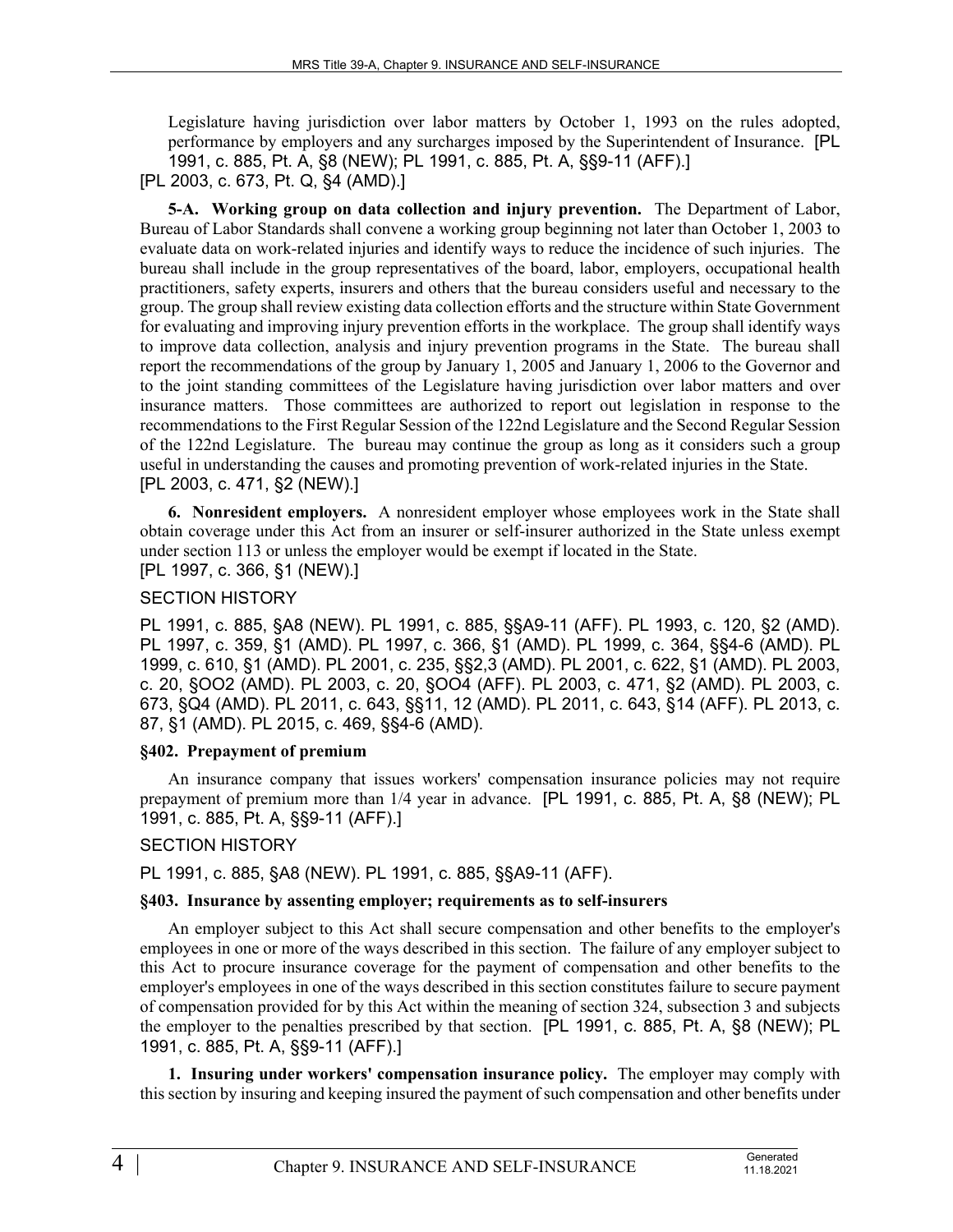Legislature having jurisdiction over labor matters by October 1, 1993 on the rules adopted, performance by employers and any surcharges imposed by the Superintendent of Insurance. [PL 1991, c. 885, Pt. A, §8 (NEW); PL 1991, c. 885, Pt. A, §§9-11 (AFF).]

[PL 2003, c. 673, Pt. Q, §4 (AMD).]

**5-A. Working group on data collection and injury prevention.** The Department of Labor, Bureau of Labor Standards shall convene a working group beginning not later than October 1, 2003 to evaluate data on work-related injuries and identify ways to reduce the incidence of such injuries. The bureau shall include in the group representatives of the board, labor, employers, occupational health practitioners, safety experts, insurers and others that the bureau considers useful and necessary to the group. The group shall review existing data collection efforts and the structure within State Government for evaluating and improving injury prevention efforts in the workplace. The group shall identify ways to improve data collection, analysis and injury prevention programs in the State. The bureau shall report the recommendations of the group by January 1, 2005 and January 1, 2006 to the Governor and to the joint standing committees of the Legislature having jurisdiction over labor matters and over insurance matters. Those committees are authorized to report out legislation in response to the recommendations to the First Regular Session of the 122nd Legislature and the Second Regular Session of the 122nd Legislature. The bureau may continue the group as long as it considers such a group useful in understanding the causes and promoting prevention of work-related injuries in the State.

[PL 2003, c. 471, §2 (NEW).]

**6. Nonresident employers.** A nonresident employer whose employees work in the State shall obtain coverage under this Act from an insurer or self-insurer authorized in the State unless exempt under section 113 or unless the employer would be exempt if located in the State.

[PL 1997, c. 366, §1 (NEW).]

SECTION HISTORY

PL 1991, c. 885, §A8 (NEW). PL 1991, c. 885, §§A9-11 (AFF). PL 1993, c. 120, §2 (AMD). PL 1997, c. 359, §1 (AMD). PL 1997, c. 366, §1 (AMD). PL 1999, c. 364, §§4-6 (AMD). PL 1999, c. 610, §1 (AMD). PL 2001, c. 235, §§2,3 (AMD). PL 2001, c. 622, §1 (AMD). PL 2003, c. 20, §OO2 (AMD). PL 2003, c. 20, §OO4 (AFF). PL 2003, c. 471, §2 (AMD). PL 2003, c. 673, §Q4 (AMD). PL 2011, c. 643, §§11, 12 (AMD). PL 2011, c. 643, §14 (AFF). PL 2013, c. 87, §1 (AMD). PL 2015, c. 469, §§4-6 (AMD).

### §402. Prepayment of premium

An insurance company that issues workers' compensation insurance policies may not require prepayment of premium more than 1/4 year in advance. [PL 1991, c. 885, Pt. A, §8 (NEW); PL 1991, c. 885, Pt. A, §§9-11 (AFF).]

SECTION HISTORY

PL 1991, c. 885, §A8 (NEW). PL 1991, c. 885, §§A9-11 (AFF).

### §403. Insurance by assenting employer; requirements as to self-insurers

An employer subject to this Act shall secure compensation and other benefits to the employer's employees in one or more of the ways described in this section. The failure of any employer subject to this Act to procure insurance coverage for the payment of compensation and other benefits to the employer's employees in one of the ways described in this section constitutes failure to secure payment of compensation provided for by this Act within the meaning of section 324, subsection 3 and subjects the employer to the penalties prescribed by that section. [PL 1991, c. 885, Pt. A, §8 (NEW); PL 1991, c. 885, Pt. A, §§9-11 (AFF).]

**1. Insuring under workers' compensation insurance policy.** The employer may comply with this section by insuring and keeping insured the payment of such compensation and other benefits under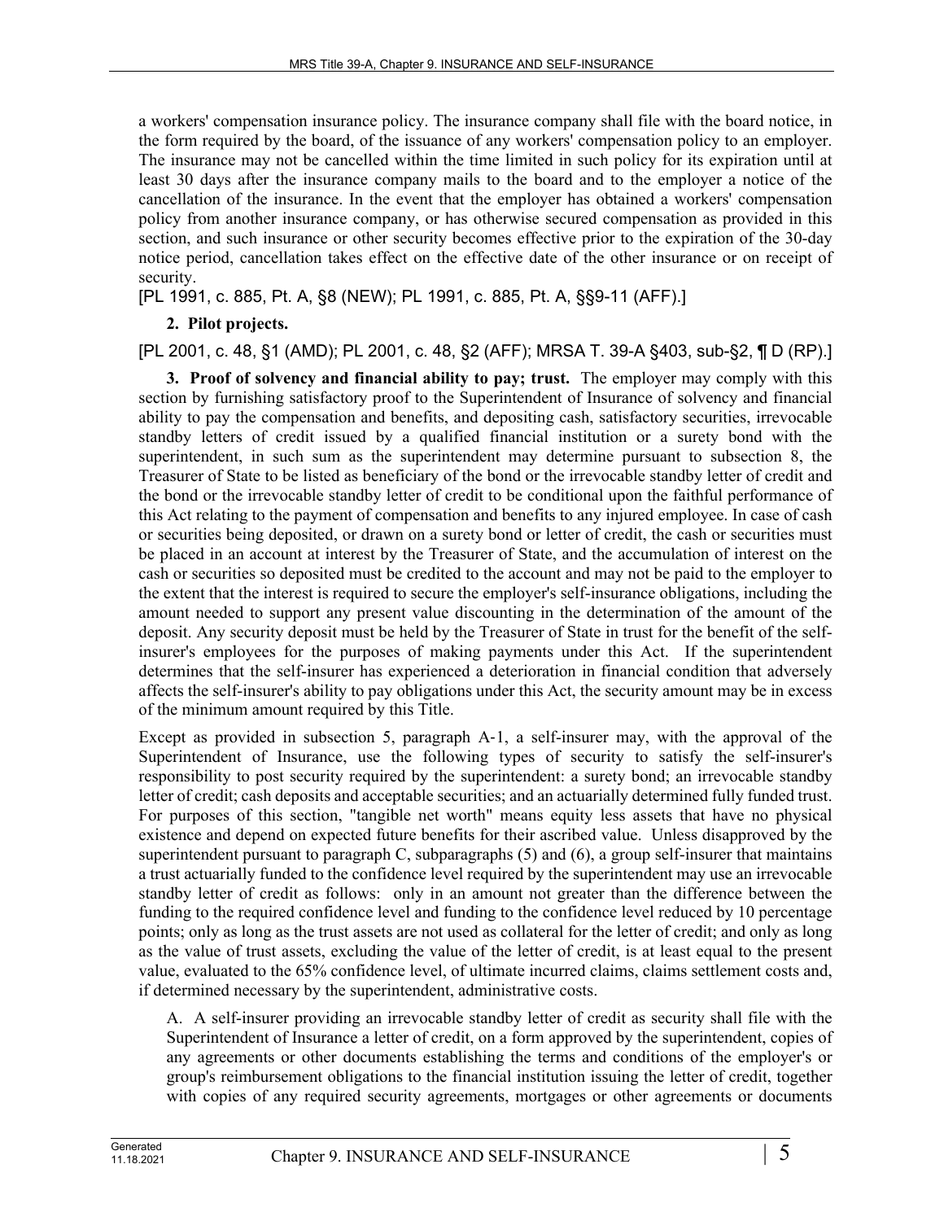a workers' compensation insurance policy. The insurance company shall file with the board notice, in the form required by the board, of the issuance of any workers' compensation policy to an employer. The insurance may not be cancelled within the time limited in such policy for its expiration until at least 30 days after the insurance company mails to the board and to the employer a notice of the cancellation of the insurance. In the event that the employer has obtained a workers' compensation policy from another insurance company, or has otherwise secured compensation as provided in this section, and such insurance or other security becomes effective prior to the expiration of the 30-day notice period, cancellation takes effect on the effective date of the other insurance or on receipt of security.

[PL 1991, c. 885, Pt. A, §8 (NEW); PL 1991, c. 885, Pt. A, §§9-11 (AFF).]

**2. Pilot projects.**

[PL 2001, c. 48, §1 (AMD); PL 2001, c. 48, §2 (AFF); MRSA T. 39-A §403, sub-§2, ¶ D (RP).]

**3. Proof of solvency and financial ability to pay; trust.** The employer may comply with this section by furnishing satisfactory proof to the Superintendent of Insurance of solvency and financial ability to pay the compensation and benefits, and depositing cash, satisfactory securities, irrevocable standby letters of credit issued by a qualified financial institution or a surety bond with the superintendent, in such sum as the superintendent may determine pursuant to subsection 8, the Treasurer of State to be listed as beneficiary of the bond or the irrevocable standby letter of credit and the bond or the irrevocable standby letter of credit to be conditional upon the faithful performance of this Act relating to the payment of compensation and benefits to any injured employee. In case of cash or securities being deposited, or drawn on a surety bond or letter of credit, the cash or securities must be placed in an account at interest by the Treasurer of State, and the accumulation of interest on the cash or securities so deposited must be credited to the account and may not be paid to the employer to the extent that the interest is required to secure the employer's self-insurance obligations, including the amount needed to support any present value discounting in the determination of the amount of the deposit. Any security deposit must be held by the Treasurer of State in trust for the benefit of the self-insurer's employees for the purposes of making payments under this Act. If the superintendent determines that the self-insurer has experienced a deterioration in financial condition that adversely affects the self-insurer's ability to pay obligations under this Act, the security amount may be in excess of the minimum amount required by this Title.

Except as provided in subsection 5, paragraph A-1, a self-insurer may, with the approval of the Superintendent of Insurance, use the following types of security to satisfy the self-insurer's responsibility to post security required by the superintendent: a surety bond; an irrevocable standby letter of credit; cash deposits and acceptable securities; and an actuarially determined fully funded trust. For purposes of this section, "tangible net worth" means equity less assets that have no physical existence and depend on expected future benefits for their ascribed value. Unless disapproved by the superintendent pursuant to paragraph C, subparagraphs (5) and (6), a group self-insurer that maintains a trust actuarially funded to the confidence level required by the superintendent may use an irrevocable standby letter of credit as follows: only in an amount not greater than the difference between the funding to the required confidence level and funding to the confidence level reduced by 10 percentage points; only as long as the trust assets are not used as collateral for the letter of credit; and only as long as the value of trust assets, excluding the value of the letter of credit, is at least equal to the present value, evaluated to the 65% confidence level, of ultimate incurred claims, claims settlement costs and, if determined necessary by the superintendent, administrative costs.

A. A self-insurer providing an irrevocable standby letter of credit as security shall file with the Superintendent of Insurance a letter of credit, on a form approved by the superintendent, copies of any agreements or other documents establishing the terms and conditions of the employer's or group's reimbursement obligations to the financial institution issuing the letter of credit, together with copies of any required security agreements, mortgages or other agreements or documents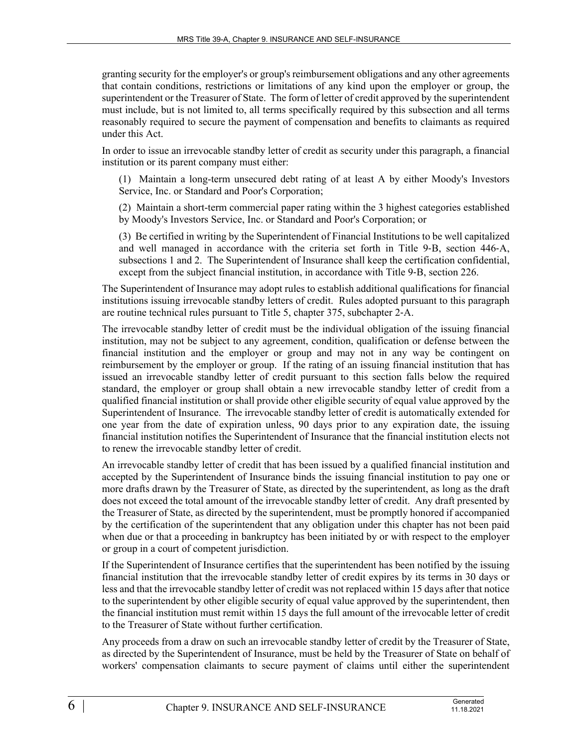granting security for the employer's or group's reimbursement obligations and any other agreements that contain conditions, restrictions or limitations of any kind upon the employer or group, the superintendent or the Treasurer of State. The form of letter of credit approved by the superintendent must include, but is not limited to, all terms specifically required by this subsection and all terms reasonably required to secure the payment of compensation and benefits to claimants as required under this Act.

In order to issue an irrevocable standby letter of credit as security under this paragraph, a financial institution or its parent company must either:

(1) Maintain a long-term unsecured debt rating of at least A by either Moody's Investors Service, Inc. or Standard and Poor's Corporation;

(2) Maintain a short-term commercial paper rating within the 3 highest categories established by Moody's Investors Service, Inc. or Standard and Poor's Corporation; or

(3) Be certified in writing by the Superintendent of Financial Institutions to be well capitalized and well managed in accordance with the criteria set forth in Title 9-B, section 446-A, subsections 1 and 2. The Superintendent of Insurance shall keep the certification confidential, except from the subject financial institution, in accordance with Title 9-B, section 226.

The Superintendent of Insurance may adopt rules to establish additional qualifications for financial institutions issuing irrevocable standby letters of credit. Rules adopted pursuant to this paragraph are routine technical rules pursuant to Title 5, chapter 375, subchapter 2-A.

The irrevocable standby letter of credit must be the individual obligation of the issuing financial institution, may not be subject to any agreement, condition, qualification or defense between the financial institution and the employer or group and may not in any way be contingent on reimbursement by the employer or group. If the rating of an issuing financial institution that has issued an irrevocable standby letter of credit pursuant to this section falls below the required standard, the employer or group shall obtain a new irrevocable standby letter of credit from a qualified financial institution or shall provide other eligible security of equal value approved by the Superintendent of Insurance. The irrevocable standby letter of credit is automatically extended for one year from the date of expiration unless, 90 days prior to any expiration date, the issuing financial institution notifies the Superintendent of Insurance that the financial institution elects not to renew the irrevocable standby letter of credit.

An irrevocable standby letter of credit that has been issued by a qualified financial institution and accepted by the Superintendent of Insurance binds the issuing financial institution to pay one or more drafts drawn by the Treasurer of State, as directed by the superintendent, as long as the draft does not exceed the total amount of the irrevocable standby letter of credit. Any draft presented by the Treasurer of State, as directed by the superintendent, must be promptly honored if accompanied by the certification of the superintendent that any obligation under this chapter has not been paid when due or that a proceeding in bankruptcy has been initiated by or with respect to the employer or group in a court of competent jurisdiction.

If the Superintendent of Insurance certifies that the superintendent has been notified by the issuing financial institution that the irrevocable standby letter of credit expires by its terms in 30 days or less and that the irrevocable standby letter of credit was not replaced within 15 days after that notice to the superintendent by other eligible security of equal value approved by the superintendent, then the financial institution must remit within 15 days the full amount of the irrevocable letter of credit to the Treasurer of State without further certification.

Any proceeds from a draw on such an irrevocable standby letter of credit by the Treasurer of State, as directed by the Superintendent of Insurance, must be held by the Treasurer of State on behalf of workers' compensation claimants to secure payment of claims until either the superintendent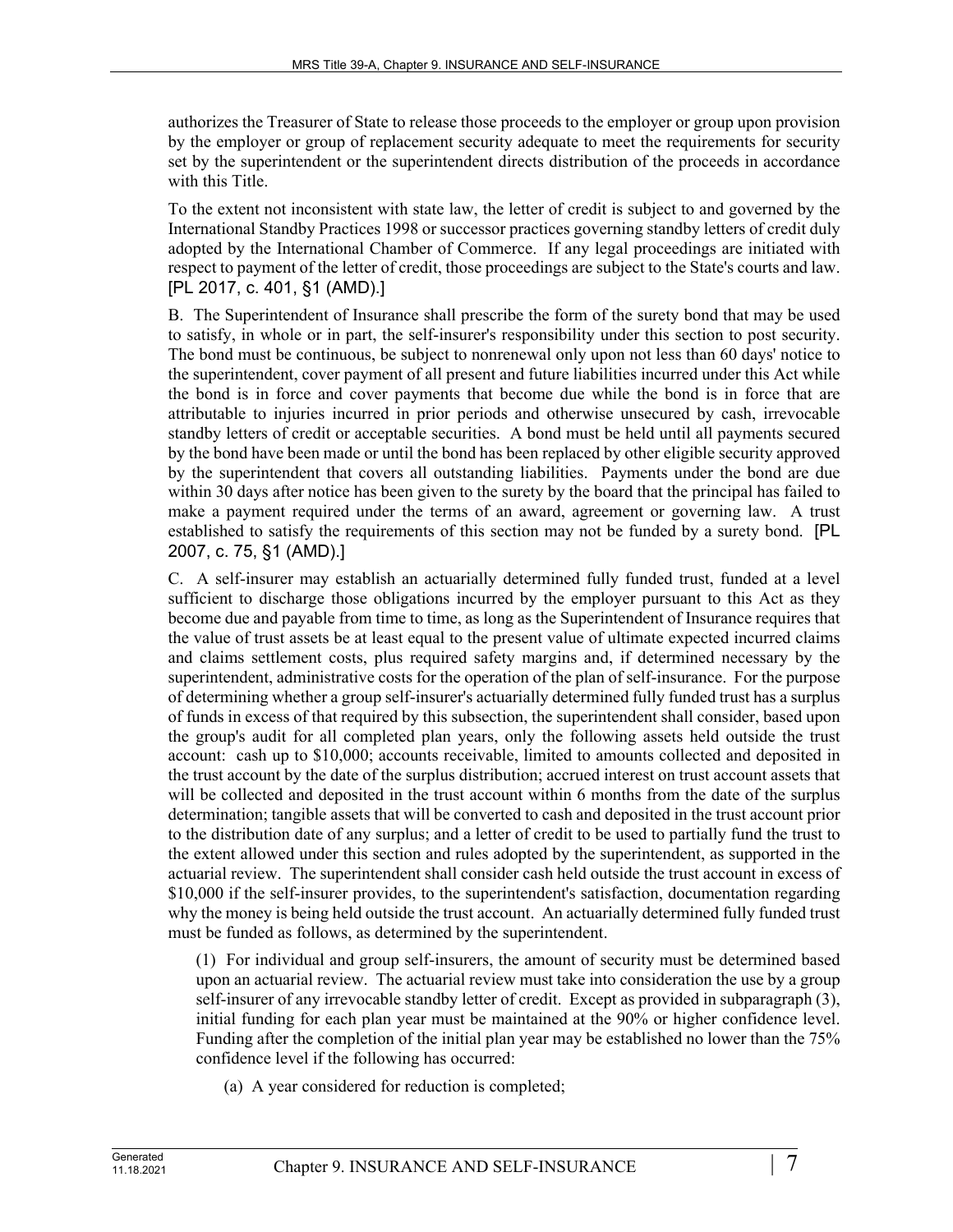authorizes the Treasurer of State to release those proceeds to the employer or group upon provision by the employer or group of replacement security adequate to meet the requirements for security set by the superintendent or the superintendent directs distribution of the proceeds in accordance with this Title.

To the extent not inconsistent with state law, the letter of credit is subject to and governed by the International Standby Practices 1998 or successor practices governing standby letters of credit duly adopted by the International Chamber of Commerce. If any legal proceedings are initiated with respect to payment of the letter of credit, those proceedings are subject to the State's courts and law. [PL 2017, c. 401, §1 (AMD).]

B. The Superintendent of Insurance shall prescribe the form of the surety bond that may be used to satisfy, in whole or in part, the self-insurer's responsibility under this section to post security. The bond must be continuous, be subject to nonrenewal only upon not less than 60 days' notice to the superintendent, cover payment of all present and future liabilities incurred under this Act while the bond is in force and cover payments that become due while the bond is in force that are attributable to injuries incurred in prior periods and otherwise unsecured by cash, irrevocable standby letters of credit or acceptable securities. A bond must be held until all payments secured by the bond have been made or until the bond has been replaced by other eligible security approved by the superintendent that covers all outstanding liabilities. Payments under the bond are due within 30 days after notice has been given to the surety by the board that the principal has failed to make a payment required under the terms of an award, agreement or governing law. A trust established to satisfy the requirements of this section may not be funded by a surety bond. [PL 2007, c. 75, §1 (AMD).]

C. A self-insurer may establish an actuarially determined fully funded trust, funded at a level sufficient to discharge those obligations incurred by the employer pursuant to this Act as they become due and payable from time to time, as long as the Superintendent of Insurance requires that the value of trust assets be at least equal to the present value of ultimate expected incurred claims and claims settlement costs, plus required safety margins and, if determined necessary by the superintendent, administrative costs for the operation of the plan of self-insurance. For the purpose of determining whether a group self-insurer's actuarially determined fully funded trust has a surplus of funds in excess of that required by this subsection, the superintendent shall consider, based upon the group's audit for all completed plan years, only the following assets held outside the trust account: cash up to $10,000; accounts receivable, limited to amounts collected and deposited in the trust account by the date of the surplus distribution; accrued interest on trust account assets that will be collected and deposited in the trust account within 6 months from the date of the surplus determination; tangible assets that will be converted to cash and deposited in the trust account prior to the distribution date of any surplus; and a letter of credit to be used to partially fund the trust to the extent allowed under this section and rules adopted by the superintendent, as supported in the actuarial review. The superintendent shall consider cash held outside the trust account in excess of $10,000 if the self-insurer provides, to the superintendent's satisfaction, documentation regarding why the money is being held outside the trust account. An actuarially determined fully funded trust must be funded as follows, as determined by the superintendent.

(1) For individual and group self-insurers, the amount of security must be determined based upon an actuarial review. The actuarial review must take into consideration the use by a group self-insurer of any irrevocable standby letter of credit. Except as provided in subparagraph (3), initial funding for each plan year must be maintained at the 90% or higher confidence level. Funding after the completion of the initial plan year may be established no lower than the 75% confidence level if the following has occurred:

(a) A year considered for reduction is completed;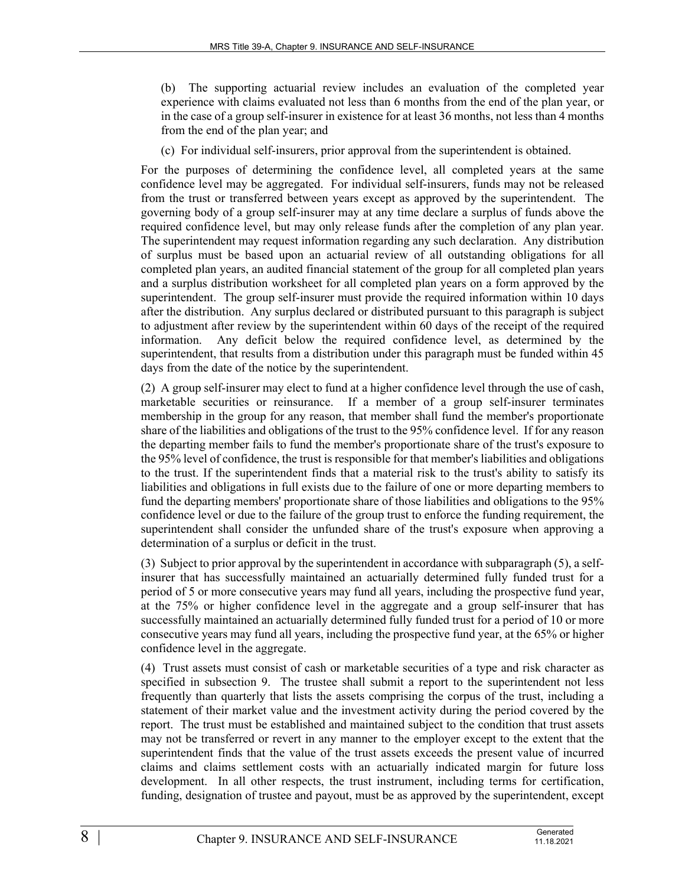(b) The supporting actuarial review includes an evaluation of the completed year experience with claims evaluated not less than 6 months from the end of the plan year, or in the case of a group self-insurer in existence for at least 36 months, not less than 4 months from the end of the plan year; and

(c) For individual self-insurers, prior approval from the superintendent is obtained.

For the purposes of determining the confidence level, all completed years at the same confidence level may be aggregated. For individual self-insurers, funds may not be released from the trust or transferred between years except as approved by the superintendent. The governing body of a group self-insurer may at any time declare a surplus of funds above the required confidence level, but may only release funds after the completion of any plan year. The superintendent may request information regarding any such declaration. Any distribution of surplus must be based upon an actuarial review of all outstanding obligations for all completed plan years, an audited financial statement of the group for all completed plan years and a surplus distribution worksheet for all completed plan years on a form approved by the superintendent. The group self-insurer must provide the required information within 10 days after the distribution. Any surplus declared or distributed pursuant to this paragraph is subject to adjustment after review by the superintendent within 60 days of the receipt of the required information. Any deficit below the required confidence level, as determined by the superintendent, that results from a distribution under this paragraph must be funded within 45 days from the date of the notice by the superintendent.

(2) A group self-insurer may elect to fund at a higher confidence level through the use of cash, marketable securities or reinsurance. If a member of a group self-insurer terminates membership in the group for any reason, that member shall fund the member's proportionate share of the liabilities and obligations of the trust to the 95% confidence level. If for any reason the departing member fails to fund the member's proportionate share of the trust's exposure to the 95% level of confidence, the trust is responsible for that member's liabilities and obligations to the trust. If the superintendent finds that a material risk to the trust's ability to satisfy its liabilities and obligations in full exists due to the failure of one or more departing members to fund the departing members' proportionate share of those liabilities and obligations to the 95% confidence level or due to the failure of the group trust to enforce the funding requirement, the superintendent shall consider the unfunded share of the trust's exposure when approving a determination of a surplus or deficit in the trust.

(3) Subject to prior approval by the superintendent in accordance with subparagraph (5), a self-insurer that has successfully maintained an actuarially determined fully funded trust for a period of 5 or more consecutive years may fund all years, including the prospective fund year, at the 75% or higher confidence level in the aggregate and a group self-insurer that has successfully maintained an actuarially determined fully funded trust for a period of 10 or more consecutive years may fund all years, including the prospective fund year, at the 65% or higher confidence level in the aggregate.

(4) Trust assets must consist of cash or marketable securities of a type and risk character as specified in subsection 9. The trustee shall submit a report to the superintendent not less frequently than quarterly that lists the assets comprising the corpus of the trust, including a statement of their market value and the investment activity during the period covered by the report. The trust must be established and maintained subject to the condition that trust assets may not be transferred or revert in any manner to the employer except to the extent that the superintendent finds that the value of the trust assets exceeds the present value of incurred claims and claims settlement costs with an actuarially indicated margin for future loss development. In all other respects, the trust instrument, including terms for certification, funding, designation of trustee and payout, must be as approved by the superintendent, except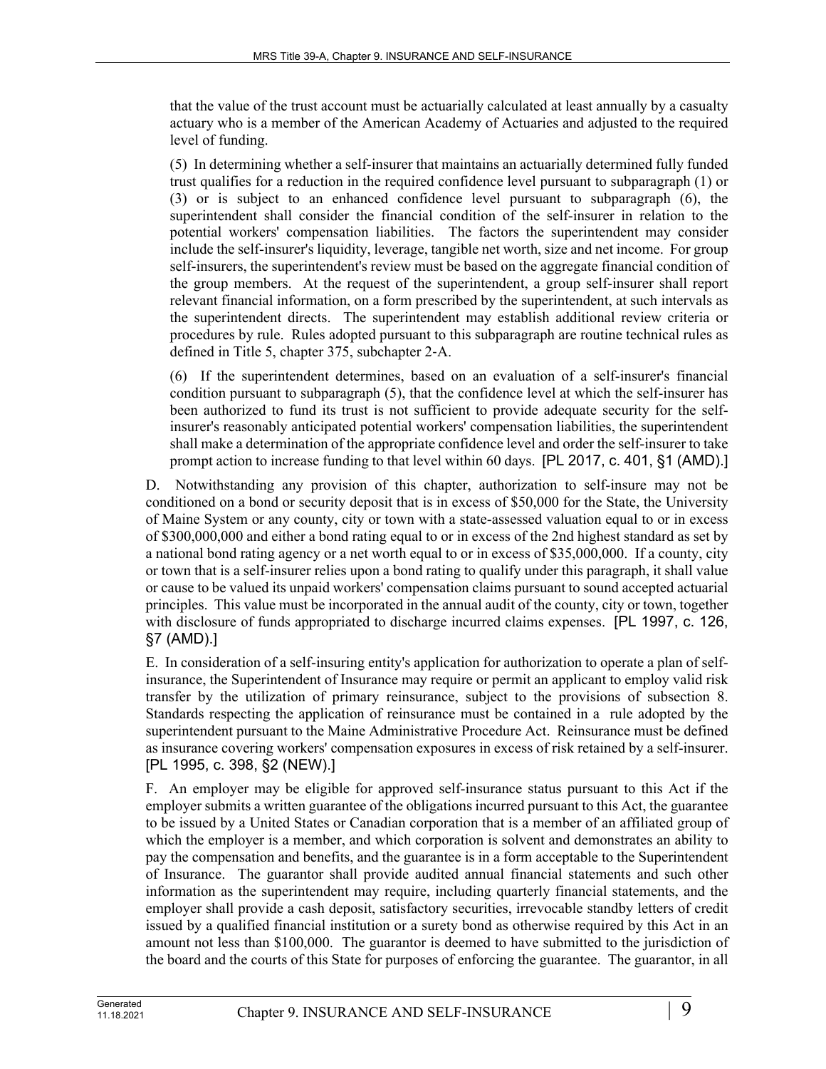that the value of the trust account must be actuarially calculated at least annually by a casualty actuary who is a member of the American Academy of Actuaries and adjusted to the required level of funding.

(5) In determining whether a self-insurer that maintains an actuarially determined fully funded trust qualifies for a reduction in the required confidence level pursuant to subparagraph (1) or (3) or is subject to an enhanced confidence level pursuant to subparagraph (6), the superintendent shall consider the financial condition of the self-insurer in relation to the potential workers' compensation liabilities. The factors the superintendent may consider include the self-insurer's liquidity, leverage, tangible net worth, size and net income. For group self-insurers, the superintendent's review must be based on the aggregate financial condition of the group members. At the request of the superintendent, a group self-insurer shall report relevant financial information, on a form prescribed by the superintendent, at such intervals as the superintendent directs. The superintendent may establish additional review criteria or procedures by rule. Rules adopted pursuant to this subparagraph are routine technical rules as defined in Title 5, chapter 375, subchapter 2-A.

(6) If the superintendent determines, based on an evaluation of a self-insurer's financial condition pursuant to subparagraph (5), that the confidence level at which the self-insurer has been authorized to fund its trust is not sufficient to provide adequate security for the self-insurer's reasonably anticipated potential workers' compensation liabilities, the superintendent shall make a determination of the appropriate confidence level and order the self-insurer to take prompt action to increase funding to that level within 60 days. [PL 2017, c. 401, §1 (AMD).]

D. Notwithstanding any provision of this chapter, authorization to self-insure may not be conditioned on a bond or security deposit that is in excess of $50,000 for the State, the University of Maine System or any county, city or town with a state-assessed valuation equal to or in excess of $300,000,000 and either a bond rating equal to or in excess of the 2nd highest standard as set by a national bond rating agency or a net worth equal to or in excess of $35,000,000. If a county, city or town that is a self-insurer relies upon a bond rating to qualify under this paragraph, it shall value or cause to be valued its unpaid workers' compensation claims pursuant to sound accepted actuarial principles. This value must be incorporated in the annual audit of the county, city or town, together with disclosure of funds appropriated to discharge incurred claims expenses. [PL 1997, c. 126, §7 (AMD).]

E. In consideration of a self-insuring entity's application for authorization to operate a plan of self-insurance, the Superintendent of Insurance may require or permit an applicant to employ valid risk transfer by the utilization of primary reinsurance, subject to the provisions of subsection 8. Standards respecting the application of reinsurance must be contained in a rule adopted by the superintendent pursuant to the Maine Administrative Procedure Act. Reinsurance must be defined as insurance covering workers' compensation exposures in excess of risk retained by a self-insurer. [PL 1995, c. 398, §2 (NEW).]

F. An employer may be eligible for approved self-insurance status pursuant to this Act if the employer submits a written guarantee of the obligations incurred pursuant to this Act, the guarantee to be issued by a United States or Canadian corporation that is a member of an affiliated group of which the employer is a member, and which corporation is solvent and demonstrates an ability to pay the compensation and benefits, and the guarantee is in a form acceptable to the Superintendent of Insurance. The guarantor shall provide audited annual financial statements and such other information as the superintendent may require, including quarterly financial statements, and the employer shall provide a cash deposit, satisfactory securities, irrevocable standby letters of credit issued by a qualified financial institution or a surety bond as otherwise required by this Act in an amount not less than $100,000. The guarantor is deemed to have submitted to the jurisdiction of the board and the courts of this State for purposes of enforcing the guarantee. The guarantor, in all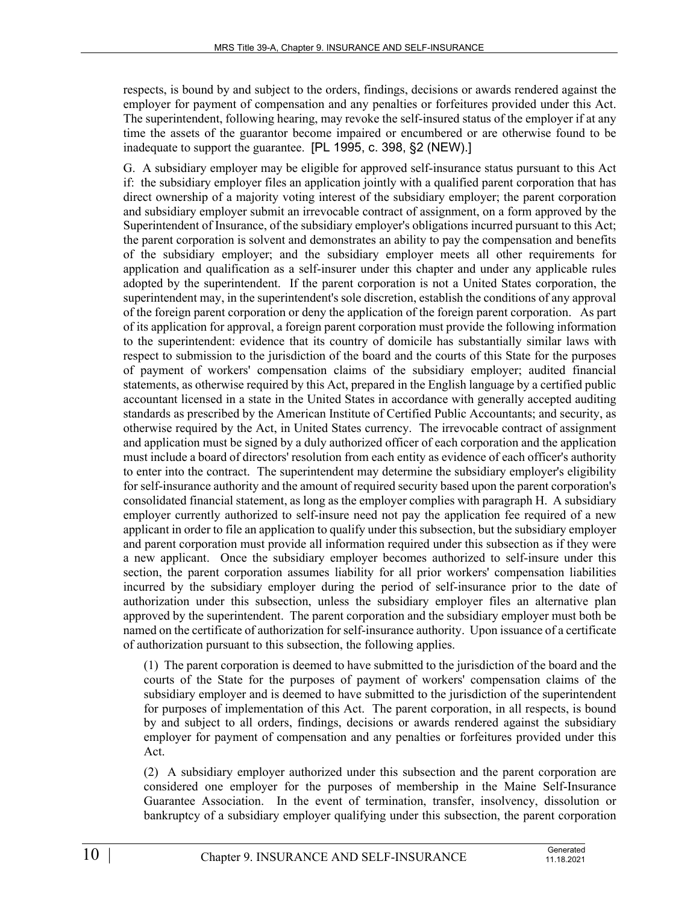respects, is bound by and subject to the orders, findings, decisions or awards rendered against the employer for payment of compensation and any penalties or forfeitures provided under this Act. The superintendent, following hearing, may revoke the self-insured status of the employer if at any time the assets of the guarantor become impaired or encumbered or are otherwise found to be inadequate to support the guarantee. [PL 1995, c. 398, §2 (NEW).]

G. A subsidiary employer may be eligible for approved self-insurance status pursuant to this Act if: the subsidiary employer files an application jointly with a qualified parent corporation that has direct ownership of a majority voting interest of the subsidiary employer; the parent corporation and subsidiary employer submit an irrevocable contract of assignment, on a form approved by the Superintendent of Insurance, of the subsidiary employer's obligations incurred pursuant to this Act; the parent corporation is solvent and demonstrates an ability to pay the compensation and benefits of the subsidiary employer; and the subsidiary employer meets all other requirements for application and qualification as a self-insurer under this chapter and under any applicable rules adopted by the superintendent. If the parent corporation is not a United States corporation, the superintendent may, in the superintendent's sole discretion, establish the conditions of any approval of the foreign parent corporation or deny the application of the foreign parent corporation. As part of its application for approval, a foreign parent corporation must provide the following information to the superintendent: evidence that its country of domicile has substantially similar laws with respect to submission to the jurisdiction of the board and the courts of this State for the purposes of payment of workers' compensation claims of the subsidiary employer; audited financial statements, as otherwise required by this Act, prepared in the English language by a certified public accountant licensed in a state in the United States in accordance with generally accepted auditing standards as prescribed by the American Institute of Certified Public Accountants; and security, as otherwise required by the Act, in United States currency. The irrevocable contract of assignment and application must be signed by a duly authorized officer of each corporation and the application must include a board of directors' resolution from each entity as evidence of each officer's authority to enter into the contract. The superintendent may determine the subsidiary employer's eligibility for self-insurance authority and the amount of required security based upon the parent corporation's consolidated financial statement, as long as the employer complies with paragraph H. A subsidiary employer currently authorized to self-insure need not pay the application fee required of a new applicant in order to file an application to qualify under this subsection, but the subsidiary employer and parent corporation must provide all information required under this subsection as if they were a new applicant. Once the subsidiary employer becomes authorized to self-insure under this section, the parent corporation assumes liability for all prior workers' compensation liabilities incurred by the subsidiary employer during the period of self-insurance prior to the date of authorization under this subsection, unless the subsidiary employer files an alternative plan approved by the superintendent. The parent corporation and the subsidiary employer must both be named on the certificate of authorization for self-insurance authority. Upon issuance of a certificate of authorization pursuant to this subsection, the following applies.

(1) The parent corporation is deemed to have submitted to the jurisdiction of the board and the courts of the State for the purposes of payment of workers' compensation claims of the subsidiary employer and is deemed to have submitted to the jurisdiction of the superintendent for purposes of implementation of this Act. The parent corporation, in all respects, is bound by and subject to all orders, findings, decisions or awards rendered against the subsidiary employer for payment of compensation and any penalties or forfeitures provided under this Act.

(2) A subsidiary employer authorized under this subsection and the parent corporation are considered one employer for the purposes of membership in the Maine Self-Insurance Guarantee Association. In the event of termination, transfer, insolvency, dissolution or bankruptcy of a subsidiary employer qualifying under this subsection, the parent corporation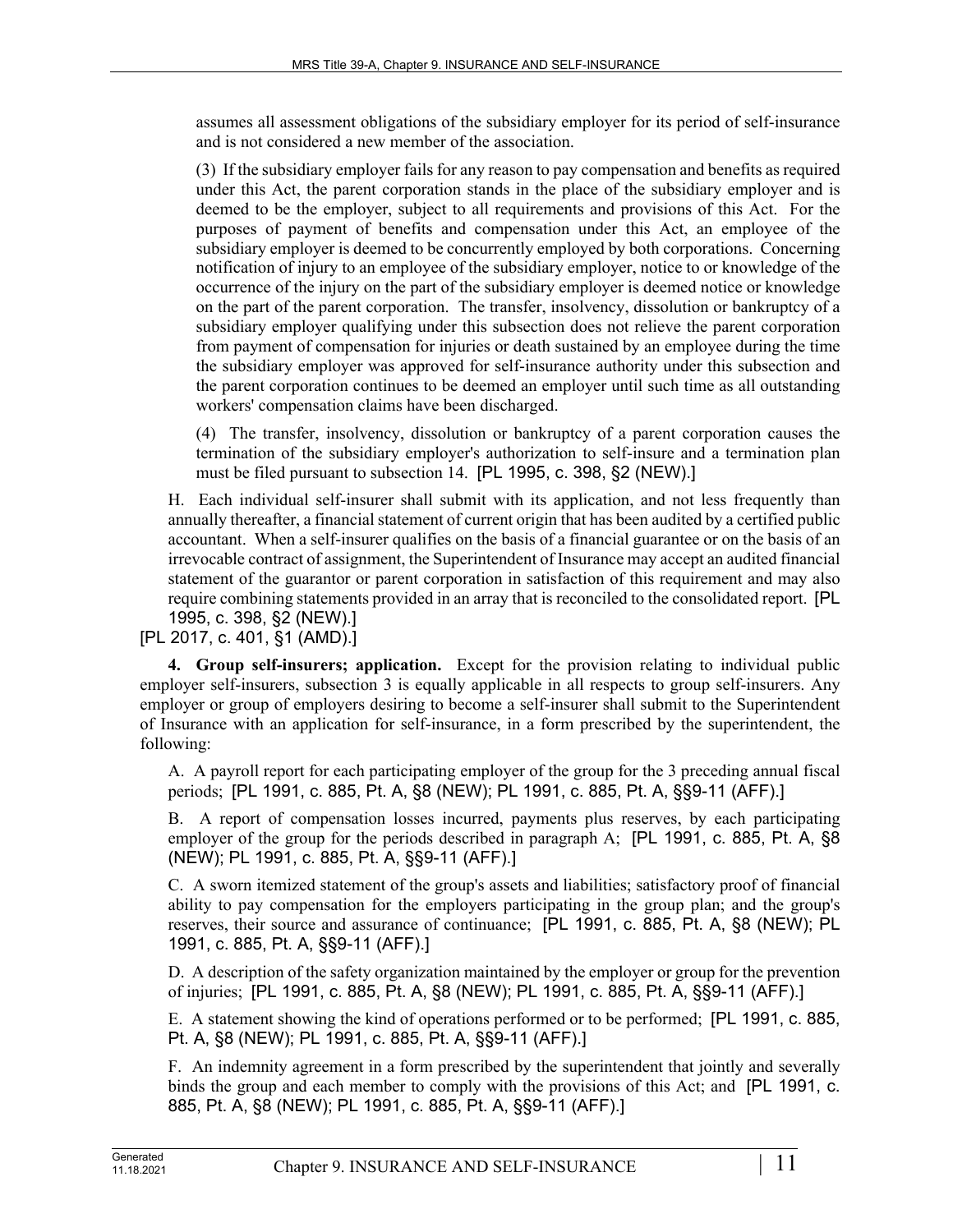assumes all assessment obligations of the subsidiary employer for its period of self-insurance and is not considered a new member of the association.

(3) If the subsidiary employer fails for any reason to pay compensation and benefits as required under this Act, the parent corporation stands in the place of the subsidiary employer and is deemed to be the employer, subject to all requirements and provisions of this Act. For the purposes of payment of benefits and compensation under this Act, an employee of the subsidiary employer is deemed to be concurrently employed by both corporations. Concerning notification of injury to an employee of the subsidiary employer, notice to or knowledge of the occurrence of the injury on the part of the subsidiary employer is deemed notice or knowledge on the part of the parent corporation. The transfer, insolvency, dissolution or bankruptcy of a subsidiary employer qualifying under this subsection does not relieve the parent corporation from payment of compensation for injuries or death sustained by an employee during the time the subsidiary employer was approved for self-insurance authority under this subsection and the parent corporation continues to be deemed an employer until such time as all outstanding workers' compensation claims have been discharged.

(4) The transfer, insolvency, dissolution or bankruptcy of a parent corporation causes the termination of the subsidiary employer's authorization to self-insure and a termination plan must be filed pursuant to subsection 14. [PL 1995, c. 398, §2 (NEW).]

H. Each individual self-insurer shall submit with its application, and not less frequently than annually thereafter, a financial statement of current origin that has been audited by a certified public accountant. When a self-insurer qualifies on the basis of a financial guarantee or on the basis of an irrevocable contract of assignment, the Superintendent of Insurance may accept an audited financial statement of the guarantor or parent corporation in satisfaction of this requirement and may also require combining statements provided in an array that is reconciled to the consolidated report. [PL 1995, c. 398, §2 (NEW).]

[PL 2017, c. 401, §1 (AMD).]

**4. Group self-insurers; application.** Except for the provision relating to individual public employer self-insurers, subsection 3 is equally applicable in all respects to group self-insurers. Any employer or group of employers desiring to become a self-insurer shall submit to the Superintendent of Insurance with an application for self-insurance, in a form prescribed by the superintendent, the following:

A. A payroll report for each participating employer of the group for the 3 preceding annual fiscal periods; [PL 1991, c. 885, Pt. A, §8 (NEW); PL 1991, c. 885, Pt. A, §§9-11 (AFF).]

B. A report of compensation losses incurred, payments plus reserves, by each participating employer of the group for the periods described in paragraph A; [PL 1991, c. 885, Pt. A, §8 (NEW); PL 1991, c. 885, Pt. A, §§9-11 (AFF).]

C. A sworn itemized statement of the group's assets and liabilities; satisfactory proof of financial ability to pay compensation for the employers participating in the group plan; and the group's reserves, their source and assurance of continuance; [PL 1991, c. 885, Pt. A, §8 (NEW); PL 1991, c. 885, Pt. A, §§9-11 (AFF).]

D. A description of the safety organization maintained by the employer or group for the prevention of injuries; [PL 1991, c. 885, Pt. A, §8 (NEW); PL 1991, c. 885, Pt. A, §§9-11 (AFF).]

E. A statement showing the kind of operations performed or to be performed; [PL 1991, c. 885, Pt. A, §8 (NEW); PL 1991, c. 885, Pt. A, §§9-11 (AFF).]

F. An indemnity agreement in a form prescribed by the superintendent that jointly and severally binds the group and each member to comply with the provisions of this Act; and [PL 1991, c. 885, Pt. A, §8 (NEW); PL 1991, c. 885, Pt. A, §§9-11 (AFF).]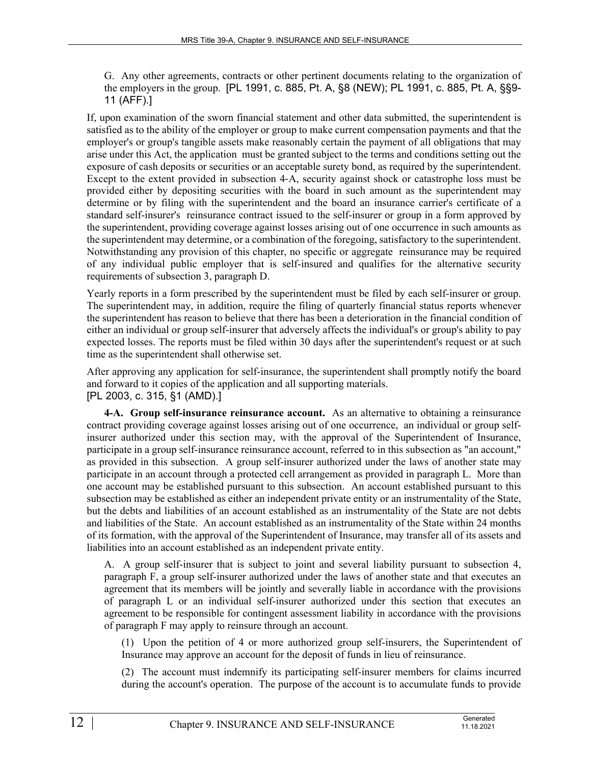G. Any other agreements, contracts or other pertinent documents relating to the organization of the employers in the group. [PL 1991, c. 885, Pt. A, §8 (NEW); PL 1991, c. 885, Pt. A, §§9-11 (AFF).]

If, upon examination of the sworn financial statement and other data submitted, the superintendent is satisfied as to the ability of the employer or group to make current compensation payments and that the employer's or group's tangible assets make reasonably certain the payment of all obligations that may arise under this Act, the application must be granted subject to the terms and conditions setting out the exposure of cash deposits or securities or an acceptable surety bond, as required by the superintendent. Except to the extent provided in subsection 4-A, security against shock or catastrophe loss must be provided either by depositing securities with the board in such amount as the superintendent may determine or by filing with the superintendent and the board an insurance carrier's certificate of a standard self-insurer's reinsurance contract issued to the self-insurer or group in a form approved by the superintendent, providing coverage against losses arising out of one occurrence in such amounts as the superintendent may determine, or a combination of the foregoing, satisfactory to the superintendent. Notwithstanding any provision of this chapter, no specific or aggregate reinsurance may be required of any individual public employer that is self-insured and qualifies for the alternative security requirements of subsection 3, paragraph D.

Yearly reports in a form prescribed by the superintendent must be filed by each self-insurer or group. The superintendent may, in addition, require the filing of quarterly financial status reports whenever the superintendent has reason to believe that there has been a deterioration in the financial condition of either an individual or group self-insurer that adversely affects the individual's or group's ability to pay expected losses. The reports must be filed within 30 days after the superintendent's request or at such time as the superintendent shall otherwise set.

After approving any application for self-insurance, the superintendent shall promptly notify the board and forward to it copies of the application and all supporting materials.
[PL 2003, c. 315, §1 (AMD).]

**4-A. Group self-insurance reinsurance account.** As an alternative to obtaining a reinsurance contract providing coverage against losses arising out of one occurrence, an individual or group self-insurer authorized under this section may, with the approval of the Superintendent of Insurance, participate in a group self-insurance reinsurance account, referred to in this subsection as "an account," as provided in this subsection. A group self-insurer authorized under the laws of another state may participate in an account through a protected cell arrangement as provided in paragraph L. More than one account may be established pursuant to this subsection. An account established pursuant to this subsection may be established as either an independent private entity or an instrumentality of the State, but the debts and liabilities of an account established as an instrumentality of the State are not debts and liabilities of the State. An account established as an instrumentality of the State within 24 months of its formation, with the approval of the Superintendent of Insurance, may transfer all of its assets and liabilities into an account established as an independent private entity.

A. A group self-insurer that is subject to joint and several liability pursuant to subsection 4, paragraph F, a group self-insurer authorized under the laws of another state and that executes an agreement that its members will be jointly and severally liable in accordance with the provisions of paragraph L or an individual self-insurer authorized under this section that executes an agreement to be responsible for contingent assessment liability in accordance with the provisions of paragraph F may apply to reinsure through an account.

(1) Upon the petition of 4 or more authorized group self-insurers, the Superintendent of Insurance may approve an account for the deposit of funds in lieu of reinsurance.

(2) The account must indemnify its participating self-insurer members for claims incurred during the account's operation. The purpose of the account is to accumulate funds to provide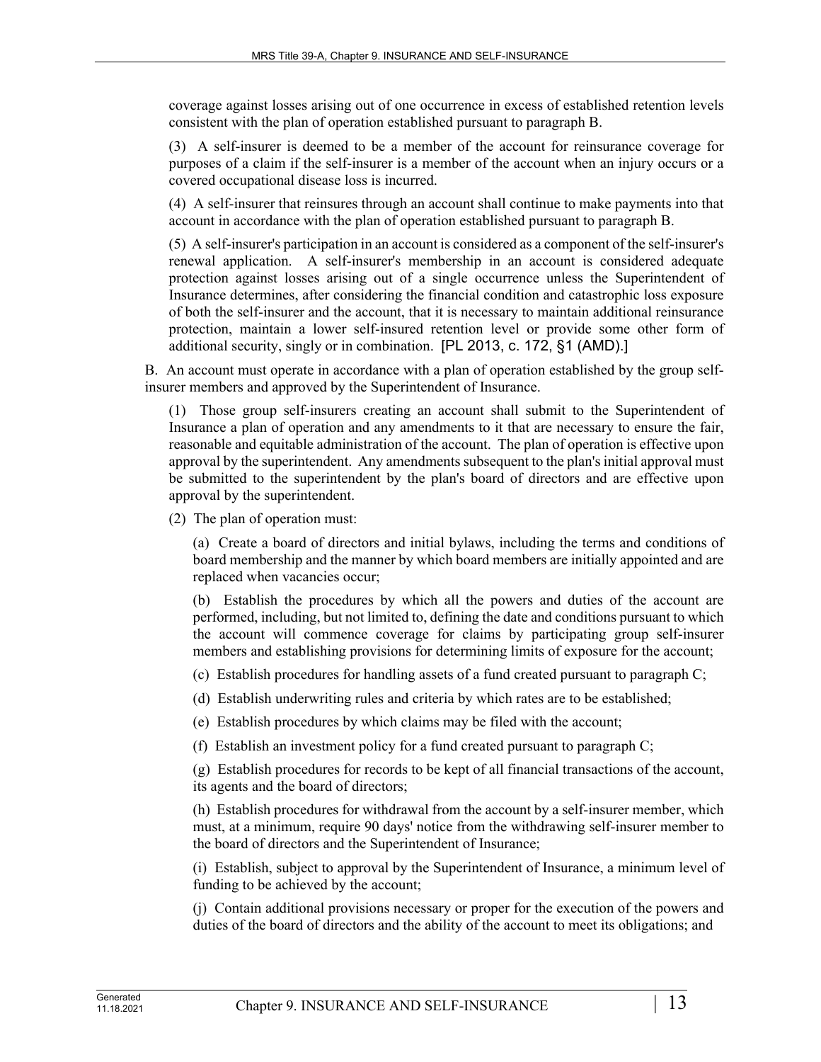coverage against losses arising out of one occurrence in excess of established retention levels consistent with the plan of operation established pursuant to paragraph B.

(3) A self-insurer is deemed to be a member of the account for reinsurance coverage for purposes of a claim if the self-insurer is a member of the account when an injury occurs or a covered occupational disease loss is incurred.

(4) A self-insurer that reinsures through an account shall continue to make payments into that account in accordance with the plan of operation established pursuant to paragraph B.

(5) A self-insurer's participation in an account is considered as a component of the self-insurer's renewal application. A self-insurer's membership in an account is considered adequate protection against losses arising out of a single occurrence unless the Superintendent of Insurance determines, after considering the financial condition and catastrophic loss exposure of both the self-insurer and the account, that it is necessary to maintain additional reinsurance protection, maintain a lower self-insured retention level or provide some other form of additional security, singly or in combination. [PL 2013, c. 172, §1 (AMD).]

B. An account must operate in accordance with a plan of operation established by the group self-insurer members and approved by the Superintendent of Insurance.

(1) Those group self-insurers creating an account shall submit to the Superintendent of Insurance a plan of operation and any amendments to it that are necessary to ensure the fair, reasonable and equitable administration of the account. The plan of operation is effective upon approval by the superintendent. Any amendments subsequent to the plan's initial approval must be submitted to the superintendent by the plan's board of directors and are effective upon approval by the superintendent.

(2) The plan of operation must:

(a) Create a board of directors and initial bylaws, including the terms and conditions of board membership and the manner by which board members are initially appointed and are replaced when vacancies occur;

(b) Establish the procedures by which all the powers and duties of the account are performed, including, but not limited to, defining the date and conditions pursuant to which the account will commence coverage for claims by participating group self-insurer members and establishing provisions for determining limits of exposure for the account;

(c) Establish procedures for handling assets of a fund created pursuant to paragraph C;

(d) Establish underwriting rules and criteria by which rates are to be established;

(e) Establish procedures by which claims may be filed with the account;

(f) Establish an investment policy for a fund created pursuant to paragraph C;

(g) Establish procedures for records to be kept of all financial transactions of the account, its agents and the board of directors;

(h) Establish procedures for withdrawal from the account by a self-insurer member, which must, at a minimum, require 90 days' notice from the withdrawing self-insurer member to the board of directors and the Superintendent of Insurance;

(i) Establish, subject to approval by the Superintendent of Insurance, a minimum level of funding to be achieved by the account;

(j) Contain additional provisions necessary or proper for the execution of the powers and duties of the board of directors and the ability of the account to meet its obligations; and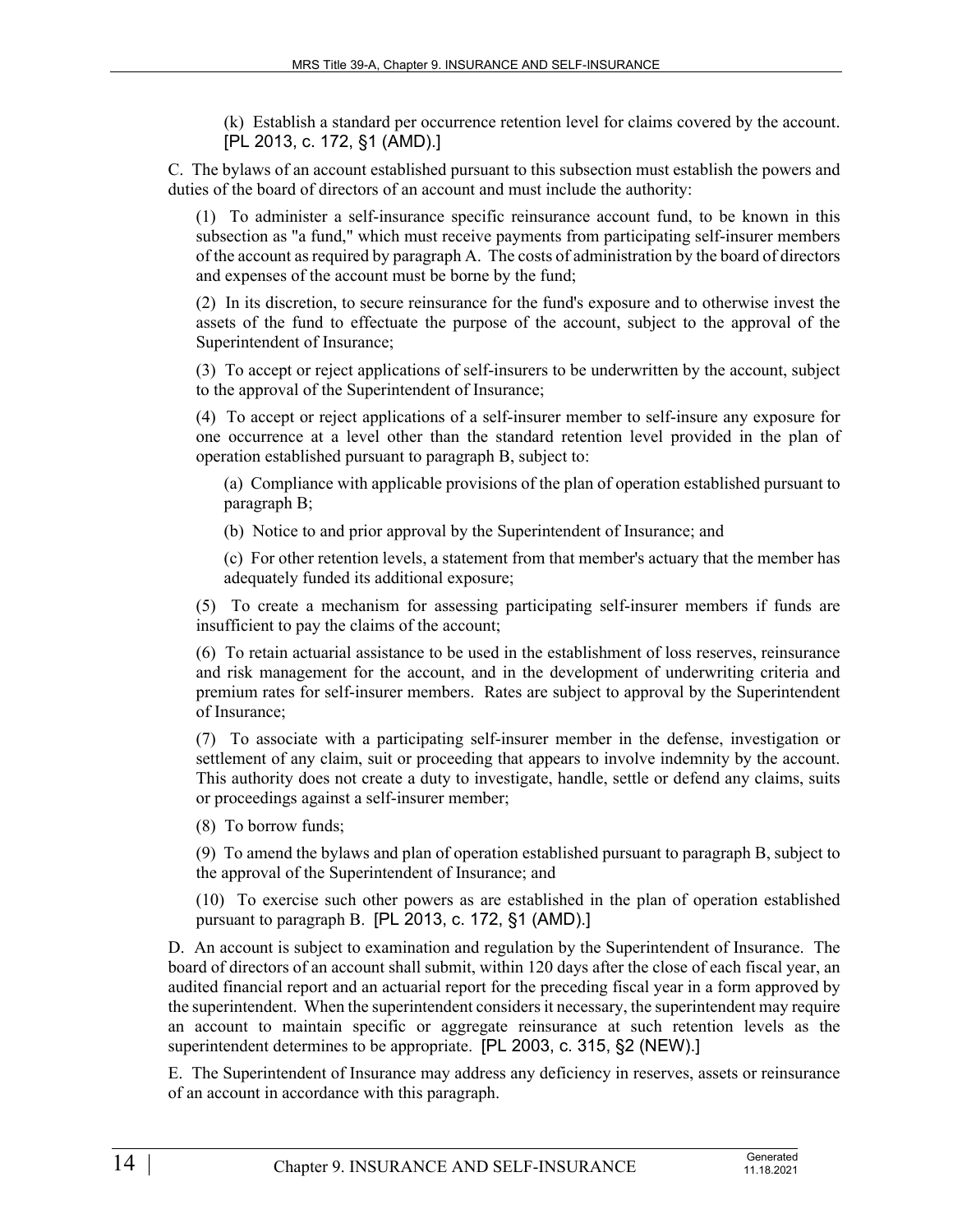(k) Establish a standard per occurrence retention level for claims covered by the account. [PL 2013, c. 172, §1 (AMD).]

C. The bylaws of an account established pursuant to this subsection must establish the powers and duties of the board of directors of an account and must include the authority:

(1) To administer a self-insurance specific reinsurance account fund, to be known in this subsection as "a fund," which must receive payments from participating self-insurer members of the account as required by paragraph A. The costs of administration by the board of directors and expenses of the account must be borne by the fund;

(2) In its discretion, to secure reinsurance for the fund's exposure and to otherwise invest the assets of the fund to effectuate the purpose of the account, subject to the approval of the Superintendent of Insurance;

(3) To accept or reject applications of self-insurers to be underwritten by the account, subject to the approval of the Superintendent of Insurance;

(4) To accept or reject applications of a self-insurer member to self-insure any exposure for one occurrence at a level other than the standard retention level provided in the plan of operation established pursuant to paragraph B, subject to:

(a) Compliance with applicable provisions of the plan of operation established pursuant to paragraph B;

(b) Notice to and prior approval by the Superintendent of Insurance; and

(c) For other retention levels, a statement from that member's actuary that the member has adequately funded its additional exposure;

(5) To create a mechanism for assessing participating self-insurer members if funds are insufficient to pay the claims of the account;

(6) To retain actuarial assistance to be used in the establishment of loss reserves, reinsurance and risk management for the account, and in the development of underwriting criteria and premium rates for self-insurer members. Rates are subject to approval by the Superintendent of Insurance;

(7) To associate with a participating self-insurer member in the defense, investigation or settlement of any claim, suit or proceeding that appears to involve indemnity by the account. This authority does not create a duty to investigate, handle, settle or defend any claims, suits or proceedings against a self-insurer member;

(8) To borrow funds;

(9) To amend the bylaws and plan of operation established pursuant to paragraph B, subject to the approval of the Superintendent of Insurance; and

(10) To exercise such other powers as are established in the plan of operation established pursuant to paragraph B. [PL 2013, c. 172, §1 (AMD).]

D. An account is subject to examination and regulation by the Superintendent of Insurance. The board of directors of an account shall submit, within 120 days after the close of each fiscal year, an audited financial report and an actuarial report for the preceding fiscal year in a form approved by the superintendent. When the superintendent considers it necessary, the superintendent may require an account to maintain specific or aggregate reinsurance at such retention levels as the superintendent determines to be appropriate. [PL 2003, c. 315, §2 (NEW).]

E. The Superintendent of Insurance may address any deficiency in reserves, assets or reinsurance of an account in accordance with this paragraph.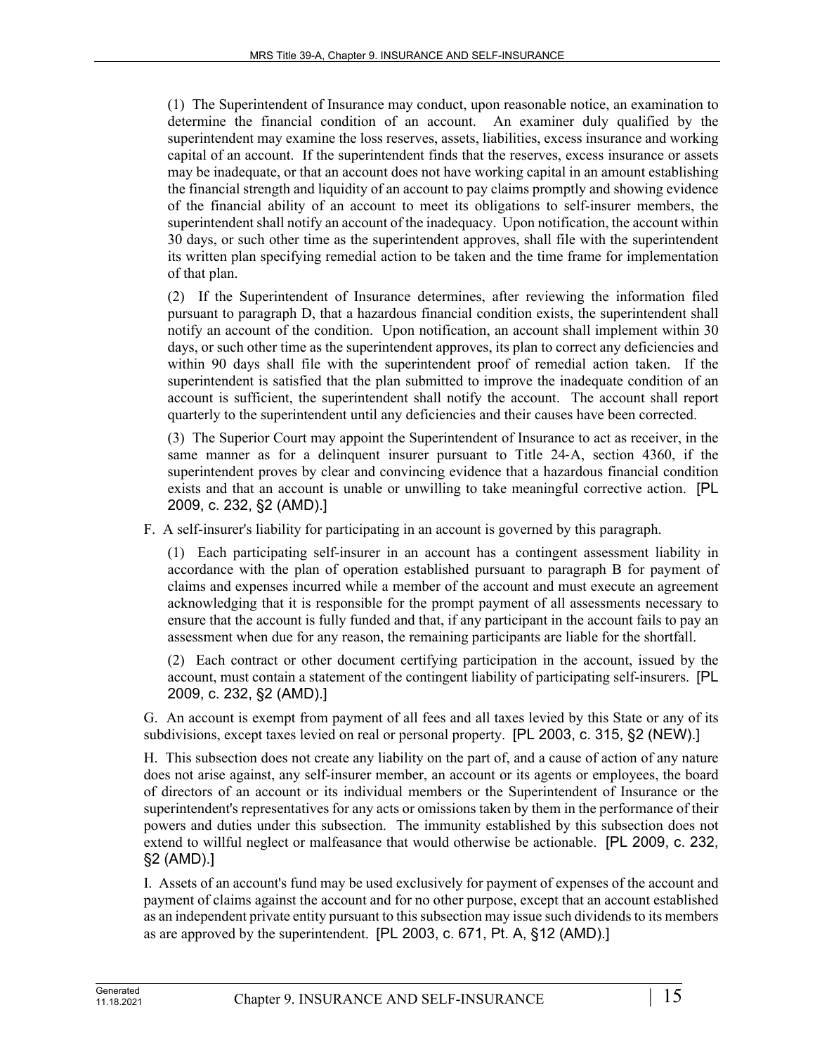(1) The Superintendent of Insurance may conduct, upon reasonable notice, an examination to determine the financial condition of an account. An examiner duly qualified by the superintendent may examine the loss reserves, assets, liabilities, excess insurance and working capital of an account. If the superintendent finds that the reserves, excess insurance or assets may be inadequate, or that an account does not have working capital in an amount establishing the financial strength and liquidity of an account to pay claims promptly and showing evidence of the financial ability of an account to meet its obligations to self-insurer members, the superintendent shall notify an account of the inadequacy. Upon notification, the account within 30 days, or such other time as the superintendent approves, shall file with the superintendent its written plan specifying remedial action to be taken and the time frame for implementation of that plan.

(2) If the Superintendent of Insurance determines, after reviewing the information filed pursuant to paragraph D, that a hazardous financial condition exists, the superintendent shall notify an account of the condition. Upon notification, an account shall implement within 30 days, or such other time as the superintendent approves, its plan to correct any deficiencies and within 90 days shall file with the superintendent proof of remedial action taken. If the superintendent is satisfied that the plan submitted to improve the inadequate condition of an account is sufficient, the superintendent shall notify the account. The account shall report quarterly to the superintendent until any deficiencies and their causes have been corrected.

(3) The Superior Court may appoint the Superintendent of Insurance to act as receiver, in the same manner as for a delinquent insurer pursuant to Title 24-A, section 4360, if the superintendent proves by clear and convincing evidence that a hazardous financial condition exists and that an account is unable or unwilling to take meaningful corrective action. [PL 2009, c. 232, §2 (AMD).]

F. A self-insurer's liability for participating in an account is governed by this paragraph.

(1) Each participating self-insurer in an account has a contingent assessment liability in accordance with the plan of operation established pursuant to paragraph B for payment of claims and expenses incurred while a member of the account and must execute an agreement acknowledging that it is responsible for the prompt payment of all assessments necessary to ensure that the account is fully funded and that, if any participant in the account fails to pay an assessment when due for any reason, the remaining participants are liable for the shortfall.

(2) Each contract or other document certifying participation in the account, issued by the account, must contain a statement of the contingent liability of participating self-insurers. [PL 2009, c. 232, §2 (AMD).]

G. An account is exempt from payment of all fees and all taxes levied by this State or any of its subdivisions, except taxes levied on real or personal property. [PL 2003, c. 315, §2 (NEW).]

H. This subsection does not create any liability on the part of, and a cause of action of any nature does not arise against, any self-insurer member, an account or its agents or employees, the board of directors of an account or its individual members or the Superintendent of Insurance or the superintendent's representatives for any acts or omissions taken by them in the performance of their powers and duties under this subsection. The immunity established by this subsection does not extend to willful neglect or malfeasance that would otherwise be actionable. [PL 2009, c. 232, §2 (AMD).]

I. Assets of an account's fund may be used exclusively for payment of expenses of the account and payment of claims against the account and for no other purpose, except that an account established as an independent private entity pursuant to this subsection may issue such dividends to its members as are approved by the superintendent. [PL 2003, c. 671, Pt. A, §12 (AMD).]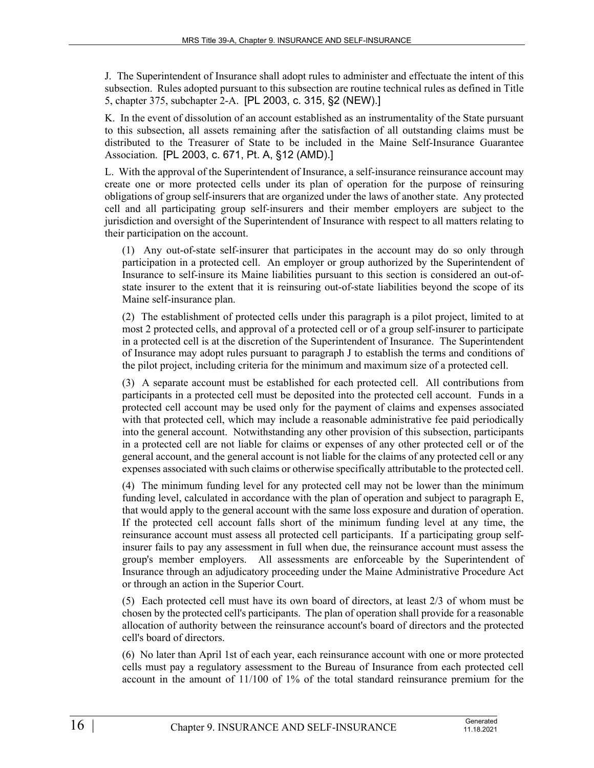J. The Superintendent of Insurance shall adopt rules to administer and effectuate the intent of this subsection. Rules adopted pursuant to this subsection are routine technical rules as defined in Title 5, chapter 375, subchapter 2-A. [PL 2003, c. 315, §2 (NEW).]

K. In the event of dissolution of an account established as an instrumentality of the State pursuant to this subsection, all assets remaining after the satisfaction of all outstanding claims must be distributed to the Treasurer of State to be included in the Maine Self-Insurance Guarantee Association. [PL 2003, c. 671, Pt. A, §12 (AMD).]

L. With the approval of the Superintendent of Insurance, a self-insurance reinsurance account may create one or more protected cells under its plan of operation for the purpose of reinsuring obligations of group self-insurers that are organized under the laws of another state. Any protected cell and all participating group self-insurers and their member employers are subject to the jurisdiction and oversight of the Superintendent of Insurance with respect to all matters relating to their participation on the account.

(1) Any out-of-state self-insurer that participates in the account may do so only through participation in a protected cell. An employer or group authorized by the Superintendent of Insurance to self-insure its Maine liabilities pursuant to this section is considered an out-of-state insurer to the extent that it is reinsuring out-of-state liabilities beyond the scope of its Maine self-insurance plan.

(2) The establishment of protected cells under this paragraph is a pilot project, limited to at most 2 protected cells, and approval of a protected cell or of a group self-insurer to participate in a protected cell is at the discretion of the Superintendent of Insurance. The Superintendent of Insurance may adopt rules pursuant to paragraph J to establish the terms and conditions of the pilot project, including criteria for the minimum and maximum size of a protected cell.

(3) A separate account must be established for each protected cell. All contributions from participants in a protected cell must be deposited into the protected cell account. Funds in a protected cell account may be used only for the payment of claims and expenses associated with that protected cell, which may include a reasonable administrative fee paid periodically into the general account. Notwithstanding any other provision of this subsection, participants in a protected cell are not liable for claims or expenses of any other protected cell or of the general account, and the general account is not liable for the claims of any protected cell or any expenses associated with such claims or otherwise specifically attributable to the protected cell.

(4) The minimum funding level for any protected cell may not be lower than the minimum funding level, calculated in accordance with the plan of operation and subject to paragraph E, that would apply to the general account with the same loss exposure and duration of operation. If the protected cell account falls short of the minimum funding level at any time, the reinsurance account must assess all protected cell participants. If a participating group self-insurer fails to pay any assessment in full when due, the reinsurance account must assess the group's member employers. All assessments are enforceable by the Superintendent of Insurance through an adjudicatory proceeding under the Maine Administrative Procedure Act or through an action in the Superior Court.

(5) Each protected cell must have its own board of directors, at least 2/3 of whom must be chosen by the protected cell's participants. The plan of operation shall provide for a reasonable allocation of authority between the reinsurance account's board of directors and the protected cell's board of directors.

(6) No later than April 1st of each year, each reinsurance account with one or more protected cells must pay a regulatory assessment to the Bureau of Insurance from each protected cell account in the amount of 11/100 of 1% of the total standard reinsurance premium for the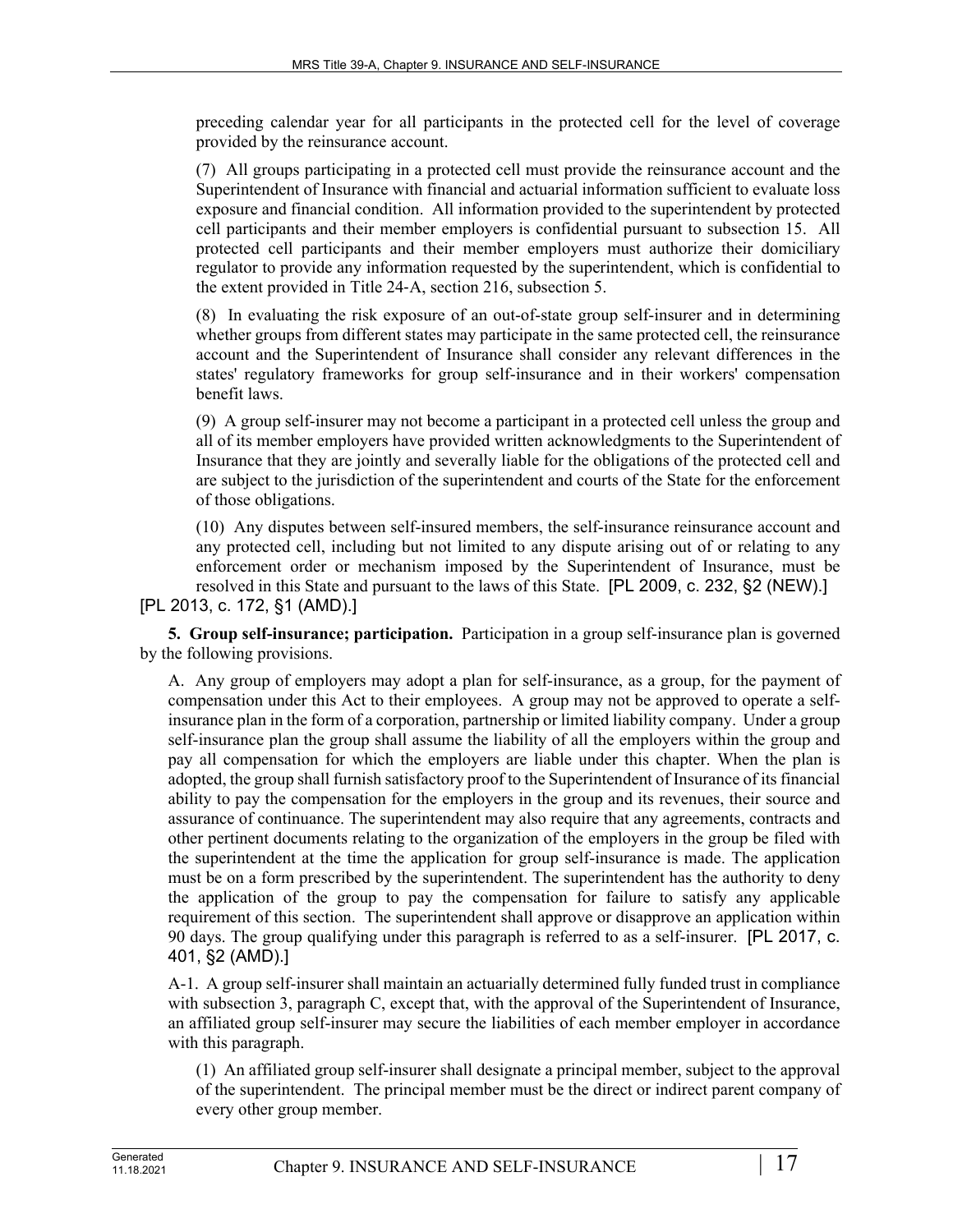preceding calendar year for all participants in the protected cell for the level of coverage provided by the reinsurance account.

(7) All groups participating in a protected cell must provide the reinsurance account and the Superintendent of Insurance with financial and actuarial information sufficient to evaluate loss exposure and financial condition. All information provided to the superintendent by protected cell participants and their member employers is confidential pursuant to subsection 15. All protected cell participants and their member employers must authorize their domiciliary regulator to provide any information requested by the superintendent, which is confidential to the extent provided in Title 24-A, section 216, subsection 5.

(8) In evaluating the risk exposure of an out-of-state group self-insurer and in determining whether groups from different states may participate in the same protected cell, the reinsurance account and the Superintendent of Insurance shall consider any relevant differences in the states' regulatory frameworks for group self-insurance and in their workers' compensation benefit laws.

(9) A group self-insurer may not become a participant in a protected cell unless the group and all of its member employers have provided written acknowledgments to the Superintendent of Insurance that they are jointly and severally liable for the obligations of the protected cell and are subject to the jurisdiction of the superintendent and courts of the State for the enforcement of those obligations.

(10) Any disputes between self-insured members, the self-insurance reinsurance account and any protected cell, including but not limited to any dispute arising out of or relating to any enforcement order or mechanism imposed by the Superintendent of Insurance, must be resolved in this State and pursuant to the laws of this State. [PL 2009, c. 232, §2 (NEW).]

[PL 2013, c. 172, §1 (AMD).]

**5. Group self-insurance; participation.** Participation in a group self-insurance plan is governed by the following provisions.

A. Any group of employers may adopt a plan for self-insurance, as a group, for the payment of compensation under this Act to their employees. A group may not be approved to operate a self-insurance plan in the form of a corporation, partnership or limited liability company. Under a group self-insurance plan the group shall assume the liability of all the employers within the group and pay all compensation for which the employers are liable under this chapter. When the plan is adopted, the group shall furnish satisfactory proof to the Superintendent of Insurance of its financial ability to pay the compensation for the employers in the group and its revenues, their source and assurance of continuance. The superintendent may also require that any agreements, contracts and other pertinent documents relating to the organization of the employers in the group be filed with the superintendent at the time the application for group self-insurance is made. The application must be on a form prescribed by the superintendent. The superintendent has the authority to deny the application of the group to pay the compensation for failure to satisfy any applicable requirement of this section. The superintendent shall approve or disapprove an application within 90 days. The group qualifying under this paragraph is referred to as a self-insurer. [PL 2017, c. 401, §2 (AMD).]

A-1. A group self-insurer shall maintain an actuarially determined fully funded trust in compliance with subsection 3, paragraph C, except that, with the approval of the Superintendent of Insurance, an affiliated group self-insurer may secure the liabilities of each member employer in accordance with this paragraph.

(1) An affiliated group self-insurer shall designate a principal member, subject to the approval of the superintendent. The principal member must be the direct or indirect parent company of every other group member.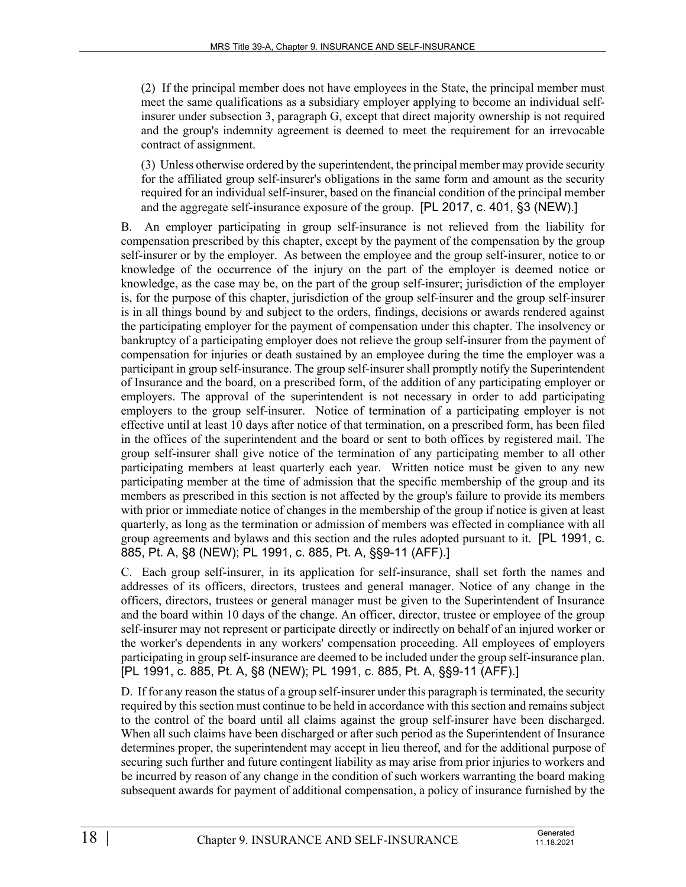(2) If the principal member does not have employees in the State, the principal member must meet the same qualifications as a subsidiary employer applying to become an individual self-insurer under subsection 3, paragraph G, except that direct majority ownership is not required and the group's indemnity agreement is deemed to meet the requirement for an irrevocable contract of assignment.

(3) Unless otherwise ordered by the superintendent, the principal member may provide security for the affiliated group self-insurer's obligations in the same form and amount as the security required for an individual self-insurer, based on the financial condition of the principal member and the aggregate self-insurance exposure of the group. [PL 2017, c. 401, §3 (NEW).]

B. An employer participating in group self-insurance is not relieved from the liability for compensation prescribed by this chapter, except by the payment of the compensation by the group self-insurer or by the employer. As between the employee and the group self-insurer, notice to or knowledge of the occurrence of the injury on the part of the employer is deemed notice or knowledge, as the case may be, on the part of the group self-insurer; jurisdiction of the employer is, for the purpose of this chapter, jurisdiction of the group self-insurer and the group self-insurer is in all things bound by and subject to the orders, findings, decisions or awards rendered against the participating employer for the payment of compensation under this chapter. The insolvency or bankruptcy of a participating employer does not relieve the group self-insurer from the payment of compensation for injuries or death sustained by an employee during the time the employer was a participant in group self-insurance. The group self-insurer shall promptly notify the Superintendent of Insurance and the board, on a prescribed form, of the addition of any participating employer or employers. The approval of the superintendent is not necessary in order to add participating employers to the group self-insurer. Notice of termination of a participating employer is not effective until at least 10 days after notice of that termination, on a prescribed form, has been filed in the offices of the superintendent and the board or sent to both offices by registered mail. The group self-insurer shall give notice of the termination of any participating member to all other participating members at least quarterly each year. Written notice must be given to any new participating member at the time of admission that the specific membership of the group and its members as prescribed in this section is not affected by the group's failure to provide its members with prior or immediate notice of changes in the membership of the group if notice is given at least quarterly, as long as the termination or admission of members was effected in compliance with all group agreements and bylaws and this section and the rules adopted pursuant to it. [PL 1991, c. 885, Pt. A, §8 (NEW); PL 1991, c. 885, Pt. A, §§9-11 (AFF).]

C. Each group self-insurer, in its application for self-insurance, shall set forth the names and addresses of its officers, directors, trustees and general manager. Notice of any change in the officers, directors, trustees or general manager must be given to the Superintendent of Insurance and the board within 10 days of the change. An officer, director, trustee or employee of the group self-insurer may not represent or participate directly or indirectly on behalf of an injured worker or the worker's dependents in any workers' compensation proceeding. All employees of employers participating in group self-insurance are deemed to be included under the group self-insurance plan. [PL 1991, c. 885, Pt. A, §8 (NEW); PL 1991, c. 885, Pt. A, §§9-11 (AFF).]

D. If for any reason the status of a group self-insurer under this paragraph is terminated, the security required by this section must continue to be held in accordance with this section and remains subject to the control of the board until all claims against the group self-insurer have been discharged. When all such claims have been discharged or after such period as the Superintendent of Insurance determines proper, the superintendent may accept in lieu thereof, and for the additional purpose of securing such further and future contingent liability as may arise from prior injuries to workers and be incurred by reason of any change in the condition of such workers warranting the board making subsequent awards for payment of additional compensation, a policy of insurance furnished by the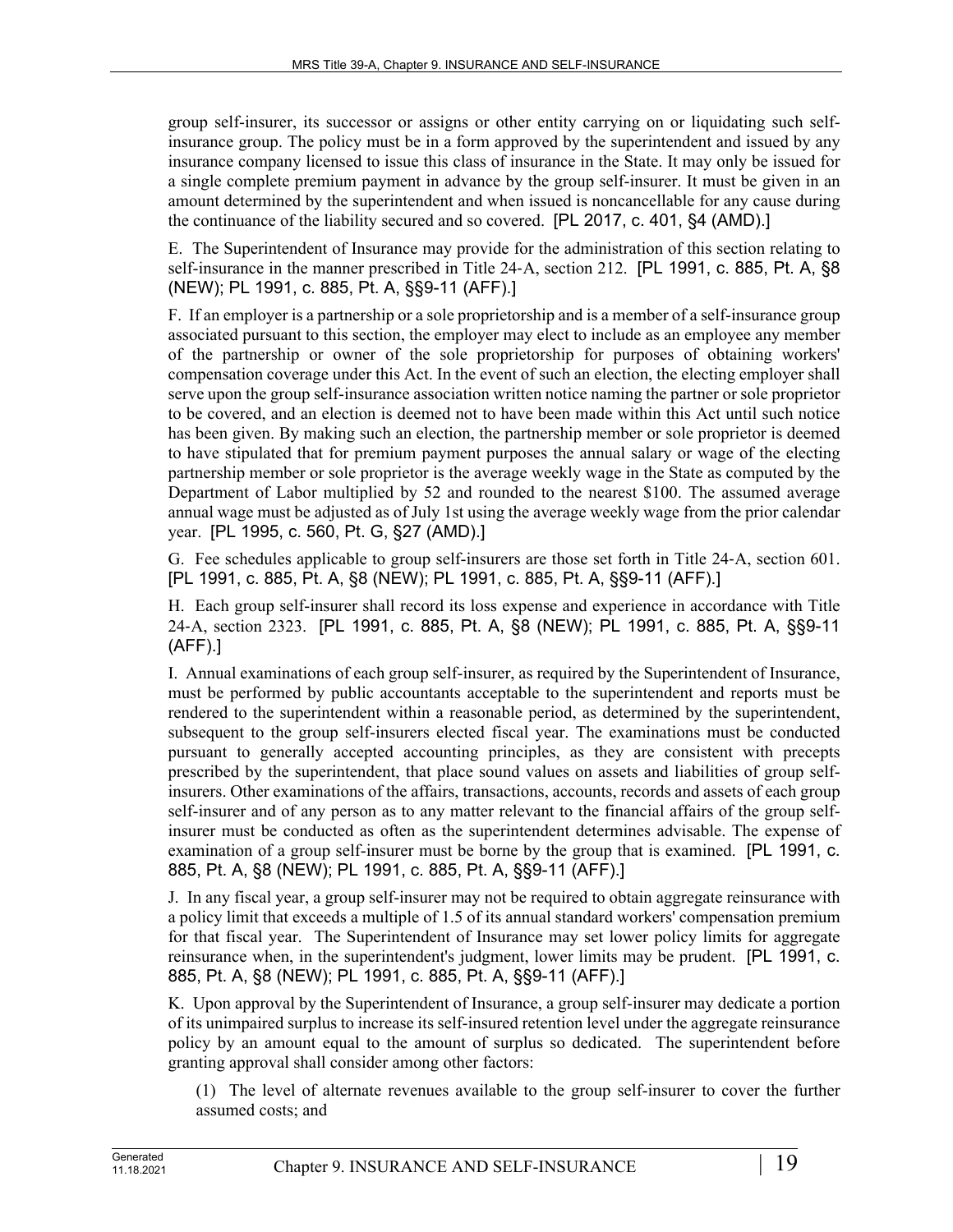group self-insurer, its successor or assigns or other entity carrying on or liquidating such self-insurance group. The policy must be in a form approved by the superintendent and issued by any insurance company licensed to issue this class of insurance in the State. It may only be issued for a single complete premium payment in advance by the group self-insurer. It must be given in an amount determined by the superintendent and when issued is noncancellable for any cause during the continuance of the liability secured and so covered. [PL 2017, c. 401, §4 (AMD).]

E. The Superintendent of Insurance may provide for the administration of this section relating to self-insurance in the manner prescribed in Title 24-A, section 212. [PL 1991, c. 885, Pt. A, §8 (NEW); PL 1991, c. 885, Pt. A, §§9-11 (AFF).]

F. If an employer is a partnership or a sole proprietorship and is a member of a self-insurance group associated pursuant to this section, the employer may elect to include as an employee any member of the partnership or owner of the sole proprietorship for purposes of obtaining workers' compensation coverage under this Act. In the event of such an election, the electing employer shall serve upon the group self-insurance association written notice naming the partner or sole proprietor to be covered, and an election is deemed not to have been made within this Act until such notice has been given. By making such an election, the partnership member or sole proprietor is deemed to have stipulated that for premium payment purposes the annual salary or wage of the electing partnership member or sole proprietor is the average weekly wage in the State as computed by the Department of Labor multiplied by 52 and rounded to the nearest $100. The assumed average annual wage must be adjusted as of July 1st using the average weekly wage from the prior calendar year. [PL 1995, c. 560, Pt. G, §27 (AMD).]

G. Fee schedules applicable to group self-insurers are those set forth in Title 24-A, section 601. [PL 1991, c. 885, Pt. A, §8 (NEW); PL 1991, c. 885, Pt. A, §§9-11 (AFF).]

H. Each group self-insurer shall record its loss expense and experience in accordance with Title 24-A, section 2323. [PL 1991, c. 885, Pt. A, §8 (NEW); PL 1991, c. 885, Pt. A, §§9-11 (AFF).]

I. Annual examinations of each group self-insurer, as required by the Superintendent of Insurance, must be performed by public accountants acceptable to the superintendent and reports must be rendered to the superintendent within a reasonable period, as determined by the superintendent, subsequent to the group self-insurers elected fiscal year. The examinations must be conducted pursuant to generally accepted accounting principles, as they are consistent with precepts prescribed by the superintendent, that place sound values on assets and liabilities of group self-insurers. Other examinations of the affairs, transactions, accounts, records and assets of each group self-insurer and of any person as to any matter relevant to the financial affairs of the group self-insurer must be conducted as often as the superintendent determines advisable. The expense of examination of a group self-insurer must be borne by the group that is examined. [PL 1991, c. 885, Pt. A, §8 (NEW); PL 1991, c. 885, Pt. A, §§9-11 (AFF).]

J. In any fiscal year, a group self-insurer may not be required to obtain aggregate reinsurance with a policy limit that exceeds a multiple of 1.5 of its annual standard workers' compensation premium for that fiscal year. The Superintendent of Insurance may set lower policy limits for aggregate reinsurance when, in the superintendent's judgment, lower limits may be prudent. [PL 1991, c. 885, Pt. A, §8 (NEW); PL 1991, c. 885, Pt. A, §§9-11 (AFF).]

K. Upon approval by the Superintendent of Insurance, a group self-insurer may dedicate a portion of its unimpaired surplus to increase its self-insured retention level under the aggregate reinsurance policy by an amount equal to the amount of surplus so dedicated. The superintendent before granting approval shall consider among other factors:

(1) The level of alternate revenues available to the group self-insurer to cover the further assumed costs; and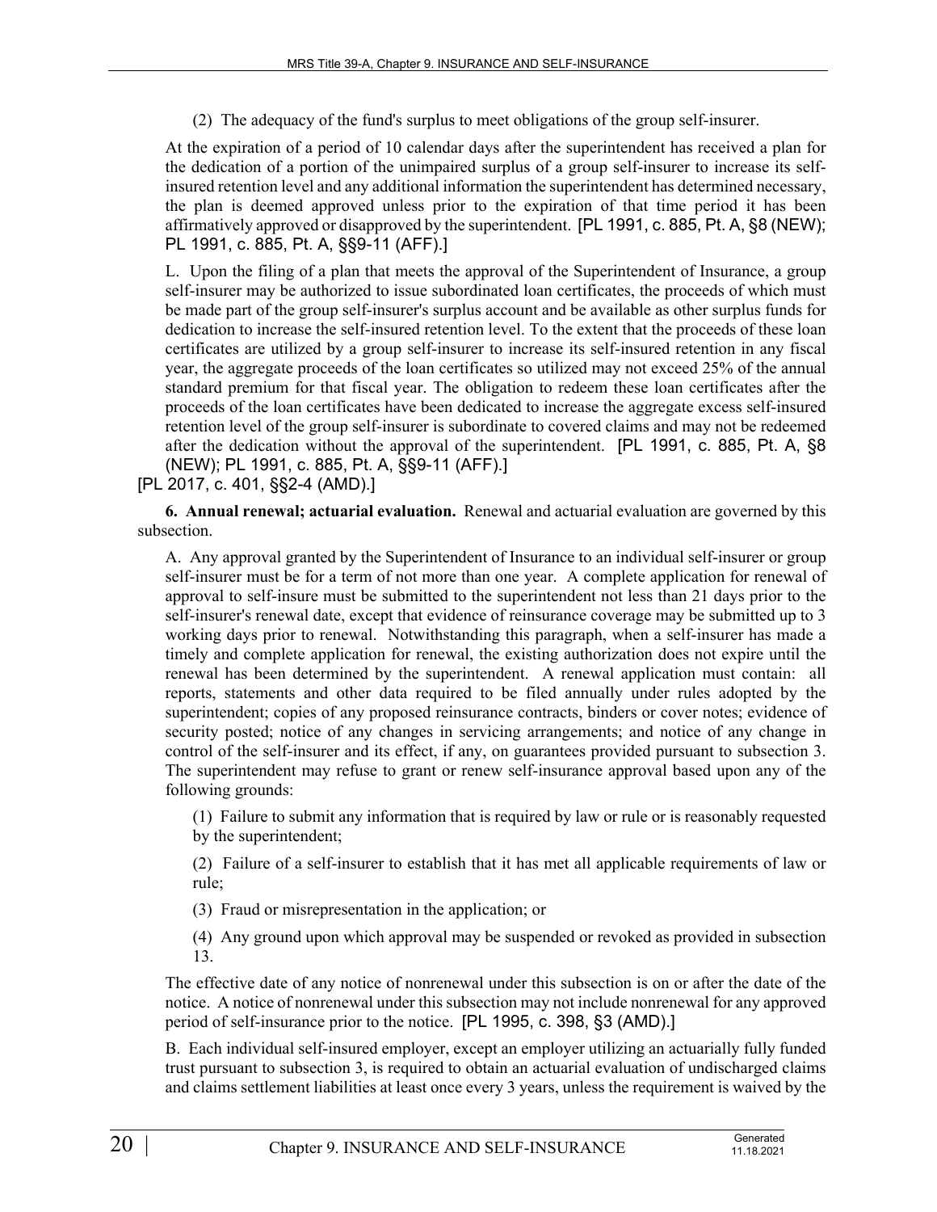(2) The adequacy of the fund's surplus to meet obligations of the group self-insurer.

At the expiration of a period of 10 calendar days after the superintendent has received a plan for the dedication of a portion of the unimpaired surplus of a group self-insurer to increase its self-insured retention level and any additional information the superintendent has determined necessary, the plan is deemed approved unless prior to the expiration of that time period it has been affirmatively approved or disapproved by the superintendent. [PL 1991, c. 885, Pt. A, §8 (NEW); PL 1991, c. 885, Pt. A, §§9-11 (AFF).]

L. Upon the filing of a plan that meets the approval of the Superintendent of Insurance, a group self-insurer may be authorized to issue subordinated loan certificates, the proceeds of which must be made part of the group self-insurer's surplus account and be available as other surplus funds for dedication to increase the self-insured retention level. To the extent that the proceeds of these loan certificates are utilized by a group self-insurer to increase its self-insured retention in any fiscal year, the aggregate proceeds of the loan certificates so utilized may not exceed 25% of the annual standard premium for that fiscal year. The obligation to redeem these loan certificates after the proceeds of the loan certificates have been dedicated to increase the aggregate excess self-insured retention level of the group self-insurer is subordinate to covered claims and may not be redeemed after the dedication without the approval of the superintendent. [PL 1991, c. 885, Pt. A, §8 (NEW); PL 1991, c. 885, Pt. A, §§9-11 (AFF).]

[PL 2017, c. 401, §§2-4 (AMD).]

**6. Annual renewal; actuarial evaluation.** Renewal and actuarial evaluation are governed by this subsection.

A. Any approval granted by the Superintendent of Insurance to an individual self-insurer or group self-insurer must be for a term of not more than one year. A complete application for renewal of approval to self-insure must be submitted to the superintendent not less than 21 days prior to the self-insurer's renewal date, except that evidence of reinsurance coverage may be submitted up to 3 working days prior to renewal. Notwithstanding this paragraph, when a self-insurer has made a timely and complete application for renewal, the existing authorization does not expire until the renewal has been determined by the superintendent. A renewal application must contain: all reports, statements and other data required to be filed annually under rules adopted by the superintendent; copies of any proposed reinsurance contracts, binders or cover notes; evidence of security posted; notice of any changes in servicing arrangements; and notice of any change in control of the self-insurer and its effect, if any, on guarantees provided pursuant to subsection 3. The superintendent may refuse to grant or renew self-insurance approval based upon any of the following grounds:

(1) Failure to submit any information that is required by law or rule or is reasonably requested by the superintendent;

(2) Failure of a self-insurer to establish that it has met all applicable requirements of law or rule;

(3) Fraud or misrepresentation in the application; or

(4) Any ground upon which approval may be suspended or revoked as provided in subsection 13.

The effective date of any notice of nonrenewal under this subsection is on or after the date of the notice. A notice of nonrenewal under this subsection may not include nonrenewal for any approved period of self-insurance prior to the notice. [PL 1995, c. 398, §3 (AMD).]

B. Each individual self-insured employer, except an employer utilizing an actuarially fully funded trust pursuant to subsection 3, is required to obtain an actuarial evaluation of undischarged claims and claims settlement liabilities at least once every 3 years, unless the requirement is waived by the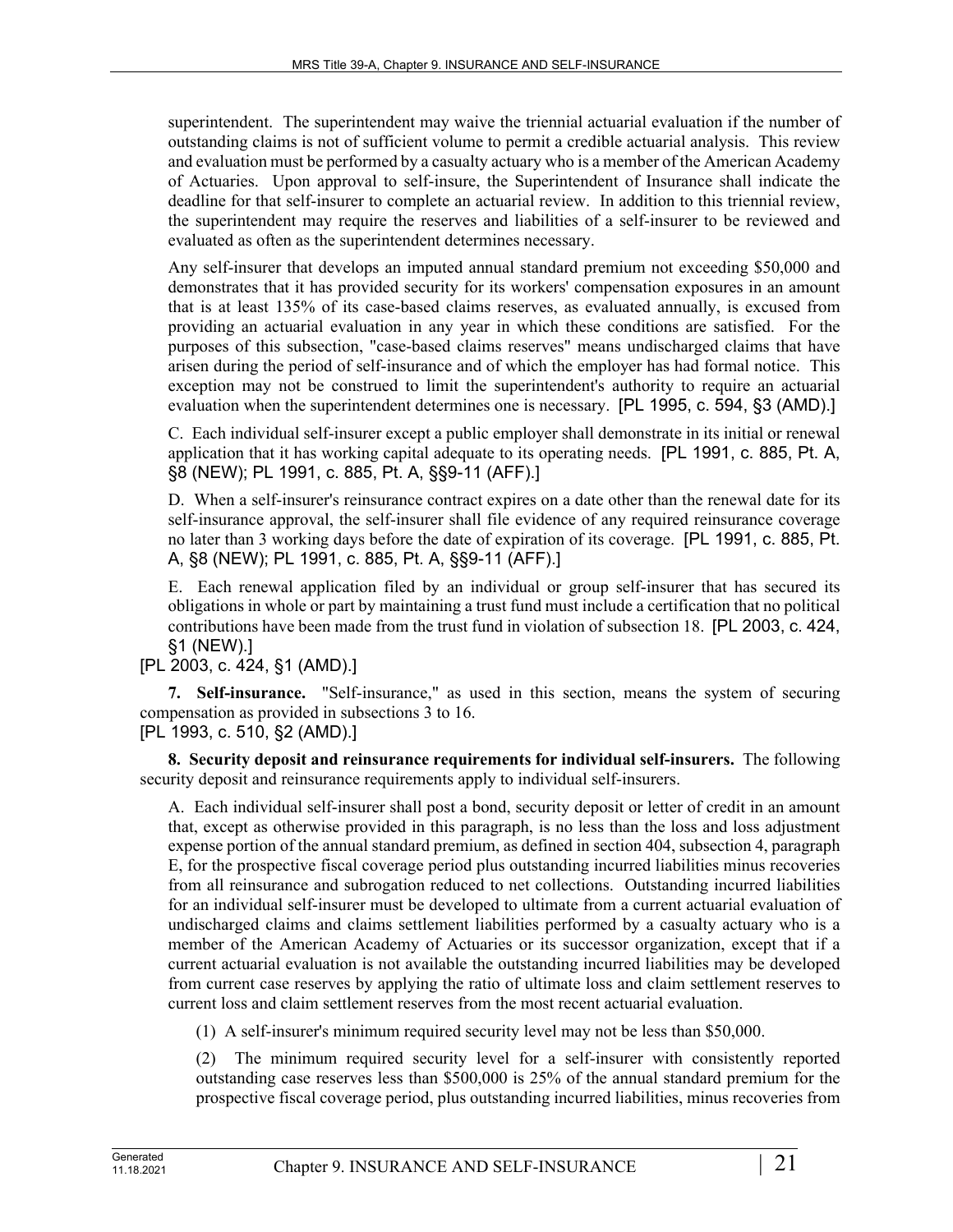superintendent. The superintendent may waive the triennial actuarial evaluation if the number of outstanding claims is not of sufficient volume to permit a credible actuarial analysis. This review and evaluation must be performed by a casualty actuary who is a member of the American Academy of Actuaries. Upon approval to self-insure, the Superintendent of Insurance shall indicate the deadline for that self-insurer to complete an actuarial review. In addition to this triennial review, the superintendent may require the reserves and liabilities of a self-insurer to be reviewed and evaluated as often as the superintendent determines necessary.

Any self-insurer that develops an imputed annual standard premium not exceeding $50,000 and demonstrates that it has provided security for its workers' compensation exposures in an amount that is at least 135% of its case-based claims reserves, as evaluated annually, is excused from providing an actuarial evaluation in any year in which these conditions are satisfied. For the purposes of this subsection, "case-based claims reserves" means undischarged claims that have arisen during the period of self-insurance and of which the employer has had formal notice. This exception may not be construed to limit the superintendent's authority to require an actuarial evaluation when the superintendent determines one is necessary. [PL 1995, c. 594, §3 (AMD).]

C. Each individual self-insurer except a public employer shall demonstrate in its initial or renewal application that it has working capital adequate to its operating needs. [PL 1991, c. 885, Pt. A, §8 (NEW); PL 1991, c. 885, Pt. A, §§9-11 (AFF).]

D. When a self-insurer's reinsurance contract expires on a date other than the renewal date for its self-insurance approval, the self-insurer shall file evidence of any required reinsurance coverage no later than 3 working days before the date of expiration of its coverage. [PL 1991, c. 885, Pt. A, §8 (NEW); PL 1991, c. 885, Pt. A, §§9-11 (AFF).]

E. Each renewal application filed by an individual or group self-insurer that has secured its obligations in whole or part by maintaining a trust fund must include a certification that no political contributions have been made from the trust fund in violation of subsection 18. [PL 2003, c. 424, §1 (NEW).]

[PL 2003, c. 424, §1 (AMD).]

**7. Self-insurance.** "Self-insurance," as used in this section, means the system of securing compensation as provided in subsections 3 to 16.

[PL 1993, c. 510, §2 (AMD).]

**8. Security deposit and reinsurance requirements for individual self-insurers.** The following security deposit and reinsurance requirements apply to individual self-insurers.

A. Each individual self-insurer shall post a bond, security deposit or letter of credit in an amount that, except as otherwise provided in this paragraph, is no less than the loss and loss adjustment expense portion of the annual standard premium, as defined in section 404, subsection 4, paragraph E, for the prospective fiscal coverage period plus outstanding incurred liabilities minus recoveries from all reinsurance and subrogation reduced to net collections. Outstanding incurred liabilities for an individual self-insurer must be developed to ultimate from a current actuarial evaluation of undischarged claims and claims settlement liabilities performed by a casualty actuary who is a member of the American Academy of Actuaries or its successor organization, except that if a current actuarial evaluation is not available the outstanding incurred liabilities may be developed from current case reserves by applying the ratio of ultimate loss and claim settlement reserves to current loss and claim settlement reserves from the most recent actuarial evaluation.

(1) A self-insurer's minimum required security level may not be less than $50,000.

(2) The minimum required security level for a self-insurer with consistently reported outstanding case reserves less than $500,000 is 25% of the annual standard premium for the prospective fiscal coverage period, plus outstanding incurred liabilities, minus recoveries from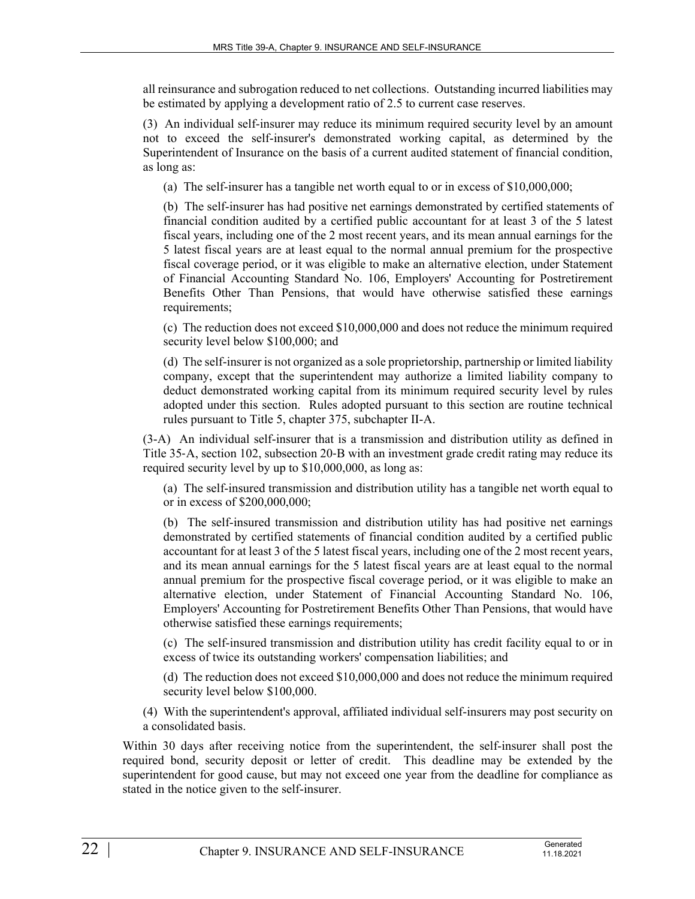all reinsurance and subrogation reduced to net collections. Outstanding incurred liabilities may be estimated by applying a development ratio of 2.5 to current case reserves.

(3) An individual self-insurer may reduce its minimum required security level by an amount not to exceed the self-insurer's demonstrated working capital, as determined by the Superintendent of Insurance on the basis of a current audited statement of financial condition, as long as:

(a) The self-insurer has a tangible net worth equal to or in excess of $10,000,000;

(b) The self-insurer has had positive net earnings demonstrated by certified statements of financial condition audited by a certified public accountant for at least 3 of the 5 latest fiscal years, including one of the 2 most recent years, and its mean annual earnings for the 5 latest fiscal years are at least equal to the normal annual premium for the prospective fiscal coverage period, or it was eligible to make an alternative election, under Statement of Financial Accounting Standard No. 106, Employers' Accounting for Postretirement Benefits Other Than Pensions, that would have otherwise satisfied these earnings requirements;

(c) The reduction does not exceed $10,000,000 and does not reduce the minimum required security level below $100,000; and

(d) The self-insurer is not organized as a sole proprietorship, partnership or limited liability company, except that the superintendent may authorize a limited liability company to deduct demonstrated working capital from its minimum required security level by rules adopted under this section. Rules adopted pursuant to this section are routine technical rules pursuant to Title 5, chapter 375, subchapter II-A.

(3-A) An individual self-insurer that is a transmission and distribution utility as defined in Title 35-A, section 102, subsection 20-B with an investment grade credit rating may reduce its required security level by up to $10,000,000, as long as:

(a) The self-insured transmission and distribution utility has a tangible net worth equal to or in excess of $200,000,000;

(b) The self-insured transmission and distribution utility has had positive net earnings demonstrated by certified statements of financial condition audited by a certified public accountant for at least 3 of the 5 latest fiscal years, including one of the 2 most recent years, and its mean annual earnings for the 5 latest fiscal years are at least equal to the normal annual premium for the prospective fiscal coverage period, or it was eligible to make an alternative election, under Statement of Financial Accounting Standard No. 106, Employers' Accounting for Postretirement Benefits Other Than Pensions, that would have otherwise satisfied these earnings requirements;

(c) The self-insured transmission and distribution utility has credit facility equal to or in excess of twice its outstanding workers' compensation liabilities; and

(d) The reduction does not exceed $10,000,000 and does not reduce the minimum required security level below $100,000.

(4) With the superintendent's approval, affiliated individual self-insurers may post security on a consolidated basis.

Within 30 days after receiving notice from the superintendent, the self-insurer shall post the required bond, security deposit or letter of credit. This deadline may be extended by the superintendent for good cause, but may not exceed one year from the deadline for compliance as stated in the notice given to the self-insurer.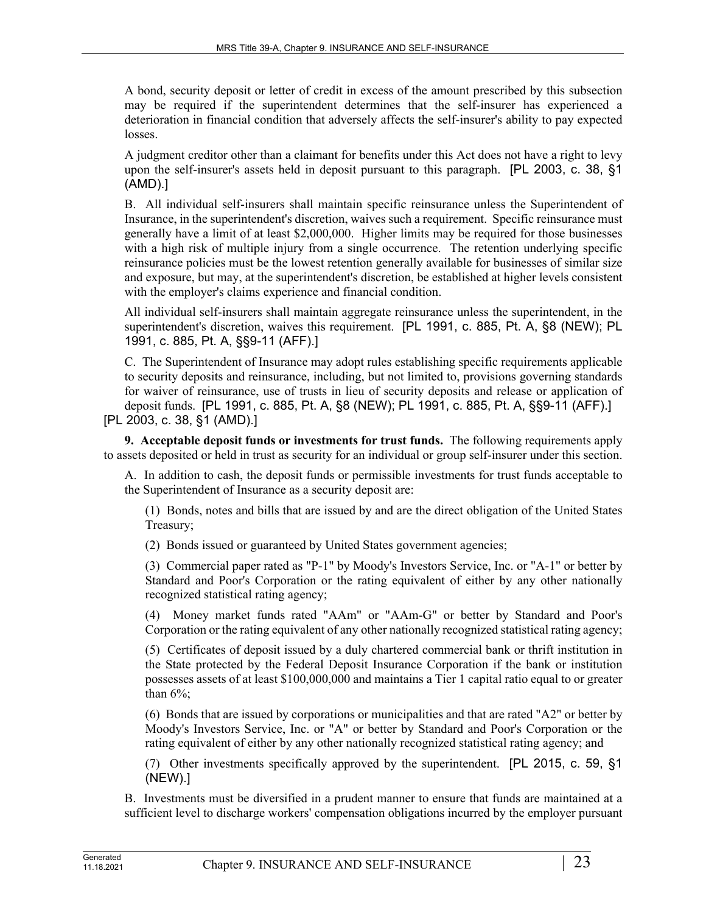A bond, security deposit or letter of credit in excess of the amount prescribed by this subsection may be required if the superintendent determines that the self-insurer has experienced a deterioration in financial condition that adversely affects the self-insurer's ability to pay expected losses.

A judgment creditor other than a claimant for benefits under this Act does not have a right to levy upon the self-insurer's assets held in deposit pursuant to this paragraph. [PL 2003, c. 38, §1 (AMD).]

B. All individual self-insurers shall maintain specific reinsurance unless the Superintendent of Insurance, in the superintendent's discretion, waives such a requirement. Specific reinsurance must generally have a limit of at least $2,000,000. Higher limits may be required for those businesses with a high risk of multiple injury from a single occurrence. The retention underlying specific reinsurance policies must be the lowest retention generally available for businesses of similar size and exposure, but may, at the superintendent's discretion, be established at higher levels consistent with the employer's claims experience and financial condition.

All individual self-insurers shall maintain aggregate reinsurance unless the superintendent, in the superintendent's discretion, waives this requirement. [PL 1991, c. 885, Pt. A, §8 (NEW); PL 1991, c. 885, Pt. A, §§9-11 (AFF).]

C. The Superintendent of Insurance may adopt rules establishing specific requirements applicable to security deposits and reinsurance, including, but not limited to, provisions governing standards for waiver of reinsurance, use of trusts in lieu of security deposits and release or application of deposit funds. [PL 1991, c. 885, Pt. A, §8 (NEW); PL 1991, c. 885, Pt. A, §§9-11 (AFF).]

[PL 2003, c. 38, §1 (AMD).]

**9. Acceptable deposit funds or investments for trust funds.** The following requirements apply to assets deposited or held in trust as security for an individual or group self-insurer under this section.

A. In addition to cash, the deposit funds or permissible investments for trust funds acceptable to the Superintendent of Insurance as a security deposit are:

(1) Bonds, notes and bills that are issued by and are the direct obligation of the United States Treasury;

(2) Bonds issued or guaranteed by United States government agencies;

(3) Commercial paper rated as "P-1" by Moody's Investors Service, Inc. or "A-1" or better by Standard and Poor's Corporation or the rating equivalent of either by any other nationally recognized statistical rating agency;

(4) Money market funds rated "AAm" or "AAm-G" or better by Standard and Poor's Corporation or the rating equivalent of any other nationally recognized statistical rating agency;

(5) Certificates of deposit issued by a duly chartered commercial bank or thrift institution in the State protected by the Federal Deposit Insurance Corporation if the bank or institution possesses assets of at least $100,000,000 and maintains a Tier 1 capital ratio equal to or greater than 6%;

(6) Bonds that are issued by corporations or municipalities and that are rated "A2" or better by Moody's Investors Service, Inc. or "A" or better by Standard and Poor's Corporation or the rating equivalent of either by any other nationally recognized statistical rating agency; and

(7) Other investments specifically approved by the superintendent. [PL 2015, c. 59, §1 (NEW).]

B. Investments must be diversified in a prudent manner to ensure that funds are maintained at a sufficient level to discharge workers' compensation obligations incurred by the employer pursuant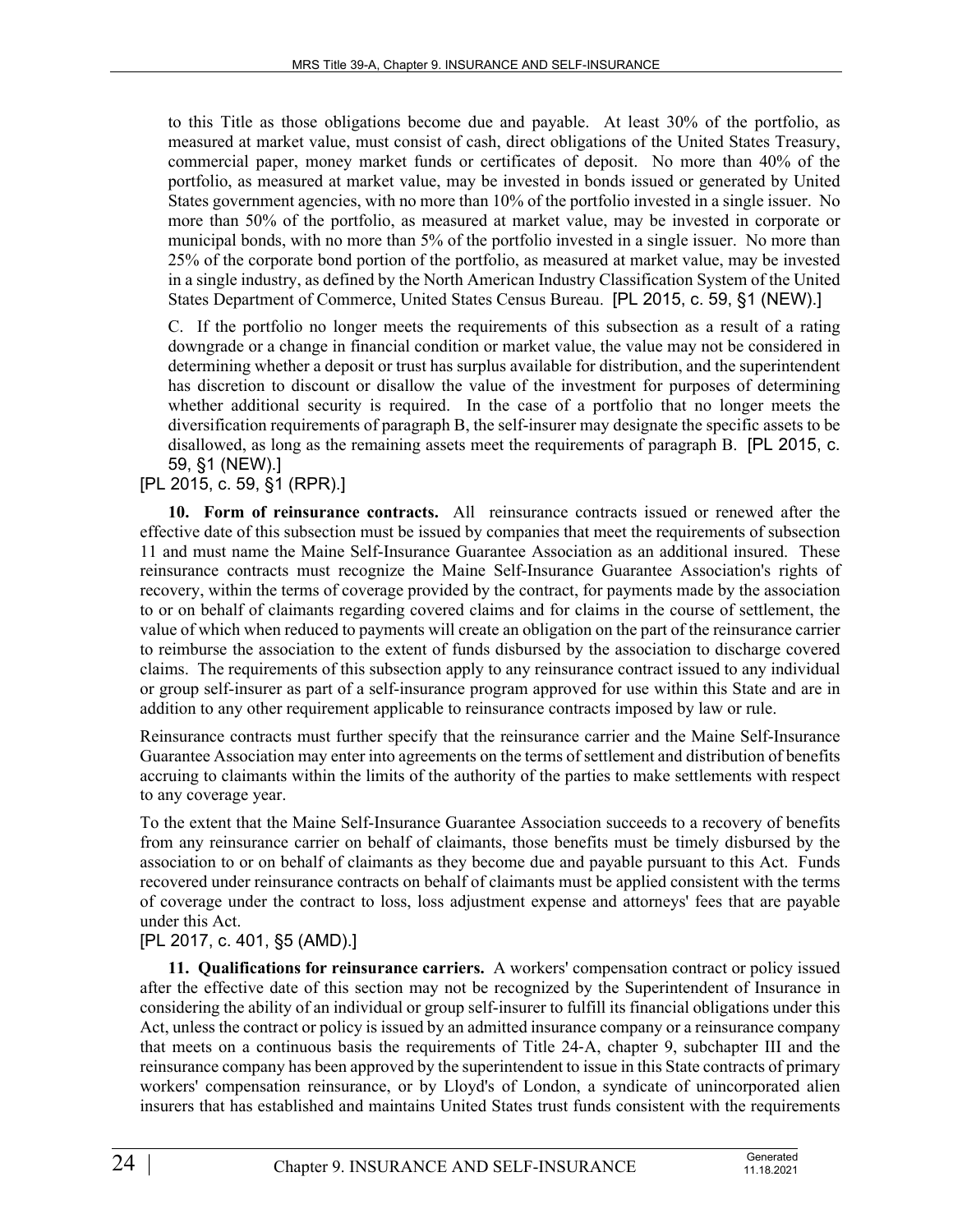to this Title as those obligations become due and payable. At least 30% of the portfolio, as measured at market value, must consist of cash, direct obligations of the United States Treasury, commercial paper, money market funds or certificates of deposit. No more than 40% of the portfolio, as measured at market value, may be invested in bonds issued or generated by United States government agencies, with no more than 10% of the portfolio invested in a single issuer. No more than 50% of the portfolio, as measured at market value, may be invested in corporate or municipal bonds, with no more than 5% of the portfolio invested in a single issuer. No more than 25% of the corporate bond portion of the portfolio, as measured at market value, may be invested in a single industry, as defined by the North American Industry Classification System of the United States Department of Commerce, United States Census Bureau. [PL 2015, c. 59, §1 (NEW).]

C. If the portfolio no longer meets the requirements of this subsection as a result of a rating downgrade or a change in financial condition or market value, the value may not be considered in determining whether a deposit or trust has surplus available for distribution, and the superintendent has discretion to discount or disallow the value of the investment for purposes of determining whether additional security is required. In the case of a portfolio that no longer meets the diversification requirements of paragraph B, the self-insurer may designate the specific assets to be disallowed, as long as the remaining assets meet the requirements of paragraph B. [PL 2015, c. 59, §1 (NEW).]

[PL 2015, c. 59, §1 (RPR).]

**10. Form of reinsurance contracts.** All reinsurance contracts issued or renewed after the effective date of this subsection must be issued by companies that meet the requirements of subsection 11 and must name the Maine Self-Insurance Guarantee Association as an additional insured. These reinsurance contracts must recognize the Maine Self-Insurance Guarantee Association's rights of recovery, within the terms of coverage provided by the contract, for payments made by the association to or on behalf of claimants regarding covered claims and for claims in the course of settlement, the value of which when reduced to payments will create an obligation on the part of the reinsurance carrier to reimburse the association to the extent of funds disbursed by the association to discharge covered claims. The requirements of this subsection apply to any reinsurance contract issued to any individual or group self-insurer as part of a self-insurance program approved for use within this State and are in addition to any other requirement applicable to reinsurance contracts imposed by law or rule.

Reinsurance contracts must further specify that the reinsurance carrier and the Maine Self-Insurance Guarantee Association may enter into agreements on the terms of settlement and distribution of benefits accruing to claimants within the limits of the authority of the parties to make settlements with respect to any coverage year.

To the extent that the Maine Self-Insurance Guarantee Association succeeds to a recovery of benefits from any reinsurance carrier on behalf of claimants, those benefits must be timely disbursed by the association to or on behalf of claimants as they become due and payable pursuant to this Act. Funds recovered under reinsurance contracts on behalf of claimants must be applied consistent with the terms of coverage under the contract to loss, loss adjustment expense and attorneys' fees that are payable under this Act.

[PL 2017, c. 401, §5 (AMD).]

**11. Qualifications for reinsurance carriers.** A workers' compensation contract or policy issued after the effective date of this section may not be recognized by the Superintendent of Insurance in considering the ability of an individual or group self-insurer to fulfill its financial obligations under this Act, unless the contract or policy is issued by an admitted insurance company or a reinsurance company that meets on a continuous basis the requirements of Title 24-A, chapter 9, subchapter III and the reinsurance company has been approved by the superintendent to issue in this State contracts of primary workers' compensation reinsurance, or by Lloyd's of London, a syndicate of unincorporated alien insurers that has established and maintains United States trust funds consistent with the requirements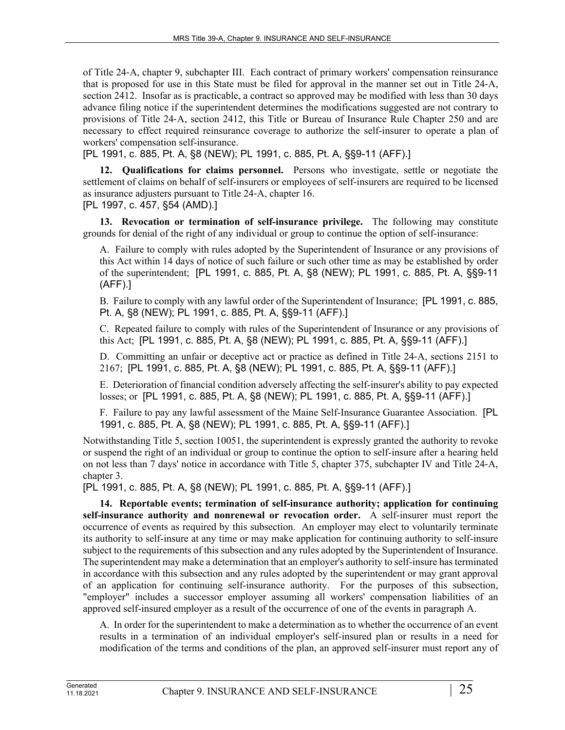of Title 24-A, chapter 9, subchapter III. Each contract of primary workers' compensation reinsurance that is proposed for use in this State must be filed for approval in the manner set out in Title 24-A, section 2412. Insofar as is practicable, a contract so approved may be modified with less than 30 days advance filing notice if the superintendent determines the modifications suggested are not contrary to provisions of Title 24-A, section 2412, this Title or Bureau of Insurance Rule Chapter 250 and are necessary to effect required reinsurance coverage to authorize the self-insurer to operate a plan of workers' compensation self-insurance.

[PL 1991, c. 885, Pt. A, §8 (NEW); PL 1991, c. 885, Pt. A, §§9-11 (AFF).]

**12. Qualifications for claims personnel.** Persons who investigate, settle or negotiate the settlement of claims on behalf of self-insurers or employees of self-insurers are required to be licensed as insurance adjusters pursuant to Title 24-A, chapter 16.

[PL 1997, c. 457, §54 (AMD).]

**13. Revocation or termination of self-insurance privilege.** The following may constitute grounds for denial of the right of any individual or group to continue the option of self-insurance:

A. Failure to comply with rules adopted by the Superintendent of Insurance or any provisions of this Act within 14 days of notice of such failure or such other time as may be established by order of the superintendent; [PL 1991, c. 885, Pt. A, §8 (NEW); PL 1991, c. 885, Pt. A, §§9-11 (AFF).]

B. Failure to comply with any lawful order of the Superintendent of Insurance; [PL 1991, c. 885, Pt. A, §8 (NEW); PL 1991, c. 885, Pt. A, §§9-11 (AFF).]

C. Repeated failure to comply with rules of the Superintendent of Insurance or any provisions of this Act; [PL 1991, c. 885, Pt. A, §8 (NEW); PL 1991, c. 885, Pt. A, §§9-11 (AFF).]

D. Committing an unfair or deceptive act or practice as defined in Title 24-A, sections 2151 to 2167; [PL 1991, c. 885, Pt. A, §8 (NEW); PL 1991, c. 885, Pt. A, §§9-11 (AFF).]

E. Deterioration of financial condition adversely affecting the self-insurer's ability to pay expected losses; or [PL 1991, c. 885, Pt. A, §8 (NEW); PL 1991, c. 885, Pt. A, §§9-11 (AFF).]

F. Failure to pay any lawful assessment of the Maine Self-Insurance Guarantee Association. [PL 1991, c. 885, Pt. A, §8 (NEW); PL 1991, c. 885, Pt. A, §§9-11 (AFF).]

Notwithstanding Title 5, section 10051, the superintendent is expressly granted the authority to revoke or suspend the right of an individual or group to continue the option to self-insure after a hearing held on not less than 7 days' notice in accordance with Title 5, chapter 375, subchapter IV and Title 24-A, chapter 3.

[PL 1991, c. 885, Pt. A, §8 (NEW); PL 1991, c. 885, Pt. A, §§9-11 (AFF).]

**14. Reportable events; termination of self-insurance authority; application for continuing self-insurance authority and nonrenewal or revocation order.** A self-insurer must report the occurrence of events as required by this subsection. An employer may elect to voluntarily terminate its authority to self-insure at any time or may make application for continuing authority to self-insure subject to the requirements of this subsection and any rules adopted by the Superintendent of Insurance. The superintendent may make a determination that an employer's authority to self-insure has terminated in accordance with this subsection and any rules adopted by the superintendent or may grant approval of an application for continuing self-insurance authority. For the purposes of this subsection, "employer" includes a successor employer assuming all workers' compensation liabilities of an approved self-insured employer as a result of the occurrence of one of the events in paragraph A.

A. In order for the superintendent to make a determination as to whether the occurrence of an event results in a termination of an individual employer's self-insured plan or results in a need for modification of the terms and conditions of the plan, an approved self-insurer must report any of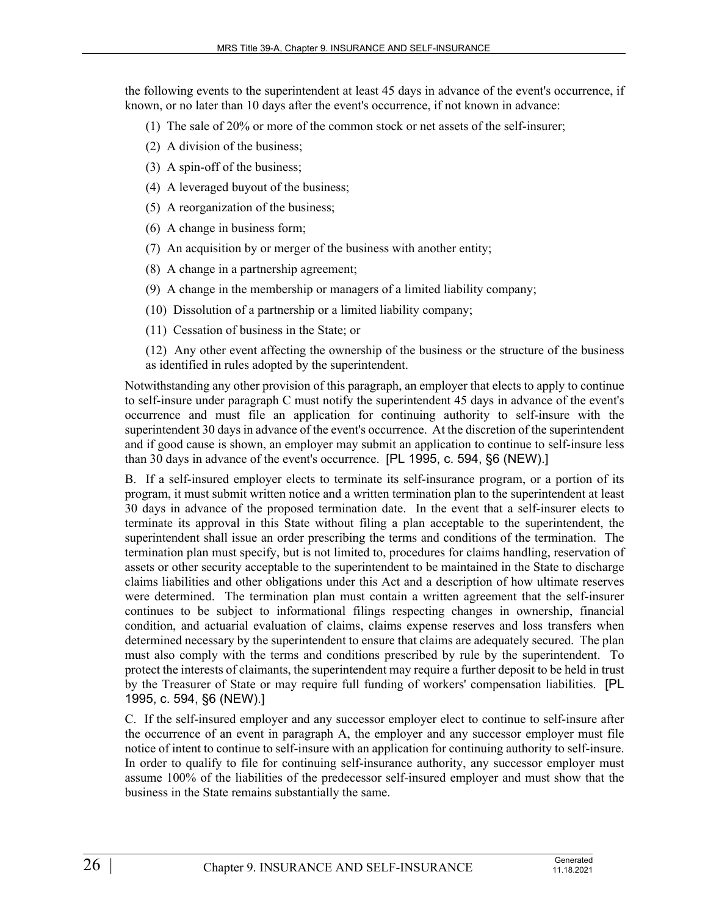the following events to the superintendent at least 45 days in advance of the event's occurrence, if known, or no later than 10 days after the event's occurrence, if not known in advance:

(1) The sale of 20% or more of the common stock or net assets of the self-insurer;

(2) A division of the business;

(3) A spin-off of the business;

(4) A leveraged buyout of the business;

(5) A reorganization of the business;

(6) A change in business form;

(7) An acquisition by or merger of the business with another entity;

(8) A change in a partnership agreement;

(9) A change in the membership or managers of a limited liability company;

(10) Dissolution of a partnership or a limited liability company;

(11) Cessation of business in the State; or

(12) Any other event affecting the ownership of the business or the structure of the business as identified in rules adopted by the superintendent.

Notwithstanding any other provision of this paragraph, an employer that elects to apply to continue to self-insure under paragraph C must notify the superintendent 45 days in advance of the event's occurrence and must file an application for continuing authority to self-insure with the superintendent 30 days in advance of the event's occurrence. At the discretion of the superintendent and if good cause is shown, an employer may submit an application to continue to self-insure less than 30 days in advance of the event's occurrence. [PL 1995, c. 594, §6 (NEW).]

B. If a self-insured employer elects to terminate its self-insurance program, or a portion of its program, it must submit written notice and a written termination plan to the superintendent at least 30 days in advance of the proposed termination date. In the event that a self-insurer elects to terminate its approval in this State without filing a plan acceptable to the superintendent, the superintendent shall issue an order prescribing the terms and conditions of the termination. The termination plan must specify, but is not limited to, procedures for claims handling, reservation of assets or other security acceptable to the superintendent to be maintained in the State to discharge claims liabilities and other obligations under this Act and a description of how ultimate reserves were determined. The termination plan must contain a written agreement that the self-insurer continues to be subject to informational filings respecting changes in ownership, financial condition, and actuarial evaluation of claims, claims expense reserves and loss transfers when determined necessary by the superintendent to ensure that claims are adequately secured. The plan must also comply with the terms and conditions prescribed by rule by the superintendent. To protect the interests of claimants, the superintendent may require a further deposit to be held in trust by the Treasurer of State or may require full funding of workers' compensation liabilities. [PL 1995, c. 594, §6 (NEW).]

C. If the self-insured employer and any successor employer elect to continue to self-insure after the occurrence of an event in paragraph A, the employer and any successor employer must file notice of intent to continue to self-insure with an application for continuing authority to self-insure. In order to qualify to file for continuing self-insurance authority, any successor employer must assume 100% of the liabilities of the predecessor self-insured employer and must show that the business in the State remains substantially the same.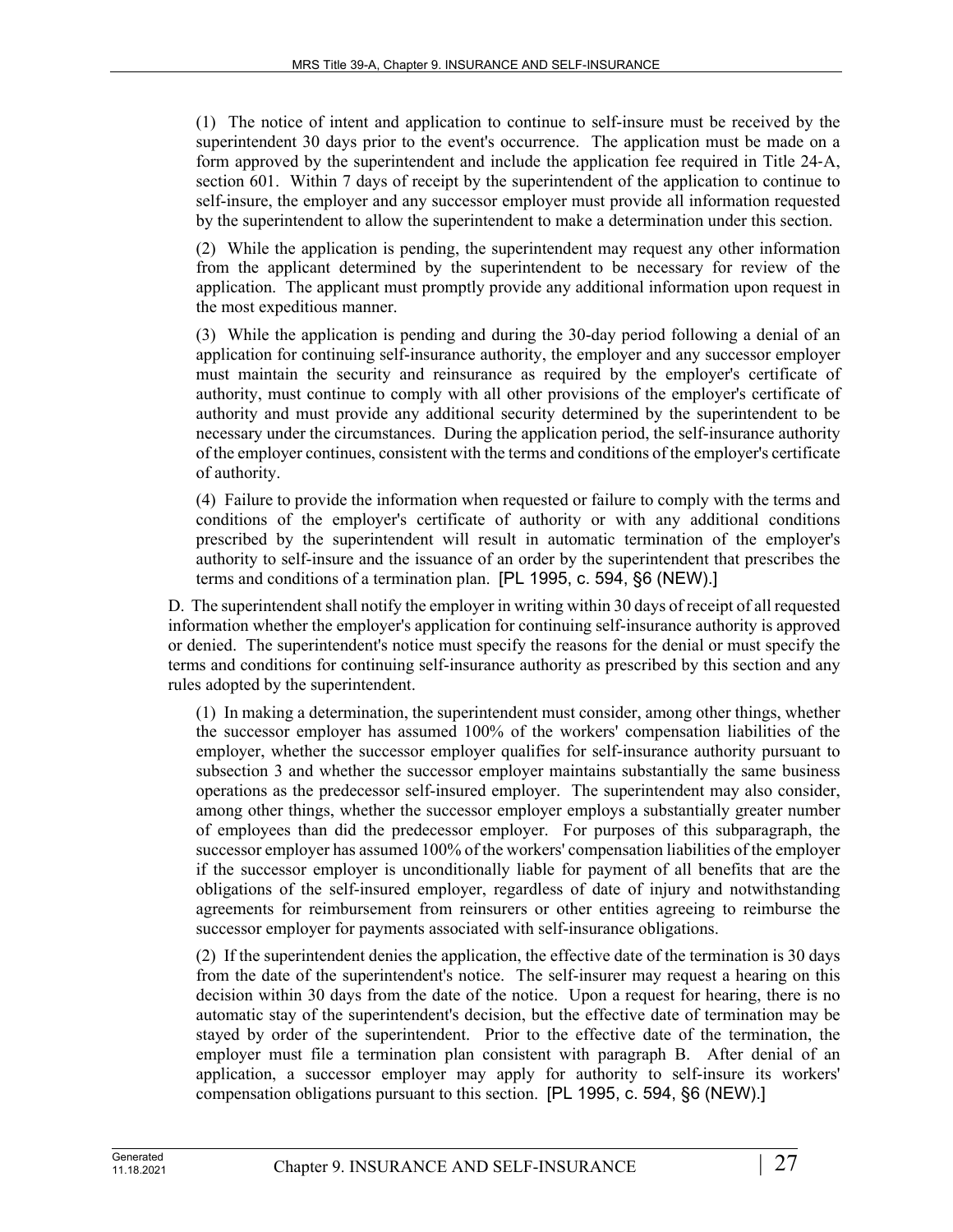(1) The notice of intent and application to continue to self-insure must be received by the superintendent 30 days prior to the event's occurrence. The application must be made on a form approved by the superintendent and include the application fee required in Title 24-A, section 601. Within 7 days of receipt by the superintendent of the application to continue to self-insure, the employer and any successor employer must provide all information requested by the superintendent to allow the superintendent to make a determination under this section.

(2) While the application is pending, the superintendent may request any other information from the applicant determined by the superintendent to be necessary for review of the application. The applicant must promptly provide any additional information upon request in the most expeditious manner.

(3) While the application is pending and during the 30-day period following a denial of an application for continuing self-insurance authority, the employer and any successor employer must maintain the security and reinsurance as required by the employer's certificate of authority, must continue to comply with all other provisions of the employer's certificate of authority and must provide any additional security determined by the superintendent to be necessary under the circumstances. During the application period, the self-insurance authority of the employer continues, consistent with the terms and conditions of the employer's certificate of authority.

(4) Failure to provide the information when requested or failure to comply with the terms and conditions of the employer's certificate of authority or with any additional conditions prescribed by the superintendent will result in automatic termination of the employer's authority to self-insure and the issuance of an order by the superintendent that prescribes the terms and conditions of a termination plan. [PL 1995, c. 594, §6 (NEW).]

D. The superintendent shall notify the employer in writing within 30 days of receipt of all requested information whether the employer's application for continuing self-insurance authority is approved or denied. The superintendent's notice must specify the reasons for the denial or must specify the terms and conditions for continuing self-insurance authority as prescribed by this section and any rules adopted by the superintendent.

(1) In making a determination, the superintendent must consider, among other things, whether the successor employer has assumed 100% of the workers' compensation liabilities of the employer, whether the successor employer qualifies for self-insurance authority pursuant to subsection 3 and whether the successor employer maintains substantially the same business operations as the predecessor self-insured employer. The superintendent may also consider, among other things, whether the successor employer employs a substantially greater number of employees than did the predecessor employer. For purposes of this subparagraph, the successor employer has assumed 100% of the workers' compensation liabilities of the employer if the successor employer is unconditionally liable for payment of all benefits that are the obligations of the self-insured employer, regardless of date of injury and notwithstanding agreements for reimbursement from reinsurers or other entities agreeing to reimburse the successor employer for payments associated with self-insurance obligations.

(2) If the superintendent denies the application, the effective date of the termination is 30 days from the date of the superintendent's notice. The self-insurer may request a hearing on this decision within 30 days from the date of the notice. Upon a request for hearing, there is no automatic stay of the superintendent's decision, but the effective date of termination may be stayed by order of the superintendent. Prior to the effective date of the termination, the employer must file a termination plan consistent with paragraph B. After denial of an application, a successor employer may apply for authority to self-insure its workers' compensation obligations pursuant to this section. [PL 1995, c. 594, §6 (NEW).]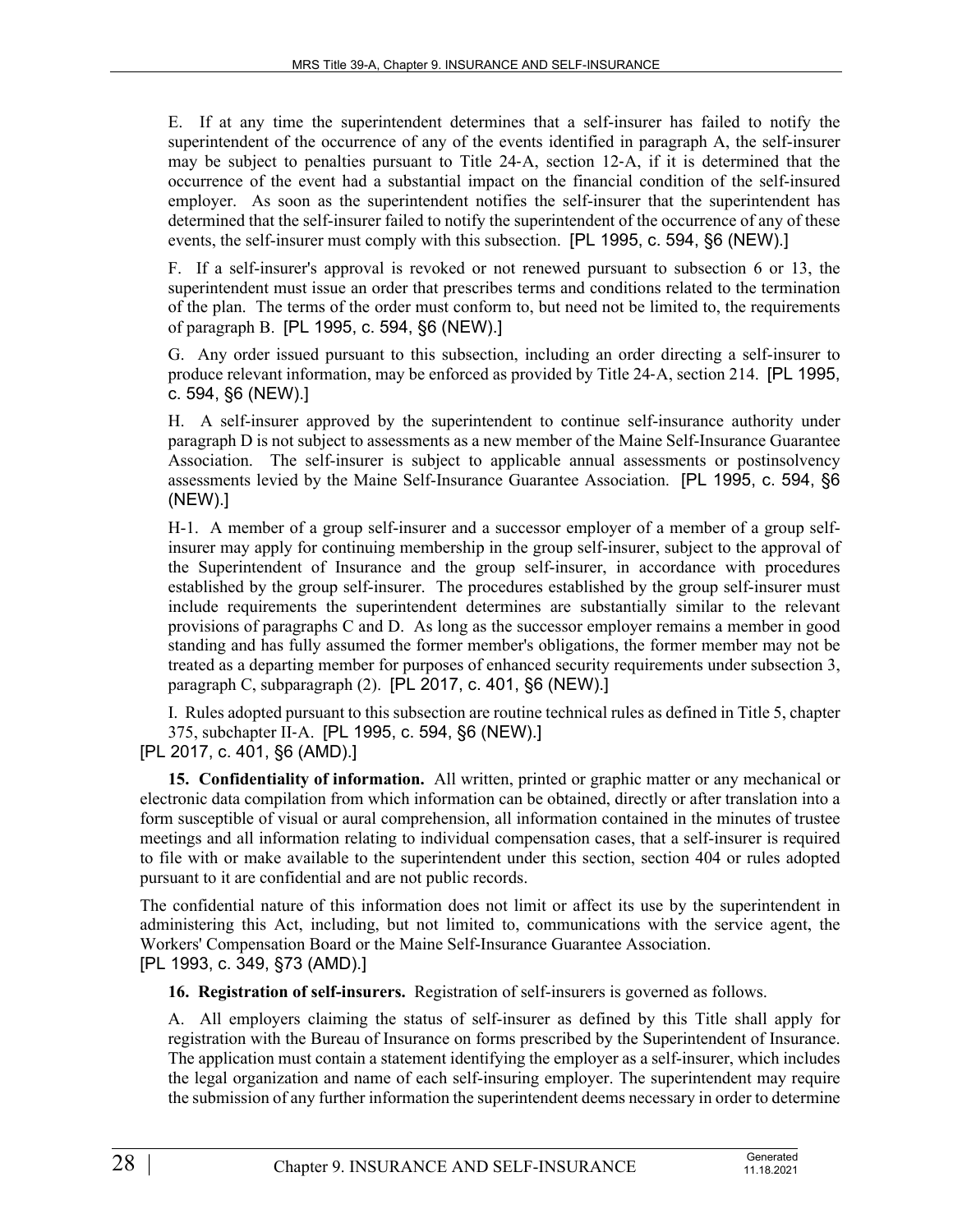E. If at any time the superintendent determines that a self-insurer has failed to notify the superintendent of the occurrence of any of the events identified in paragraph A, the self-insurer may be subject to penalties pursuant to Title 24‑A, section 12‑A, if it is determined that the occurrence of the event had a substantial impact on the financial condition of the self-insured employer. As soon as the superintendent notifies the self-insurer that the superintendent has determined that the self-insurer failed to notify the superintendent of the occurrence of any of these events, the self-insurer must comply with this subsection. [PL 1995, c. 594, §6 (NEW).]

F. If a self-insurer's approval is revoked or not renewed pursuant to subsection 6 or 13, the superintendent must issue an order that prescribes terms and conditions related to the termination of the plan. The terms of the order must conform to, but need not be limited to, the requirements of paragraph B. [PL 1995, c. 594, §6 (NEW).]

G. Any order issued pursuant to this subsection, including an order directing a self-insurer to produce relevant information, may be enforced as provided by Title 24‑A, section 214. [PL 1995, c. 594, §6 (NEW).]

H. A self-insurer approved by the superintendent to continue self-insurance authority under paragraph D is not subject to assessments as a new member of the Maine Self-Insurance Guarantee Association. The self-insurer is subject to applicable annual assessments or postinsolvency assessments levied by the Maine Self-Insurance Guarantee Association. [PL 1995, c. 594, §6 (NEW).]

H-1. A member of a group self-insurer and a successor employer of a member of a group self-insurer may apply for continuing membership in the group self-insurer, subject to the approval of the Superintendent of Insurance and the group self-insurer, in accordance with procedures established by the group self-insurer. The procedures established by the group self-insurer must include requirements the superintendent determines are substantially similar to the relevant provisions of paragraphs C and D. As long as the successor employer remains a member in good standing and has fully assumed the former member's obligations, the former member may not be treated as a departing member for purposes of enhanced security requirements under subsection 3, paragraph C, subparagraph (2). [PL 2017, c. 401, §6 (NEW).]

I. Rules adopted pursuant to this subsection are routine technical rules as defined in Title 5, chapter 375, subchapter II‑A. [PL 1995, c. 594, §6 (NEW).]

[PL 2017, c. 401, §6 (AMD).]

**15. Confidentiality of information.** All written, printed or graphic matter or any mechanical or electronic data compilation from which information can be obtained, directly or after translation into a form susceptible of visual or aural comprehension, all information contained in the minutes of trustee meetings and all information relating to individual compensation cases, that a self-insurer is required to file with or make available to the superintendent under this section, section 404 or rules adopted pursuant to it are confidential and are not public records.

The confidential nature of this information does not limit or affect its use by the superintendent in administering this Act, including, but not limited to, communications with the service agent, the Workers' Compensation Board or the Maine Self-Insurance Guarantee Association.

[PL 1993, c. 349, §73 (AMD).]

**16. Registration of self-insurers.** Registration of self-insurers is governed as follows.

A. All employers claiming the status of self-insurer as defined by this Title shall apply for registration with the Bureau of Insurance on forms prescribed by the Superintendent of Insurance. The application must contain a statement identifying the employer as a self-insurer, which includes the legal organization and name of each self-insuring employer. The superintendent may require the submission of any further information the superintendent deems necessary in order to determine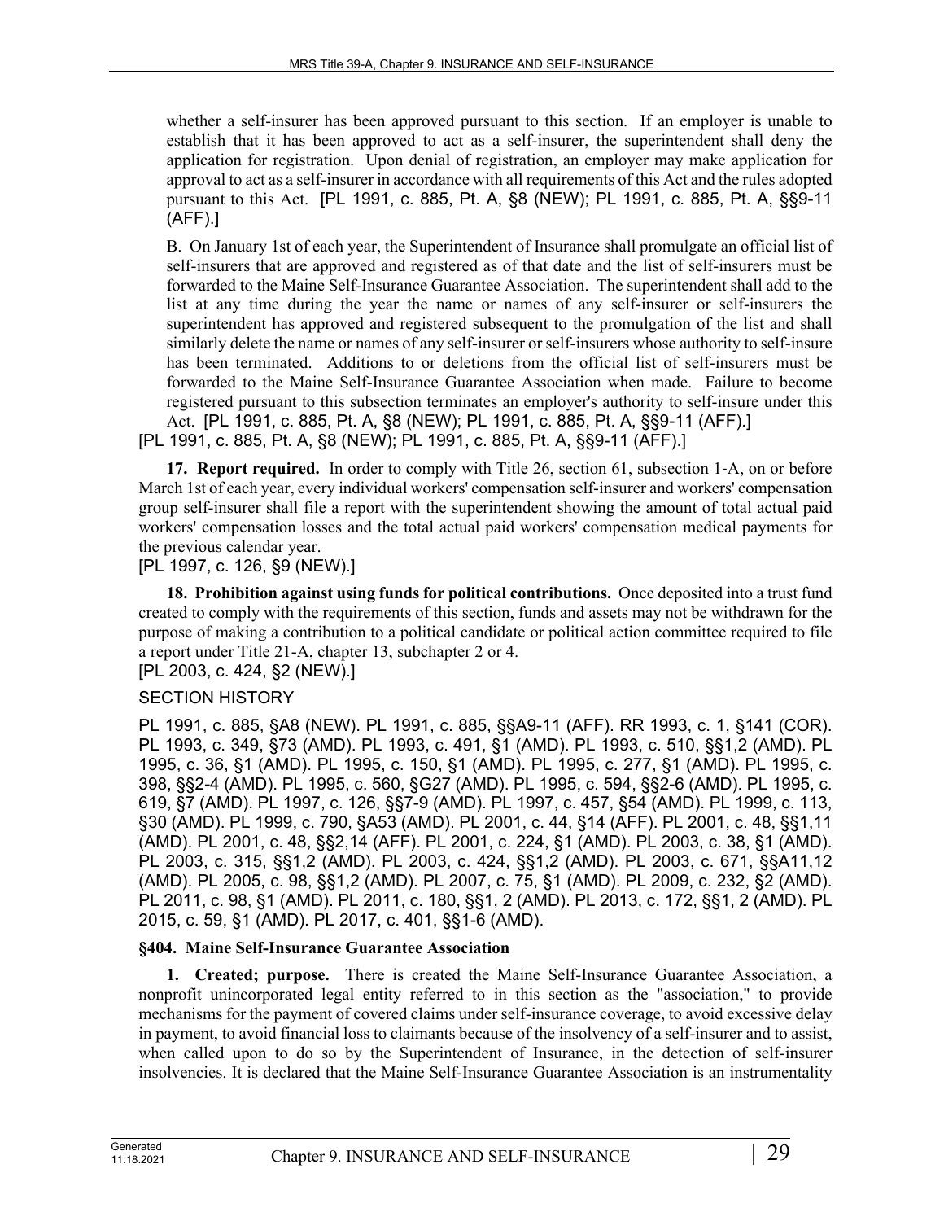whether a self-insurer has been approved pursuant to this section. If an employer is unable to establish that it has been approved to act as a self-insurer, the superintendent shall deny the application for registration. Upon denial of registration, an employer may make application for approval to act as a self-insurer in accordance with all requirements of this Act and the rules adopted pursuant to this Act. [PL 1991, c. 885, Pt. A, §8 (NEW); PL 1991, c. 885, Pt. A, §§9-11 (AFF).]

B. On January 1st of each year, the Superintendent of Insurance shall promulgate an official list of self-insurers that are approved and registered as of that date and the list of self-insurers must be forwarded to the Maine Self-Insurance Guarantee Association. The superintendent shall add to the list at any time during the year the name or names of any self-insurer or self-insurers the superintendent has approved and registered subsequent to the promulgation of the list and shall similarly delete the name or names of any self-insurer or self-insurers whose authority to self-insure has been terminated. Additions to or deletions from the official list of self-insurers must be forwarded to the Maine Self-Insurance Guarantee Association when made. Failure to become registered pursuant to this subsection terminates an employer's authority to self-insure under this Act. [PL 1991, c. 885, Pt. A, §8 (NEW); PL 1991, c. 885, Pt. A, §§9-11 (AFF).]

[PL 1991, c. 885, Pt. A, §8 (NEW); PL 1991, c. 885, Pt. A, §§9-11 (AFF).]

**17. Report required.** In order to comply with Title 26, section 61, subsection 1-A, on or before March 1st of each year, every individual workers' compensation self-insurer and workers' compensation group self-insurer shall file a report with the superintendent showing the amount of total actual paid workers' compensation losses and the total actual paid workers' compensation medical payments for the previous calendar year.

[PL 1997, c. 126, §9 (NEW).]

**18. Prohibition against using funds for political contributions.** Once deposited into a trust fund created to comply with the requirements of this section, funds and assets may not be withdrawn for the purpose of making a contribution to a political candidate or political action committee required to file a report under Title 21-A, chapter 13, subchapter 2 or 4.

[PL 2003, c. 424, §2 (NEW).]

SECTION HISTORY

PL 1991, c. 885, §A8 (NEW). PL 1991, c. 885, §§A9-11 (AFF). RR 1993, c. 1, §141 (COR). PL 1993, c. 349, §73 (AMD). PL 1993, c. 491, §1 (AMD). PL 1993, c. 510, §§1,2 (AMD). PL 1995, c. 36, §1 (AMD). PL 1995, c. 150, §1 (AMD). PL 1995, c. 277, §1 (AMD). PL 1995, c. 398, §§2-4 (AMD). PL 1995, c. 560, §G27 (AMD). PL 1995, c. 594, §§2-6 (AMD). PL 1995, c. 619, §7 (AMD). PL 1997, c. 126, §§7-9 (AMD). PL 1997, c. 457, §54 (AMD). PL 1999, c. 113, §30 (AMD). PL 1999, c. 790, §A53 (AMD). PL 2001, c. 44, §14 (AFF). PL 2001, c. 48, §§1,11 (AMD). PL 2001, c. 48, §§2,14 (AFF). PL 2001, c. 224, §1 (AMD). PL 2003, c. 38, §1 (AMD). PL 2003, c. 315, §§1,2 (AMD). PL 2003, c. 424, §§1,2 (AMD). PL 2003, c. 671, §§A11,12 (AMD). PL 2005, c. 98, §§1,2 (AMD). PL 2007, c. 75, §1 (AMD). PL 2009, c. 232, §2 (AMD). PL 2011, c. 98, §1 (AMD). PL 2011, c. 180, §§1, 2 (AMD). PL 2013, c. 172, §§1, 2 (AMD). PL 2015, c. 59, §1 (AMD). PL 2017, c. 401, §§1-6 (AMD).

### §404. Maine Self-Insurance Guarantee Association

**1. Created; purpose.** There is created the Maine Self-Insurance Guarantee Association, a nonprofit unincorporated legal entity referred to in this section as the "association," to provide mechanisms for the payment of covered claims under self-insurance coverage, to avoid excessive delay in payment, to avoid financial loss to claimants because of the insolvency of a self-insurer and to assist, when called upon to do so by the Superintendent of Insurance, in the detection of self-insurer insolvencies. It is declared that the Maine Self-Insurance Guarantee Association is an instrumentality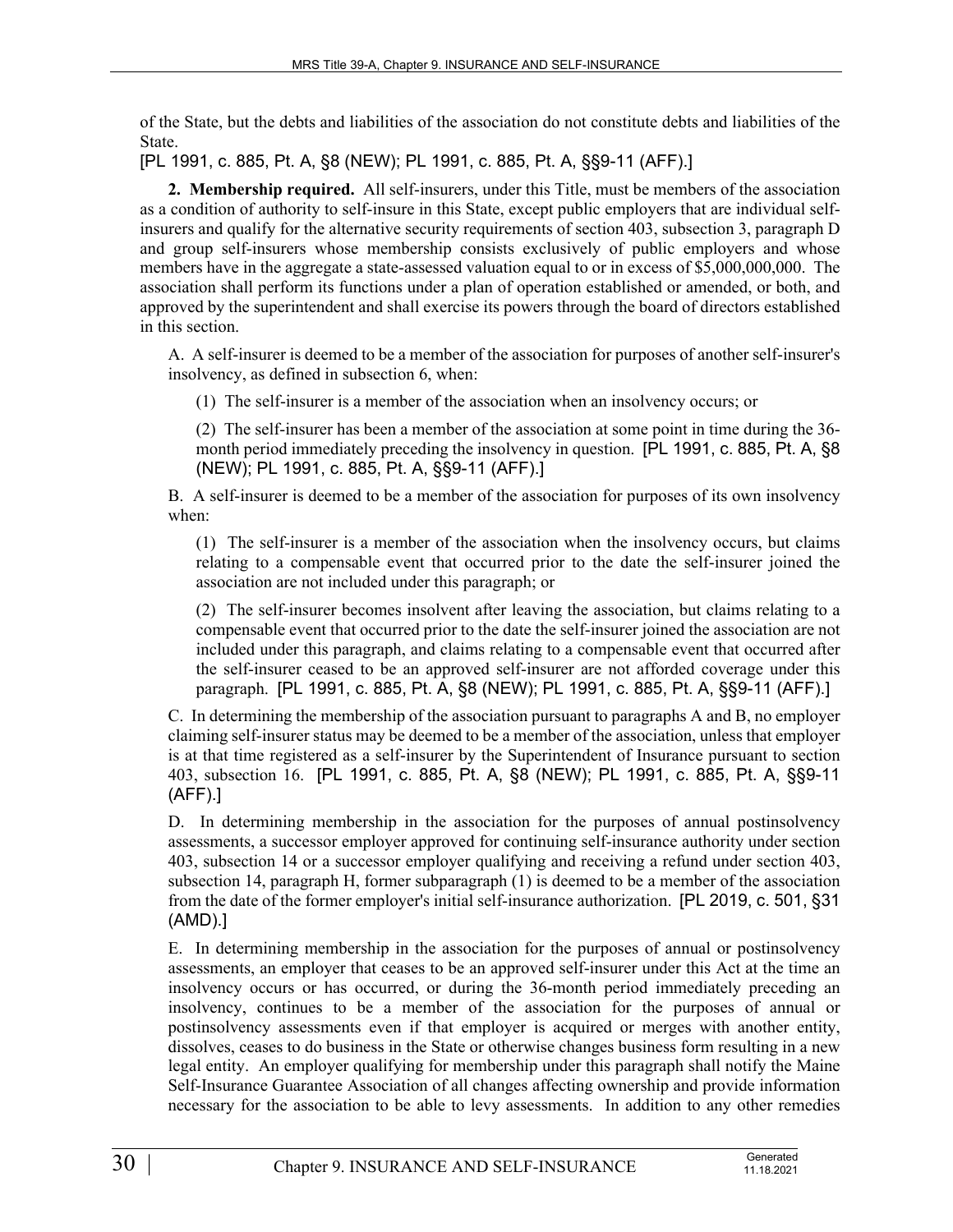of the State, but the debts and liabilities of the association do not constitute debts and liabilities of the State.

[PL 1991, c. 885, Pt. A, §8 (NEW); PL 1991, c. 885, Pt. A, §§9-11 (AFF).]

**2. Membership required.** All self-insurers, under this Title, must be members of the association as a condition of authority to self-insure in this State, except public employers that are individual self-insurers and qualify for the alternative security requirements of section 403, subsection 3, paragraph D and group self-insurers whose membership consists exclusively of public employers and whose members have in the aggregate a state-assessed valuation equal to or in excess of $5,000,000,000. The association shall perform its functions under a plan of operation established or amended, or both, and approved by the superintendent and shall exercise its powers through the board of directors established in this section.

A. A self-insurer is deemed to be a member of the association for purposes of another self-insurer's insolvency, as defined in subsection 6, when:

(1) The self-insurer is a member of the association when an insolvency occurs; or

(2) The self-insurer has been a member of the association at some point in time during the 36-month period immediately preceding the insolvency in question. [PL 1991, c. 885, Pt. A, §8 (NEW); PL 1991, c. 885, Pt. A, §§9-11 (AFF).]

B. A self-insurer is deemed to be a member of the association for purposes of its own insolvency when:

(1) The self-insurer is a member of the association when the insolvency occurs, but claims relating to a compensable event that occurred prior to the date the self-insurer joined the association are not included under this paragraph; or

(2) The self-insurer becomes insolvent after leaving the association, but claims relating to a compensable event that occurred prior to the date the self-insurer joined the association are not included under this paragraph, and claims relating to a compensable event that occurred after the self-insurer ceased to be an approved self-insurer are not afforded coverage under this paragraph. [PL 1991, c. 885, Pt. A, §8 (NEW); PL 1991, c. 885, Pt. A, §§9-11 (AFF).]

C. In determining the membership of the association pursuant to paragraphs A and B, no employer claiming self-insurer status may be deemed to be a member of the association, unless that employer is at that time registered as a self-insurer by the Superintendent of Insurance pursuant to section 403, subsection 16. [PL 1991, c. 885, Pt. A, §8 (NEW); PL 1991, c. 885, Pt. A, §§9-11 (AFF).]

D. In determining membership in the association for the purposes of annual postinsolvency assessments, a successor employer approved for continuing self-insurance authority under section 403, subsection 14 or a successor employer qualifying and receiving a refund under section 403, subsection 14, paragraph H, former subparagraph (1) is deemed to be a member of the association from the date of the former employer's initial self-insurance authorization. [PL 2019, c. 501, §31 (AMD).]

E. In determining membership in the association for the purposes of annual or postinsolvency assessments, an employer that ceases to be an approved self-insurer under this Act at the time an insolvency occurs or has occurred, or during the 36-month period immediately preceding an insolvency, continues to be a member of the association for the purposes of annual or postinsolvency assessments even if that employer is acquired or merges with another entity, dissolves, ceases to do business in the State or otherwise changes business form resulting in a new legal entity. An employer qualifying for membership under this paragraph shall notify the Maine Self-Insurance Guarantee Association of all changes affecting ownership and provide information necessary for the association to be able to levy assessments. In addition to any other remedies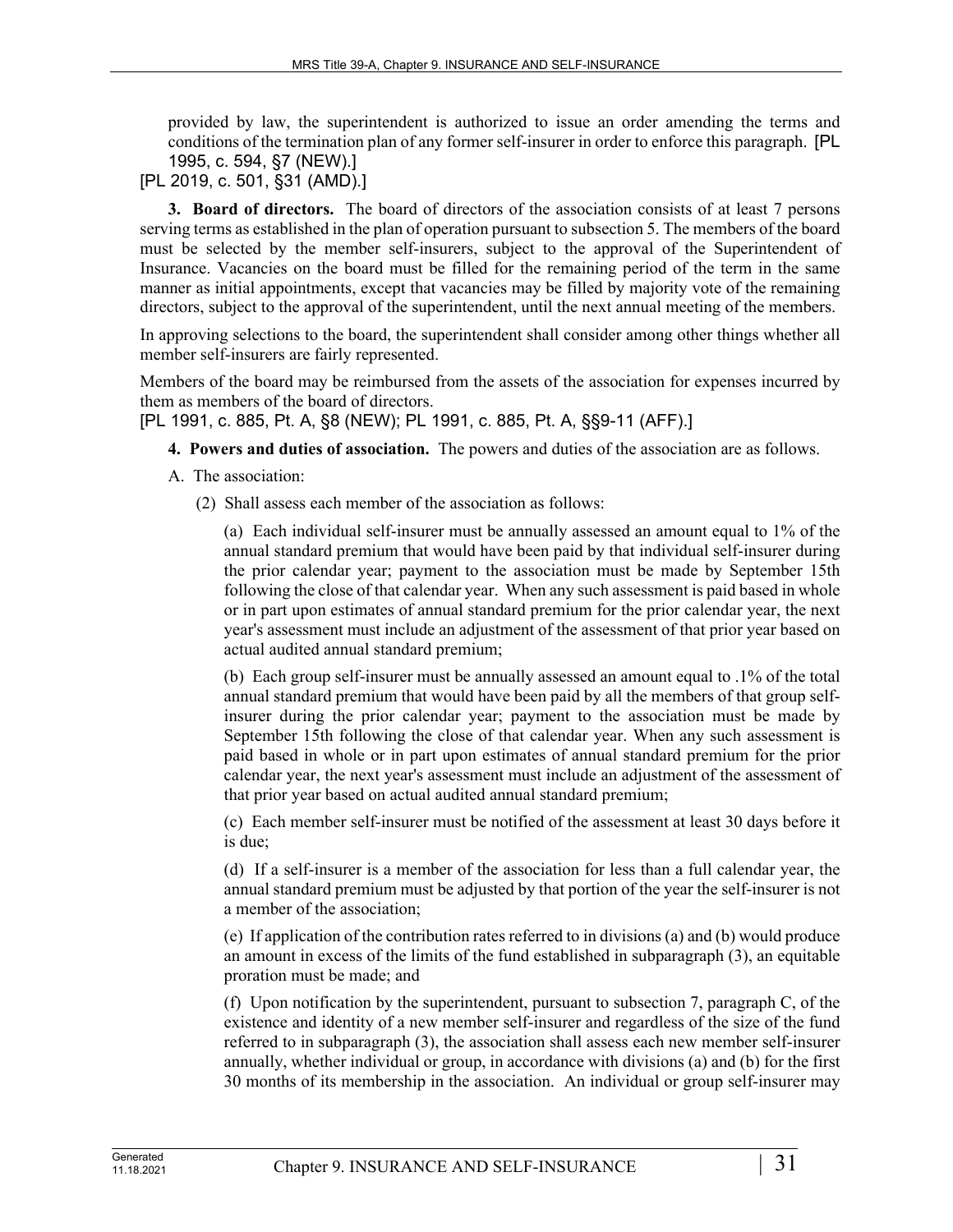provided by law, the superintendent is authorized to issue an order amending the terms and conditions of the termination plan of any former self-insurer in order to enforce this paragraph. [PL 1995, c. 594, §7 (NEW).]

[PL 2019, c. 501, §31 (AMD).]

**3. Board of directors.** The board of directors of the association consists of at least 7 persons serving terms as established in the plan of operation pursuant to subsection 5. The members of the board must be selected by the member self-insurers, subject to the approval of the Superintendent of Insurance. Vacancies on the board must be filled for the remaining period of the term in the same manner as initial appointments, except that vacancies may be filled by majority vote of the remaining directors, subject to the approval of the superintendent, until the next annual meeting of the members.

In approving selections to the board, the superintendent shall consider among other things whether all member self-insurers are fairly represented.

Members of the board may be reimbursed from the assets of the association for expenses incurred by them as members of the board of directors.

[PL 1991, c. 885, Pt. A, §8 (NEW); PL 1991, c. 885, Pt. A, §§9-11 (AFF).]

**4. Powers and duties of association.** The powers and duties of the association are as follows.

A. The association:

(2) Shall assess each member of the association as follows:

(a) Each individual self-insurer must be annually assessed an amount equal to 1% of the annual standard premium that would have been paid by that individual self-insurer during the prior calendar year; payment to the association must be made by September 15th following the close of that calendar year. When any such assessment is paid based in whole or in part upon estimates of annual standard premium for the prior calendar year, the next year's assessment must include an adjustment of the assessment of that prior year based on actual audited annual standard premium;

(b) Each group self-insurer must be annually assessed an amount equal to .1% of the total annual standard premium that would have been paid by all the members of that group self-insurer during the prior calendar year; payment to the association must be made by September 15th following the close of that calendar year. When any such assessment is paid based in whole or in part upon estimates of annual standard premium for the prior calendar year, the next year's assessment must include an adjustment of the assessment of that prior year based on actual audited annual standard premium;

(c) Each member self-insurer must be notified of the assessment at least 30 days before it is due;

(d) If a self-insurer is a member of the association for less than a full calendar year, the annual standard premium must be adjusted by that portion of the year the self-insurer is not a member of the association;

(e) If application of the contribution rates referred to in divisions (a) and (b) would produce an amount in excess of the limits of the fund established in subparagraph (3), an equitable proration must be made; and

(f) Upon notification by the superintendent, pursuant to subsection 7, paragraph C, of the existence and identity of a new member self-insurer and regardless of the size of the fund referred to in subparagraph (3), the association shall assess each new member self-insurer annually, whether individual or group, in accordance with divisions (a) and (b) for the first 30 months of its membership in the association. An individual or group self-insurer may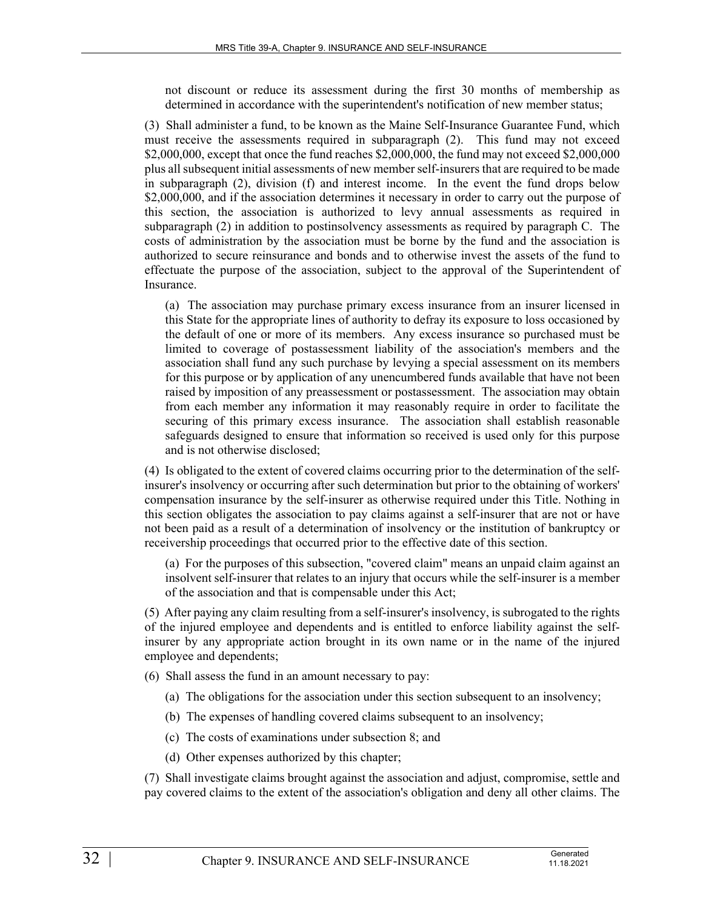not discount or reduce its assessment during the first 30 months of membership as determined in accordance with the superintendent's notification of new member status;

(3) Shall administer a fund, to be known as the Maine Self-Insurance Guarantee Fund, which must receive the assessments required in subparagraph (2). This fund may not exceed $2,000,000, except that once the fund reaches $2,000,000, the fund may not exceed $2,000,000 plus all subsequent initial assessments of new member self-insurers that are required to be made in subparagraph (2), division (f) and interest income. In the event the fund drops below $2,000,000, and if the association determines it necessary in order to carry out the purpose of this section, the association is authorized to levy annual assessments as required in subparagraph (2) in addition to postinsolvency assessments as required by paragraph C. The costs of administration by the association must be borne by the fund and the association is authorized to secure reinsurance and bonds and to otherwise invest the assets of the fund to effectuate the purpose of the association, subject to the approval of the Superintendent of Insurance.

(a) The association may purchase primary excess insurance from an insurer licensed in this State for the appropriate lines of authority to defray its exposure to loss occasioned by the default of one or more of its members. Any excess insurance so purchased must be limited to coverage of postassessment liability of the association's members and the association shall fund any such purchase by levying a special assessment on its members for this purpose or by application of any unencumbered funds available that have not been raised by imposition of any preassessment or postassessment. The association may obtain from each member any information it may reasonably require in order to facilitate the securing of this primary excess insurance. The association shall establish reasonable safeguards designed to ensure that information so received is used only for this purpose and is not otherwise disclosed;

(4) Is obligated to the extent of covered claims occurring prior to the determination of the self-insurer's insolvency or occurring after such determination but prior to the obtaining of workers' compensation insurance by the self-insurer as otherwise required under this Title. Nothing in this section obligates the association to pay claims against a self-insurer that are not or have not been paid as a result of a determination of insolvency or the institution of bankruptcy or receivership proceedings that occurred prior to the effective date of this section.

(a) For the purposes of this subsection, "covered claim" means an unpaid claim against an insolvent self-insurer that relates to an injury that occurs while the self-insurer is a member of the association and that is compensable under this Act;

(5) After paying any claim resulting from a self-insurer's insolvency, is subrogated to the rights of the injured employee and dependents and is entitled to enforce liability against the self-insurer by any appropriate action brought in its own name or in the name of the injured employee and dependents;

(6) Shall assess the fund in an amount necessary to pay:

(a) The obligations for the association under this section subsequent to an insolvency;

(b) The expenses of handling covered claims subsequent to an insolvency;

(c) The costs of examinations under subsection 8; and

(d) Other expenses authorized by this chapter;

(7) Shall investigate claims brought against the association and adjust, compromise, settle and pay covered claims to the extent of the association's obligation and deny all other claims. The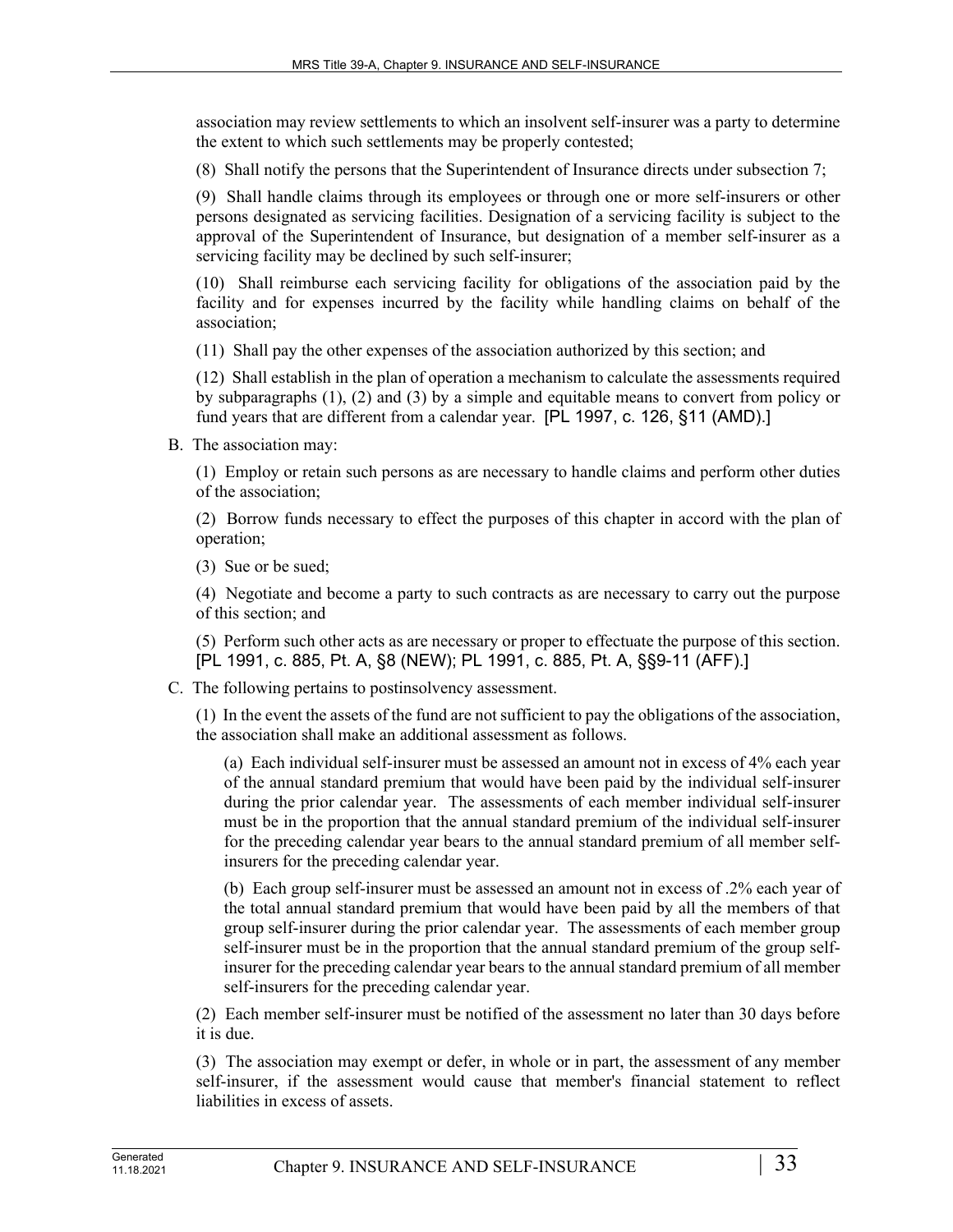association may review settlements to which an insolvent self-insurer was a party to determine the extent to which such settlements may be properly contested;

(8) Shall notify the persons that the Superintendent of Insurance directs under subsection 7;

(9) Shall handle claims through its employees or through one or more self-insurers or other persons designated as servicing facilities. Designation of a servicing facility is subject to the approval of the Superintendent of Insurance, but designation of a member self-insurer as a servicing facility may be declined by such self-insurer;

(10) Shall reimburse each servicing facility for obligations of the association paid by the facility and for expenses incurred by the facility while handling claims on behalf of the association;

(11) Shall pay the other expenses of the association authorized by this section; and

(12) Shall establish in the plan of operation a mechanism to calculate the assessments required by subparagraphs (1), (2) and (3) by a simple and equitable means to convert from policy or fund years that are different from a calendar year. [PL 1997, c. 126, §11 (AMD).]

B. The association may:

(1) Employ or retain such persons as are necessary to handle claims and perform other duties of the association;

(2) Borrow funds necessary to effect the purposes of this chapter in accord with the plan of operation;

(3) Sue or be sued;

(4) Negotiate and become a party to such contracts as are necessary to carry out the purpose of this section; and

(5) Perform such other acts as are necessary or proper to effectuate the purpose of this section. [PL 1991, c. 885, Pt. A, §8 (NEW); PL 1991, c. 885, Pt. A, §§9-11 (AFF).]

C. The following pertains to postinsolvency assessment.

(1) In the event the assets of the fund are not sufficient to pay the obligations of the association, the association shall make an additional assessment as follows.

(a) Each individual self-insurer must be assessed an amount not in excess of 4% each year of the annual standard premium that would have been paid by the individual self-insurer during the prior calendar year. The assessments of each member individual self-insurer must be in the proportion that the annual standard premium of the individual self-insurer for the preceding calendar year bears to the annual standard premium of all member self-insurers for the preceding calendar year.

(b) Each group self-insurer must be assessed an amount not in excess of .2% each year of the total annual standard premium that would have been paid by all the members of that group self-insurer during the prior calendar year. The assessments of each member group self-insurer must be in the proportion that the annual standard premium of the group self-insurer for the preceding calendar year bears to the annual standard premium of all member self-insurers for the preceding calendar year.

(2) Each member self-insurer must be notified of the assessment no later than 30 days before it is due.

(3) The association may exempt or defer, in whole or in part, the assessment of any member self-insurer, if the assessment would cause that member's financial statement to reflect liabilities in excess of assets.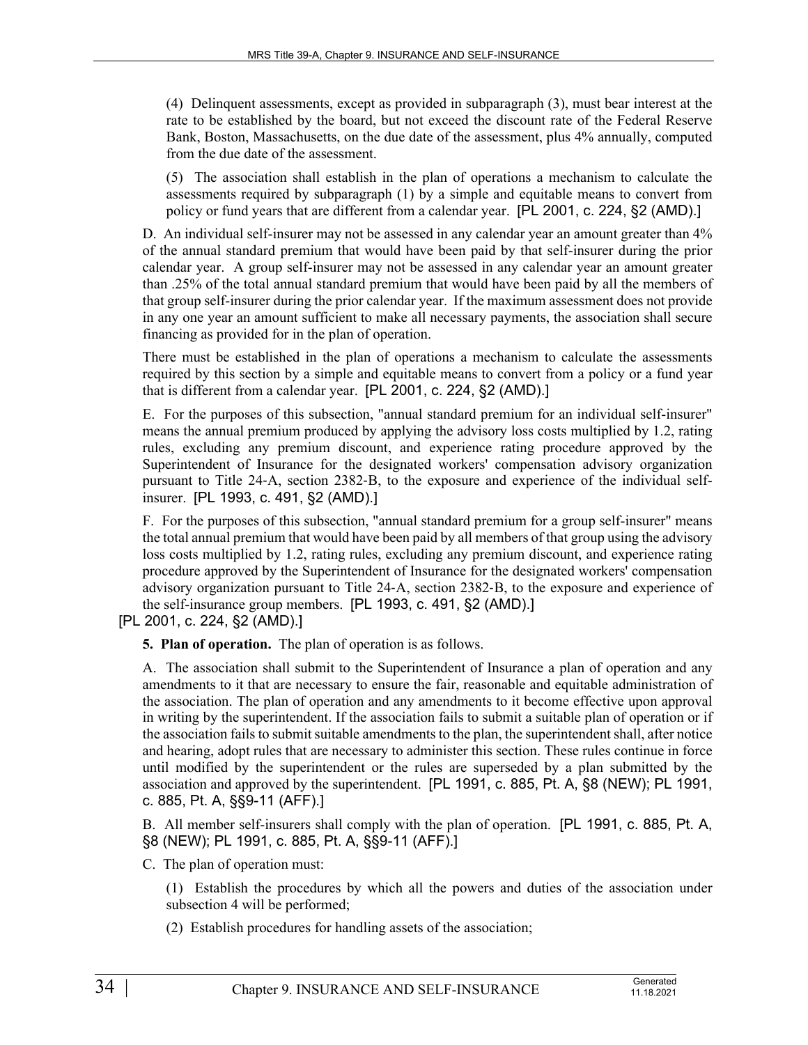(4) Delinquent assessments, except as provided in subparagraph (3), must bear interest at the rate to be established by the board, but not exceed the discount rate of the Federal Reserve Bank, Boston, Massachusetts, on the due date of the assessment, plus 4% annually, computed from the due date of the assessment.

(5) The association shall establish in the plan of operations a mechanism to calculate the assessments required by subparagraph (1) by a simple and equitable means to convert from policy or fund years that are different from a calendar year. [PL 2001, c. 224, §2 (AMD).]

D. An individual self-insurer may not be assessed in any calendar year an amount greater than 4% of the annual standard premium that would have been paid by that self-insurer during the prior calendar year. A group self-insurer may not be assessed in any calendar year an amount greater than .25% of the total annual standard premium that would have been paid by all the members of that group self-insurer during the prior calendar year. If the maximum assessment does not provide in any one year an amount sufficient to make all necessary payments, the association shall secure financing as provided for in the plan of operation.

There must be established in the plan of operations a mechanism to calculate the assessments required by this section by a simple and equitable means to convert from a policy or a fund year that is different from a calendar year. [PL 2001, c. 224, §2 (AMD).]

E. For the purposes of this subsection, "annual standard premium for an individual self-insurer" means the annual premium produced by applying the advisory loss costs multiplied by 1.2, rating rules, excluding any premium discount, and experience rating procedure approved by the Superintendent of Insurance for the designated workers' compensation advisory organization pursuant to Title 24-A, section 2382-B, to the exposure and experience of the individual self-insurer. [PL 1993, c. 491, §2 (AMD).]

F. For the purposes of this subsection, "annual standard premium for a group self-insurer" means the total annual premium that would have been paid by all members of that group using the advisory loss costs multiplied by 1.2, rating rules, excluding any premium discount, and experience rating procedure approved by the Superintendent of Insurance for the designated workers' compensation advisory organization pursuant to Title 24-A, section 2382-B, to the exposure and experience of the self-insurance group members. [PL 1993, c. 491, §2 (AMD).]

[PL 2001, c. 224, §2 (AMD).]

**5. Plan of operation.** The plan of operation is as follows.

A. The association shall submit to the Superintendent of Insurance a plan of operation and any amendments to it that are necessary to ensure the fair, reasonable and equitable administration of the association. The plan of operation and any amendments to it become effective upon approval in writing by the superintendent. If the association fails to submit a suitable plan of operation or if the association fails to submit suitable amendments to the plan, the superintendent shall, after notice and hearing, adopt rules that are necessary to administer this section. These rules continue in force until modified by the superintendent or the rules are superseded by a plan submitted by the association and approved by the superintendent. [PL 1991, c. 885, Pt. A, §8 (NEW); PL 1991, c. 885, Pt. A, §§9-11 (AFF).]

B. All member self-insurers shall comply with the plan of operation. [PL 1991, c. 885, Pt. A, §8 (NEW); PL 1991, c. 885, Pt. A, §§9-11 (AFF).]

C. The plan of operation must:

(1) Establish the procedures by which all the powers and duties of the association under subsection 4 will be performed;

(2) Establish procedures for handling assets of the association;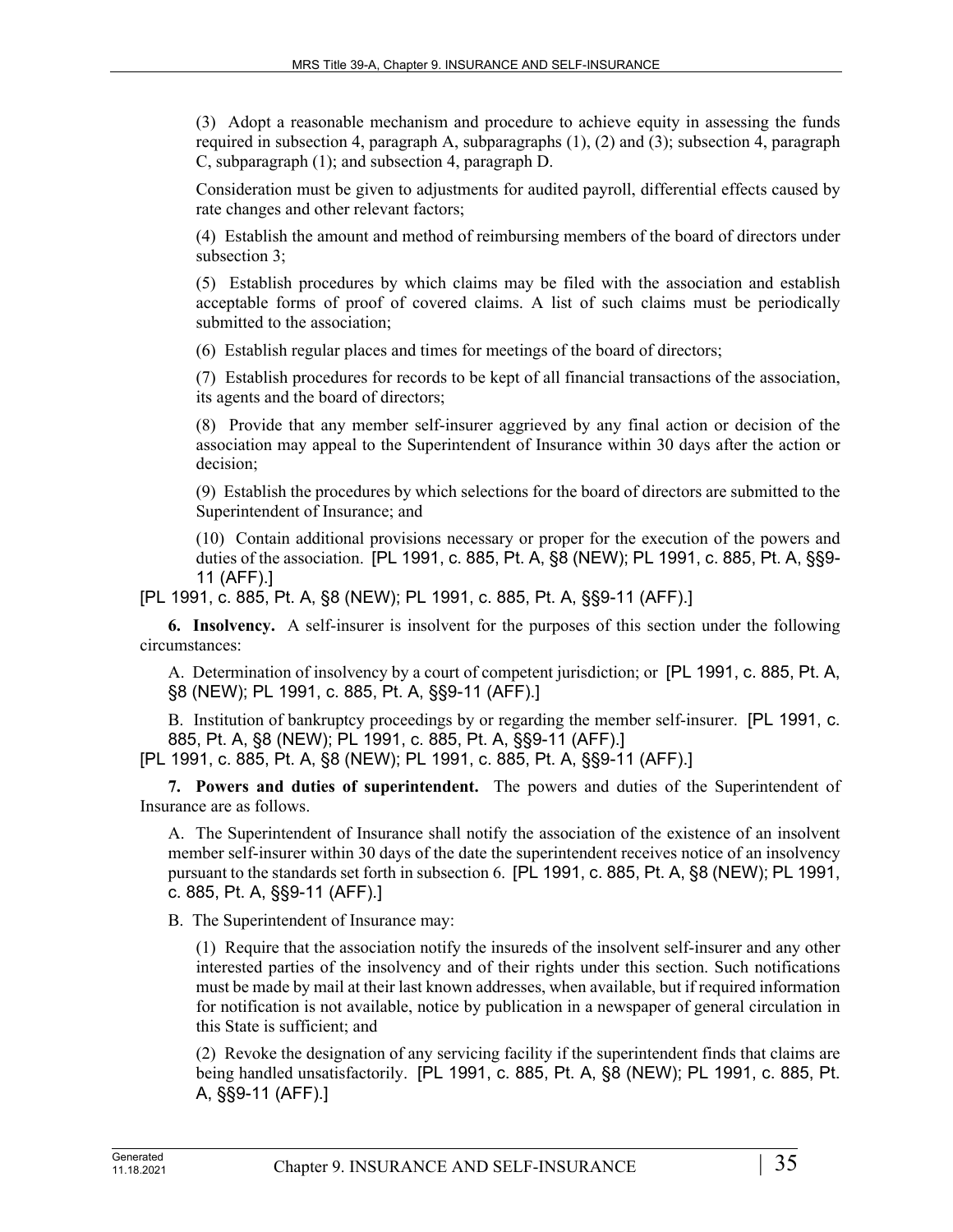(3) Adopt a reasonable mechanism and procedure to achieve equity in assessing the funds required in subsection 4, paragraph A, subparagraphs (1), (2) and (3); subsection 4, paragraph C, subparagraph (1); and subsection 4, paragraph D.

Consideration must be given to adjustments for audited payroll, differential effects caused by rate changes and other relevant factors;

(4) Establish the amount and method of reimbursing members of the board of directors under subsection 3;

(5) Establish procedures by which claims may be filed with the association and establish acceptable forms of proof of covered claims. A list of such claims must be periodically submitted to the association;

(6) Establish regular places and times for meetings of the board of directors;

(7) Establish procedures for records to be kept of all financial transactions of the association, its agents and the board of directors;

(8) Provide that any member self-insurer aggrieved by any final action or decision of the association may appeal to the Superintendent of Insurance within 30 days after the action or decision;

(9) Establish the procedures by which selections for the board of directors are submitted to the Superintendent of Insurance; and

(10) Contain additional provisions necessary or proper for the execution of the powers and duties of the association. [PL 1991, c. 885, Pt. A, §8 (NEW); PL 1991, c. 885, Pt. A, §§9-11 (AFF).]

[PL 1991, c. 885, Pt. A, §8 (NEW); PL 1991, c. 885, Pt. A, §§9-11 (AFF).]

**6. Insolvency.** A self-insurer is insolvent for the purposes of this section under the following circumstances:

A. Determination of insolvency by a court of competent jurisdiction; or [PL 1991, c. 885, Pt. A, §8 (NEW); PL 1991, c. 885, Pt. A, §§9-11 (AFF).]

B. Institution of bankruptcy proceedings by or regarding the member self-insurer. [PL 1991, c. 885, Pt. A, §8 (NEW); PL 1991, c. 885, Pt. A, §§9-11 (AFF).]

[PL 1991, c. 885, Pt. A, §8 (NEW); PL 1991, c. 885, Pt. A, §§9-11 (AFF).]

**7. Powers and duties of superintendent.** The powers and duties of the Superintendent of Insurance are as follows.

A. The Superintendent of Insurance shall notify the association of the existence of an insolvent member self-insurer within 30 days of the date the superintendent receives notice of an insolvency pursuant to the standards set forth in subsection 6. [PL 1991, c. 885, Pt. A, §8 (NEW); PL 1991, c. 885, Pt. A, §§9-11 (AFF).]

B. The Superintendent of Insurance may:

(1) Require that the association notify the insureds of the insolvent self-insurer and any other interested parties of the insolvency and of their rights under this section. Such notifications must be made by mail at their last known addresses, when available, but if required information for notification is not available, notice by publication in a newspaper of general circulation in this State is sufficient; and

(2) Revoke the designation of any servicing facility if the superintendent finds that claims are being handled unsatisfactorily. [PL 1991, c. 885, Pt. A, §8 (NEW); PL 1991, c. 885, Pt. A, §§9-11 (AFF).]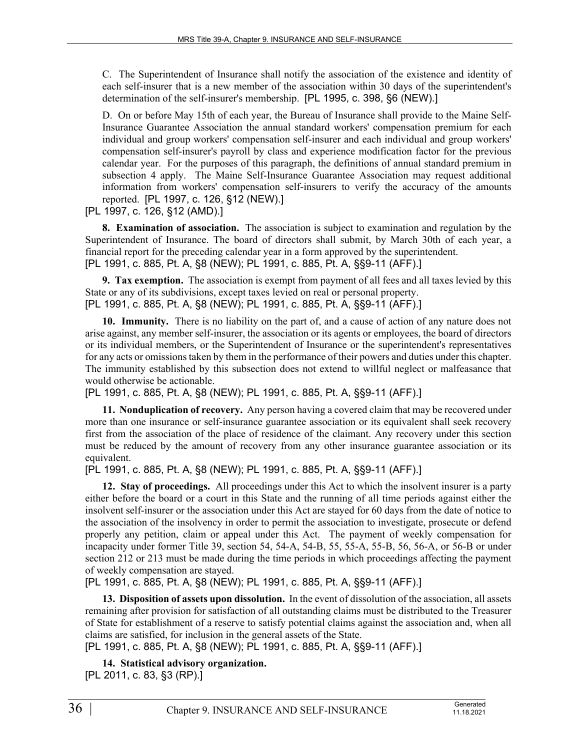C. The Superintendent of Insurance shall notify the association of the existence and identity of each self-insurer that is a new member of the association within 30 days of the superintendent's determination of the self-insurer's membership. [PL 1995, c. 398, §6 (NEW).]

D. On or before May 15th of each year, the Bureau of Insurance shall provide to the Maine Self-Insurance Guarantee Association the annual standard workers' compensation premium for each individual and group workers' compensation self-insurer and each individual and group workers' compensation self-insurer's payroll by class and experience modification factor for the previous calendar year. For the purposes of this paragraph, the definitions of annual standard premium in subsection 4 apply. The Maine Self-Insurance Guarantee Association may request additional information from workers' compensation self-insurers to verify the accuracy of the amounts reported. [PL 1997, c. 126, §12 (NEW).]

[PL 1997, c. 126, §12 (AMD).]

**8. Examination of association.** The association is subject to examination and regulation by the Superintendent of Insurance. The board of directors shall submit, by March 30th of each year, a financial report for the preceding calendar year in a form approved by the superintendent.
[PL 1991, c. 885, Pt. A, §8 (NEW); PL 1991, c. 885, Pt. A, §§9-11 (AFF).]

**9. Tax exemption.** The association is exempt from payment of all fees and all taxes levied by this State or any of its subdivisions, except taxes levied on real or personal property.
[PL 1991, c. 885, Pt. A, §8 (NEW); PL 1991, c. 885, Pt. A, §§9-11 (AFF).]

**10. Immunity.** There is no liability on the part of, and a cause of action of any nature does not arise against, any member self-insurer, the association or its agents or employees, the board of directors or its individual members, or the Superintendent of Insurance or the superintendent's representatives for any acts or omissions taken by them in the performance of their powers and duties under this chapter. The immunity established by this subsection does not extend to willful neglect or malfeasance that would otherwise be actionable.
[PL 1991, c. 885, Pt. A, §8 (NEW); PL 1991, c. 885, Pt. A, §§9-11 (AFF).]

**11. Nonduplication of recovery.** Any person having a covered claim that may be recovered under more than one insurance or self-insurance guarantee association or its equivalent shall seek recovery first from the association of the place of residence of the claimant. Any recovery under this section must be reduced by the amount of recovery from any other insurance guarantee association or its equivalent.
[PL 1991, c. 885, Pt. A, §8 (NEW); PL 1991, c. 885, Pt. A, §§9-11 (AFF).]

**12. Stay of proceedings.** All proceedings under this Act to which the insolvent insurer is a party either before the board or a court in this State and the running of all time periods against either the insolvent self-insurer or the association under this Act are stayed for 60 days from the date of notice to the association of the insolvency in order to permit the association to investigate, prosecute or defend properly any petition, claim or appeal under this Act. The payment of weekly compensation for incapacity under former Title 39, section 54, 54-A, 54-B, 55, 55-A, 55-B, 56, 56-A, or 56-B or under section 212 or 213 must be made during the time periods in which proceedings affecting the payment of weekly compensation are stayed.
[PL 1991, c. 885, Pt. A, §8 (NEW); PL 1991, c. 885, Pt. A, §§9-11 (AFF).]

**13. Disposition of assets upon dissolution.** In the event of dissolution of the association, all assets remaining after provision for satisfaction of all outstanding claims must be distributed to the Treasurer of State for establishment of a reserve to satisfy potential claims against the association and, when all claims are satisfied, for inclusion in the general assets of the State.
[PL 1991, c. 885, Pt. A, §8 (NEW); PL 1991, c. 885, Pt. A, §§9-11 (AFF).]

**14. Statistical advisory organization.**
[PL 2011, c. 83, §3 (RP).]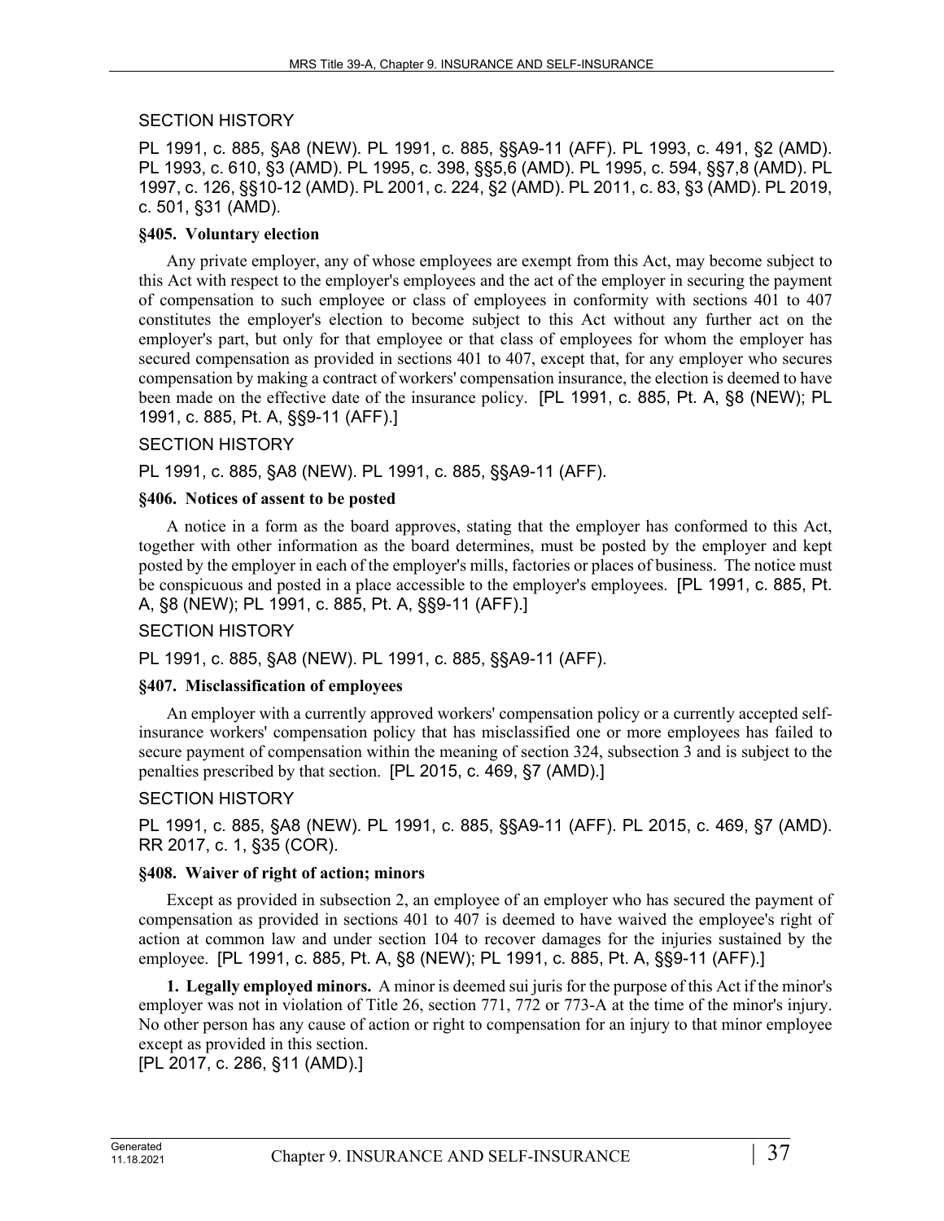SECTION HISTORY

PL 1991, c. 885, §A8 (NEW). PL 1991, c. 885, §§A9-11 (AFF). PL 1993, c. 491, §2 (AMD). PL 1993, c. 610, §3 (AMD). PL 1995, c. 398, §§5,6 (AMD). PL 1995, c. 594, §§7,8 (AMD). PL 1997, c. 126, §§10-12 (AMD). PL 2001, c. 224, §2 (AMD). PL 2011, c. 83, §3 (AMD). PL 2019, c. 501, §31 (AMD).

**§405. Voluntary election**

Any private employer, any of whose employees are exempt from this Act, may become subject to this Act with respect to the employer's employees and the act of the employer in securing the payment of compensation to such employee or class of employees in conformity with sections 401 to 407 constitutes the employer's election to become subject to this Act without any further act on the employer's part, but only for that employee or that class of employees for whom the employer has secured compensation as provided in sections 401 to 407, except that, for any employer who secures compensation by making a contract of workers' compensation insurance, the election is deemed to have been made on the effective date of the insurance policy. [PL 1991, c. 885, Pt. A, §8 (NEW); PL 1991, c. 885, Pt. A, §§9-11 (AFF).]

SECTION HISTORY

PL 1991, c. 885, §A8 (NEW). PL 1991, c. 885, §§A9-11 (AFF).

**§406. Notices of assent to be posted**

A notice in a form as the board approves, stating that the employer has conformed to this Act, together with other information as the board determines, must be posted by the employer and kept posted by the employer in each of the employer's mills, factories or places of business. The notice must be conspicuous and posted in a place accessible to the employer's employees. [PL 1991, c. 885, Pt. A, §8 (NEW); PL 1991, c. 885, Pt. A, §§9-11 (AFF).]

SECTION HISTORY

PL 1991, c. 885, §A8 (NEW). PL 1991, c. 885, §§A9-11 (AFF).

**§407. Misclassification of employees**

An employer with a currently approved workers' compensation policy or a currently accepted self-insurance workers' compensation policy that has misclassified one or more employees has failed to secure payment of compensation within the meaning of section 324, subsection 3 and is subject to the penalties prescribed by that section. [PL 2015, c. 469, §7 (AMD).]

SECTION HISTORY

PL 1991, c. 885, §A8 (NEW). PL 1991, c. 885, §§A9-11 (AFF). PL 2015, c. 469, §7 (AMD). RR 2017, c. 1, §35 (COR).

**§408. Waiver of right of action; minors**

Except as provided in subsection 2, an employee of an employer who has secured the payment of compensation as provided in sections 401 to 407 is deemed to have waived the employee's right of action at common law and under section 104 to recover damages for the injuries sustained by the employee. [PL 1991, c. 885, Pt. A, §8 (NEW); PL 1991, c. 885, Pt. A, §§9-11 (AFF).]

**1. Legally employed minors.** A minor is deemed sui juris for the purpose of this Act if the minor's employer was not in violation of Title 26, section 771, 772 or 773-A at the time of the minor's injury. No other person has any cause of action or right to compensation for an injury to that minor employee except as provided in this section.
[PL 2017, c. 286, §11 (AMD).]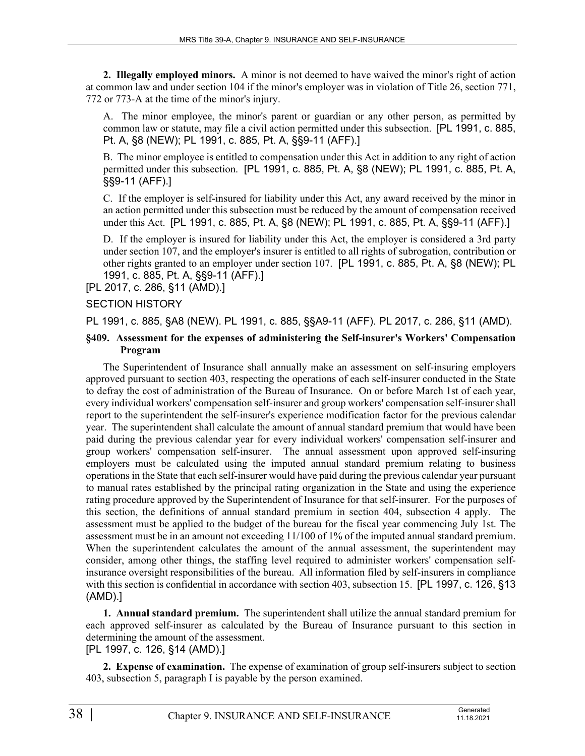**2. Illegally employed minors.** A minor is not deemed to have waived the minor's right of action at common law and under section 104 if the minor's employer was in violation of Title 26, section 771, 772 or 773-A at the time of the minor's injury.

A. The minor employee, the minor's parent or guardian or any other person, as permitted by common law or statute, may file a civil action permitted under this subsection. [PL 1991, c. 885, Pt. A, §8 (NEW); PL 1991, c. 885, Pt. A, §§9-11 (AFF).]

B. The minor employee is entitled to compensation under this Act in addition to any right of action permitted under this subsection. [PL 1991, c. 885, Pt. A, §8 (NEW); PL 1991, c. 885, Pt. A, §§9-11 (AFF).]

C. If the employer is self-insured for liability under this Act, any award received by the minor in an action permitted under this subsection must be reduced by the amount of compensation received under this Act. [PL 1991, c. 885, Pt. A, §8 (NEW); PL 1991, c. 885, Pt. A, §§9-11 (AFF).]

D. If the employer is insured for liability under this Act, the employer is considered a 3rd party under section 107, and the employer's insurer is entitled to all rights of subrogation, contribution or other rights granted to an employer under section 107. [PL 1991, c. 885, Pt. A, §8 (NEW); PL 1991, c. 885, Pt. A, §§9-11 (AFF).]

[PL 2017, c. 286, §11 (AMD).]

SECTION HISTORY

PL 1991, c. 885, §A8 (NEW). PL 1991, c. 885, §§A9-11 (AFF). PL 2017, c. 286, §11 (AMD).

### §409. Assessment for the expenses of administering the Self-insurer's Workers' Compensation Program

The Superintendent of Insurance shall annually make an assessment on self-insuring employers approved pursuant to section 403, respecting the operations of each self-insurer conducted in the State to defray the cost of administration of the Bureau of Insurance. On or before March 1st of each year, every individual workers' compensation self-insurer and group workers' compensation self-insurer shall report to the superintendent the self-insurer's experience modification factor for the previous calendar year. The superintendent shall calculate the amount of annual standard premium that would have been paid during the previous calendar year for every individual workers' compensation self-insurer and group workers' compensation self-insurer. The annual assessment upon approved self-insuring employers must be calculated using the imputed annual standard premium relating to business operations in the State that each self-insurer would have paid during the previous calendar year pursuant to manual rates established by the principal rating organization in the State and using the experience rating procedure approved by the Superintendent of Insurance for that self-insurer. For the purposes of this section, the definitions of annual standard premium in section 404, subsection 4 apply. The assessment must be applied to the budget of the bureau for the fiscal year commencing July 1st. The assessment must be in an amount not exceeding 11/100 of 1% of the imputed annual standard premium. When the superintendent calculates the amount of the annual assessment, the superintendent may consider, among other things, the staffing level required to administer workers' compensation self-insurance oversight responsibilities of the bureau. All information filed by self-insurers in compliance with this section is confidential in accordance with section 403, subsection 15. [PL 1997, c. 126, §13 (AMD).]

**1. Annual standard premium.** The superintendent shall utilize the annual standard premium for each approved self-insurer as calculated by the Bureau of Insurance pursuant to this section in determining the amount of the assessment.

[PL 1997, c. 126, §14 (AMD).]

**2. Expense of examination.** The expense of examination of group self-insurers subject to section 403, subsection 5, paragraph I is payable by the person examined.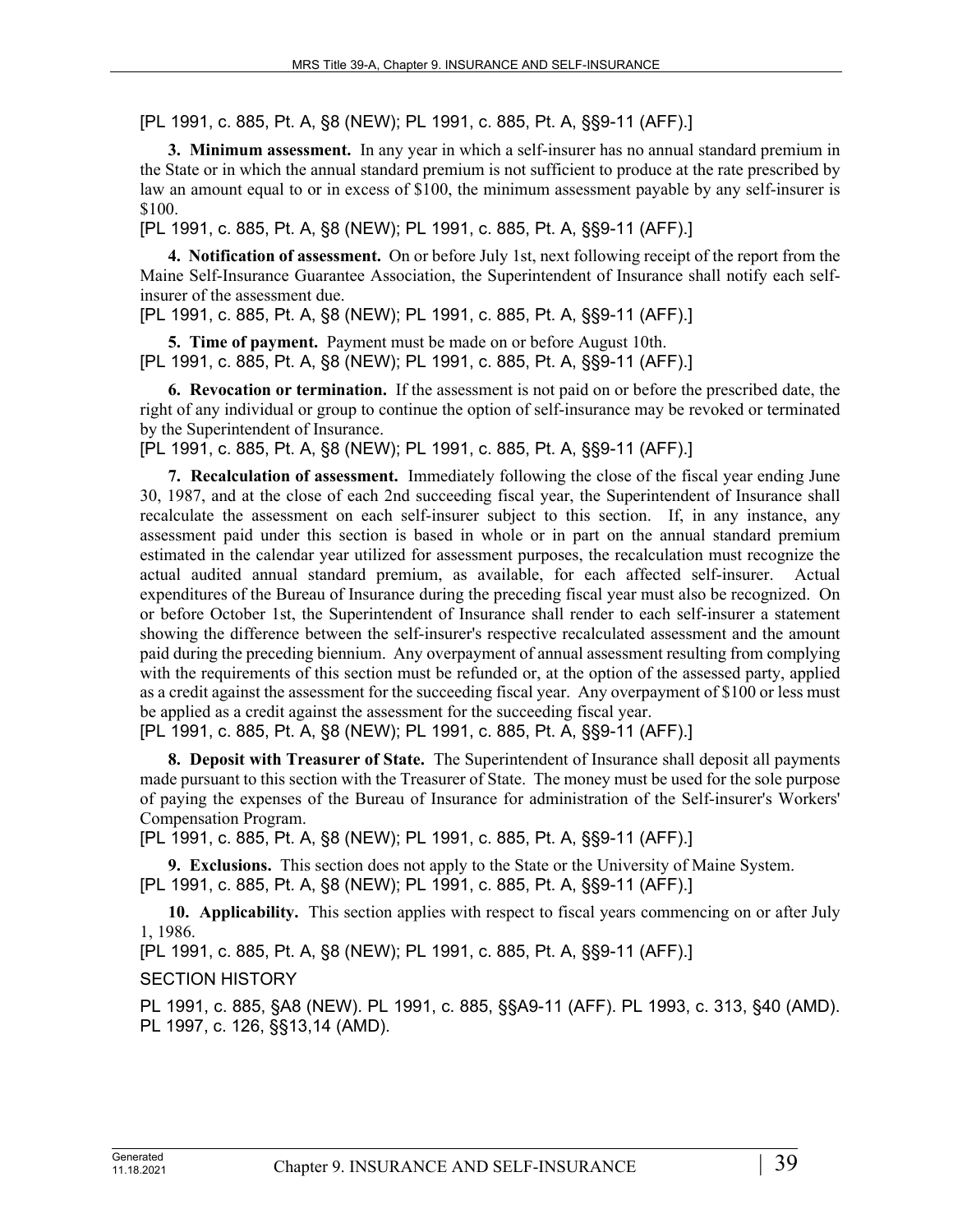[PL 1991, c. 885, Pt. A, §8 (NEW); PL 1991, c. 885, Pt. A, §§9-11 (AFF).]

**3. Minimum assessment.** In any year in which a self-insurer has no annual standard premium in the State or in which the annual standard premium is not sufficient to produce at the rate prescribed by law an amount equal to or in excess of $100, the minimum assessment payable by any self-insurer is $100.

[PL 1991, c. 885, Pt. A, §8 (NEW); PL 1991, c. 885, Pt. A, §§9-11 (AFF).]

**4. Notification of assessment.** On or before July 1st, next following receipt of the report from the Maine Self-Insurance Guarantee Association, the Superintendent of Insurance shall notify each self-insurer of the assessment due.

[PL 1991, c. 885, Pt. A, §8 (NEW); PL 1991, c. 885, Pt. A, §§9-11 (AFF).]

**5. Time of payment.** Payment must be made on or before August 10th.

[PL 1991, c. 885, Pt. A, §8 (NEW); PL 1991, c. 885, Pt. A, §§9-11 (AFF).]

**6. Revocation or termination.** If the assessment is not paid on or before the prescribed date, the right of any individual or group to continue the option of self-insurance may be revoked or terminated by the Superintendent of Insurance.

[PL 1991, c. 885, Pt. A, §8 (NEW); PL 1991, c. 885, Pt. A, §§9-11 (AFF).]

**7. Recalculation of assessment.** Immediately following the close of the fiscal year ending June 30, 1987, and at the close of each 2nd succeeding fiscal year, the Superintendent of Insurance shall recalculate the assessment on each self-insurer subject to this section. If, in any instance, any assessment paid under this section is based in whole or in part on the annual standard premium estimated in the calendar year utilized for assessment purposes, the recalculation must recognize the actual audited annual standard premium, as available, for each affected self-insurer. Actual expenditures of the Bureau of Insurance during the preceding fiscal year must also be recognized. On or before October 1st, the Superintendent of Insurance shall render to each self-insurer a statement showing the difference between the self-insurer's respective recalculated assessment and the amount paid during the preceding biennium. Any overpayment of annual assessment resulting from complying with the requirements of this section must be refunded or, at the option of the assessed party, applied as a credit against the assessment for the succeeding fiscal year. Any overpayment of $100 or less must be applied as a credit against the assessment for the succeeding fiscal year.

[PL 1991, c. 885, Pt. A, §8 (NEW); PL 1991, c. 885, Pt. A, §§9-11 (AFF).]

**8. Deposit with Treasurer of State.** The Superintendent of Insurance shall deposit all payments made pursuant to this section with the Treasurer of State. The money must be used for the sole purpose of paying the expenses of the Bureau of Insurance for administration of the Self-insurer's Workers' Compensation Program.

[PL 1991, c. 885, Pt. A, §8 (NEW); PL 1991, c. 885, Pt. A, §§9-11 (AFF).]

**9. Exclusions.** This section does not apply to the State or the University of Maine System.

[PL 1991, c. 885, Pt. A, §8 (NEW); PL 1991, c. 885, Pt. A, §§9-11 (AFF).]

**10. Applicability.** This section applies with respect to fiscal years commencing on or after July 1, 1986.

[PL 1991, c. 885, Pt. A, §8 (NEW); PL 1991, c. 885, Pt. A, §§9-11 (AFF).]

SECTION HISTORY

PL 1991, c. 885, §A8 (NEW). PL 1991, c. 885, §§A9-11 (AFF). PL 1993, c. 313, §40 (AMD). PL 1997, c. 126, §§13,14 (AMD).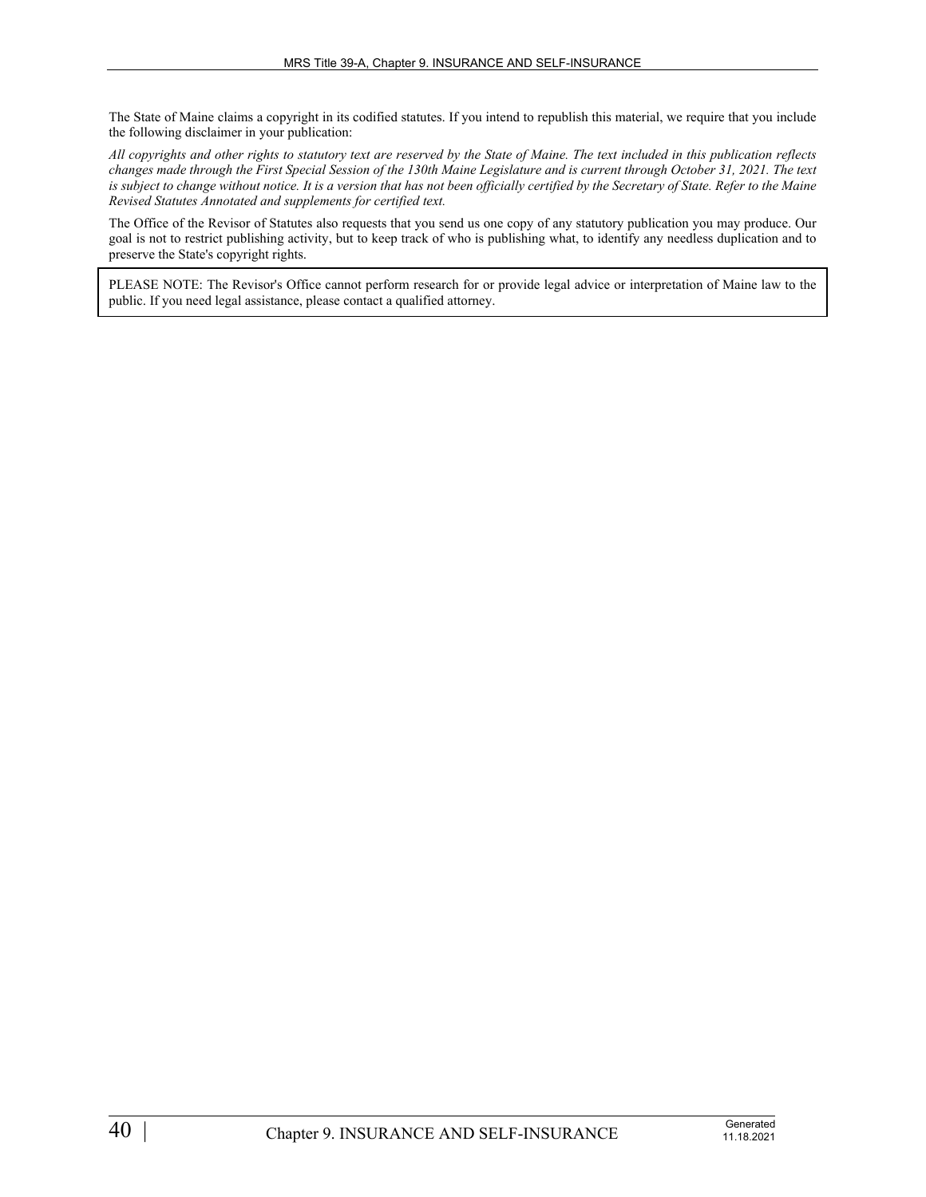The State of Maine claims a copyright in its codified statutes. If you intend to republish this material, we require that you include the following disclaimer in your publication:

*All copyrights and other rights to statutory text are reserved by the State of Maine. The text included in this publication reflects changes made through the First Special Session of the 130th Maine Legislature and is current through October 31, 2021. The text is subject to change without notice. It is a version that has not been officially certified by the Secretary of State. Refer to the Maine Revised Statutes Annotated and supplements for certified text.*

The Office of the Revisor of Statutes also requests that you send us one copy of any statutory publication you may produce. Our goal is not to restrict publishing activity, but to keep track of who is publishing what, to identify any needless duplication and to preserve the State's copyright rights.

PLEASE NOTE: The Revisor's Office cannot perform research for or provide legal advice or interpretation of Maine law to the public. If you need legal assistance, please contact a qualified attorney.